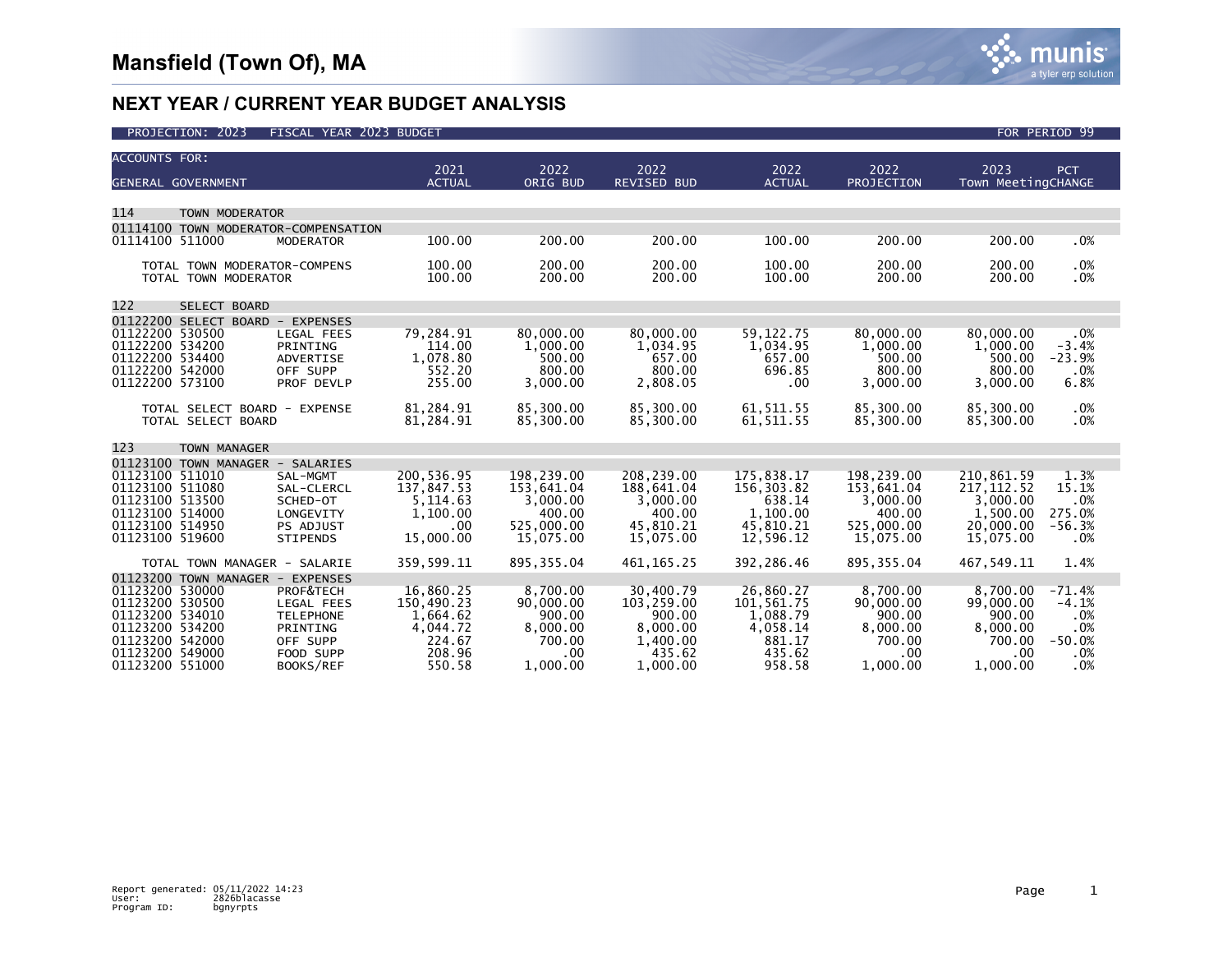# Mansfield (Town Of), MA

## NEXT YEAR / CURRENT YEAR BUDGET ANALYSIS

PROJECTION: 2023 FISCAL YEAR 2023 BUDGET FOR PERIOD 99

| ACCOUNTS FOR: GENERAL GOVERNMENT | | 2021 ACTUAL | 2022 ORIG BUD | 2022 REVISED BUD | 2022 ACTUAL | 2022 PROJECTION | 2023 Town Meeting | PCT CHANGE |
|---|---|---|---|---|---|---|---|---|
| 114 TOWN MODERATOR | | | | | | | | |
| 01114100 TOWN MODERATOR-COMPENSATION | | | | | | | | |
| 01114100 511000 | MODERATOR | 100.00 | 200.00 | 200.00 | 100.00 | 200.00 | 200.00 | .0% |
| TOTAL TOWN MODERATOR-COMPENS | | 100.00 | 200.00 | 200.00 | 100.00 | 200.00 | 200.00 | .0% |
| TOTAL TOWN MODERATOR | | 100.00 | 200.00 | 200.00 | 100.00 | 200.00 | 200.00 | .0% |
| 122 SELECT BOARD | | | | | | | | |
| 01122200 SELECT BOARD - EXPENSES | | | | | | | | |
| 01122200 530500 | LEGAL FEES | 79,284.91 | 80,000.00 | 80,000.00 | 59,122.75 | 80,000.00 | 80,000.00 | .0% |
| 01122200 534200 | PRINTING | 114.00 | 1,000.00 | 1,034.95 | 1,034.95 | 1,000.00 | 1,000.00 | -3.4% |
| 01122200 534400 | ADVERTISE | 1,078.80 | 500.00 | 657.00 | 657.00 | 500.00 | 500.00 | -23.9% |
| 01122200 542000 | OFF SUPP | 552.20 | 800.00 | 800.00 | 696.85 | 800.00 | 800.00 | .0% |
| 01122200 573100 | PROF DEVLP | 255.00 | 3,000.00 | 2,808.05 | .00 | 3,000.00 | 3,000.00 | 6.8% |
| TOTAL SELECT BOARD - EXPENSE | | 81,284.91 | 85,300.00 | 85,300.00 | 61,511.55 | 85,300.00 | 85,300.00 | .0% |
| TOTAL SELECT BOARD | | 81,284.91 | 85,300.00 | 85,300.00 | 61,511.55 | 85,300.00 | 85,300.00 | .0% |
| 123 TOWN MANAGER | | | | | | | | |
| 01123100 TOWN MANAGER - SALARIES | | | | | | | | |
| 01123100 511010 | SAL-MGMT | 200,536.95 | 198,239.00 | 208,239.00 | 175,838.17 | 198,239.00 | 210,861.59 | 1.3% |
| 01123100 511080 | SAL-CLERCL | 137,847.53 | 153,641.04 | 188,641.04 | 156,303.82 | 153,641.04 | 217,112.52 | 15.1% |
| 01123100 513500 | SCHED-OT | 5,114.63 | 3,000.00 | 3,000.00 | 638.14 | 3,000.00 | 3,000.00 | .0% |
| 01123100 514000 | LONGEVITY | 1,100.00 | 400.00 | 400.00 | 1,100.00 | 400.00 | 1,500.00 | 275.0% |
| 01123100 514950 | PS ADJUST | .00 | 525,000.00 | 45,810.21 | 45,810.21 | 525,000.00 | 20,000.00 | -56.3% |
| 01123100 519600 | STIPENDS | 15,000.00 | 15,075.00 | 15,075.00 | 12,596.12 | 15,075.00 | 15,075.00 | .0% |
| TOTAL TOWN MANAGER - SALARIE | | 359,599.11 | 895,355.04 | 461,165.25 | 392,286.46 | 895,355.04 | 467,549.11 | 1.4% |
| 01123200 TOWN MANAGER - EXPENSES | | | | | | | | |
| 01123200 530000 | PROF&TECH | 16,860.25 | 8,700.00 | 30,400.79 | 26,860.27 | 8,700.00 | 8,700.00 | -71.4% |
| 01123200 530500 | LEGAL FEES | 150,490.23 | 90,000.00 | 103,259.00 | 101,561.75 | 90,000.00 | 99,000.00 | -4.1% |
| 01123200 534010 | TELEPHONE | 1,664.62 | 900.00 | 900.00 | 1,088.79 | 900.00 | 900.00 | .0% |
| 01123200 534200 | PRINTING | 4,044.72 | 8,000.00 | 8,000.00 | 4,058.14 | 8,000.00 | 8,000.00 | .0% |
| 01123200 542000 | OFF SUPP | 224.67 | 700.00 | 1,400.00 | 881.17 | 700.00 | 700.00 | -50.0% |
| 01123200 549000 | FOOD SUPP | 208.96 | .00 | 435.62 | 435.62 | .00 | .00 | .0% |
| 01123200 551000 | BOOKS/REF | 550.58 | 1,000.00 | 1,000.00 | 958.58 | 1,000.00 | 1,000.00 | .0% |

Report generated: 05/11/2022 14:23
User: 2826blacasse
Program ID: bgnyrpts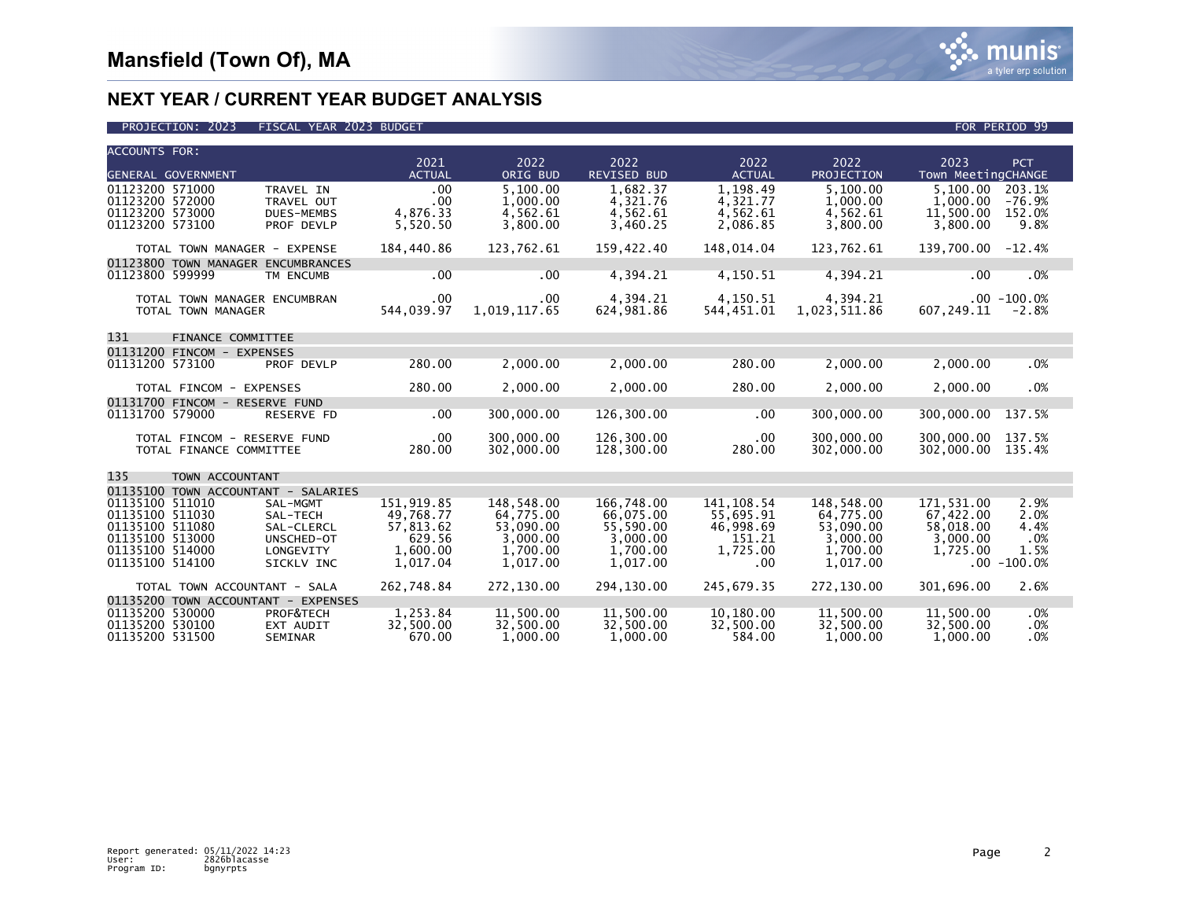# Mansfield (Town Of), MA

## NEXT YEAR / CURRENT YEAR BUDGET ANALYSIS

PROJECTION: 2023 FISCAL YEAR 2023 BUDGET — FOR PERIOD 99

| ACCOUNTS FOR: GENERAL GOVERNMENT | | 2021 ACTUAL | 2022 ORIG BUD | 2022 REVISED BUD | 2022 ACTUAL | 2022 PROJECTION | 2023 Town Meeting | PCT CHANGE |
|---|---|---|---|---|---|---|---|---|
| 01123200 571000 | TRAVEL IN | .00 | 5,100.00 | 1,682.37 | 1,198.49 | 5,100.00 | 5,100.00 | 203.1% |
| 01123200 572000 | TRAVEL OUT | .00 | 1,000.00 | 4,321.76 | 4,321.77 | 1,000.00 | 1,000.00 | -76.9% |
| 01123200 573000 | DUES-MEMBS | 4,876.33 | 4,562.61 | 4,562.61 | 4,562.61 | 4,562.61 | 11,500.00 | 152.0% |
| 01123200 573100 | PROF DEVLP | 5,520.50 | 3,800.00 | 3,460.25 | 2,086.85 | 3,800.00 | 3,800.00 | 9.8% |
| TOTAL TOWN MANAGER - EXPENSE | | 184,440.86 | 123,762.61 | 159,422.40 | 148,014.04 | 123,762.61 | 139,700.00 | -12.4% |
| 01123800 TOWN MANAGER ENCUMBRANCES | | | | | | | | |
| 01123800 599999 | TM ENCUMB | .00 | .00 | 4,394.21 | 4,150.51 | 4,394.21 | .00 | .0% |
| TOTAL TOWN MANAGER ENCUMBRAN | | .00 | .00 | 4,394.21 | 4,150.51 | 4,394.21 | .00 | -100.0% |
| TOTAL TOWN MANAGER | | 544,039.97 | 1,019,117.65 | 624,981.86 | 544,451.01 | 1,023,511.86 | 607,249.11 | -2.8% |
| 131 FINANCE COMMITTEE | | | | | | | | |
| 01131200 FINCOM - EXPENSES | | | | | | | | |
| 01131200 573100 | PROF DEVLP | 280.00 | 2,000.00 | 2,000.00 | 280.00 | 2,000.00 | 2,000.00 | .0% |
| TOTAL FINCOM - EXPENSES | | 280.00 | 2,000.00 | 2,000.00 | 280.00 | 2,000.00 | 2,000.00 | .0% |
| 01131700 FINCOM - RESERVE FUND | | | | | | | | |
| 01131700 579000 | RESERVE FD | .00 | 300,000.00 | 126,300.00 | .00 | 300,000.00 | 300,000.00 | 137.5% |
| TOTAL FINCOM - RESERVE FUND | | .00 | 300,000.00 | 126,300.00 | .00 | 300,000.00 | 300,000.00 | 137.5% |
| TOTAL FINANCE COMMITTEE | | 280.00 | 302,000.00 | 128,300.00 | 280.00 | 302,000.00 | 302,000.00 | 135.4% |
| 135 TOWN ACCOUNTANT | | | | | | | | |
| 01135100 TOWN ACCOUNTANT - SALARIES | | | | | | | | |
| 01135100 511010 | SAL-MGMT | 151,919.85 | 148,548.00 | 166,748.00 | 141,108.54 | 148,548.00 | 171,531.00 | 2.9% |
| 01135100 511030 | SAL-TECH | 49,768.77 | 64,775.00 | 66,075.00 | 55,695.91 | 64,775.00 | 67,422.00 | 2.0% |
| 01135100 511080 | SAL-CLERCL | 57,813.62 | 53,090.00 | 55,590.00 | 46,998.69 | 53,090.00 | 58,018.00 | 4.4% |
| 01135100 513000 | UNSCHED-OT | 629.56 | 3,000.00 | 3,000.00 | 151.21 | 3,000.00 | 3,000.00 | .0% |
| 01135100 514000 | LONGEVITY | 1,600.00 | 1,700.00 | 1,700.00 | 1,725.00 | 1,700.00 | 1,725.00 | 1.5% |
| 01135100 514100 | SICKLV INC | 1,017.04 | 1,017.00 | 1,017.00 | .00 | 1,017.00 | .00 | -100.0% |
| TOTAL TOWN ACCOUNTANT - SALA | | 262,748.84 | 272,130.00 | 294,130.00 | 245,679.35 | 272,130.00 | 301,696.00 | 2.6% |
| 01135200 TOWN ACCOUNTANT - EXPENSES | | | | | | | | |
| 01135200 530000 | PROF&TECH | 1,253.84 | 11,500.00 | 11,500.00 | 10,180.00 | 11,500.00 | 11,500.00 | .0% |
| 01135200 530100 | EXT AUDIT | 32,500.00 | 32,500.00 | 32,500.00 | 32,500.00 | 32,500.00 | 32,500.00 | .0% |
| 01135200 531500 | SEMINAR | 670.00 | 1,000.00 | 1,000.00 | 584.00 | 1,000.00 | 1,000.00 | .0% |

Report generated: 05/11/2022 14:23
User: 2826blacasse
Program ID: bgnyrpts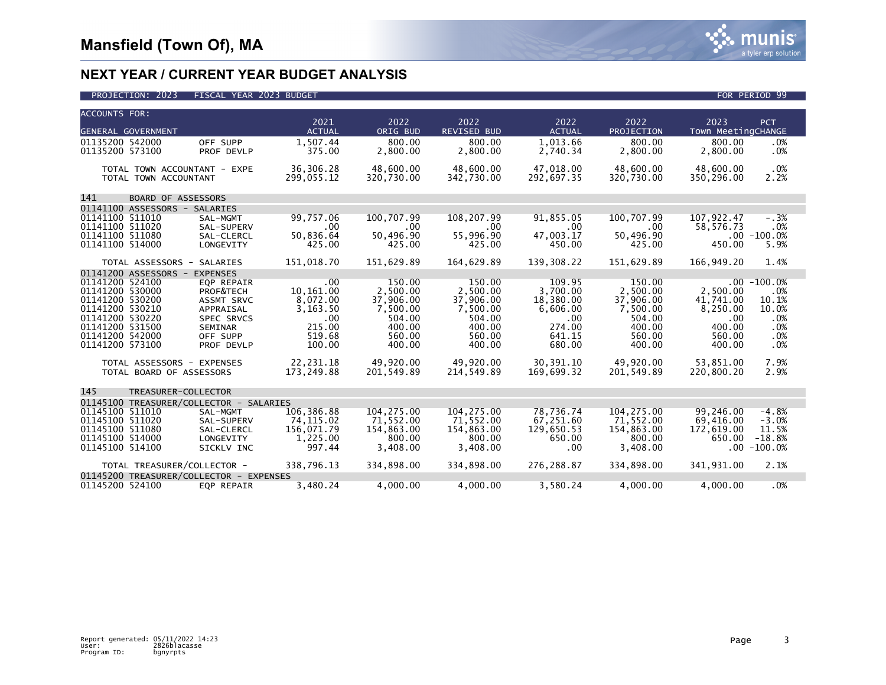# Mansfield (Town Of), MA

## NEXT YEAR / CURRENT YEAR BUDGET ANALYSIS

PROJECTION: 2023 FISCAL YEAR 2023 BUDGET FOR PERIOD 99

| ACCOUNTS FOR: GENERAL GOVERNMENT | | 2021 ACTUAL | 2022 ORIG BUD | 2022 REVISED BUD | 2022 ACTUAL | 2022 PROJECTION | 2023 Town Meeting | PCT CHANGE |
|---|---|---|---|---|---|---|---|---|
| 01135200 542000 | OFF SUPP | 1,507.44 | 800.00 | 800.00 | 1,013.66 | 800.00 | 800.00 | .0% |
| 01135200 573100 | PROF DEVLP | 375.00 | 2,800.00 | 2,800.00 | 2,740.34 | 2,800.00 | 2,800.00 | .0% |
| TOTAL TOWN ACCOUNTANT - EXPE | | 36,306.28 | 48,600.00 | 48,600.00 | 47,018.00 | 48,600.00 | 48,600.00 | .0% |
| TOTAL TOWN ACCOUNTANT | | 299,055.12 | 320,730.00 | 342,730.00 | 292,697.35 | 320,730.00 | 350,296.00 | 2.2% |
| 141 BOARD OF ASSESSORS | | | | | | | | |
| 01141100 ASSESSORS - SALARIES | | | | | | | | |
| 01141100 511010 | SAL-MGMT | 99,757.06 | 100,707.99 | 108,207.99 | 91,855.05 | 100,707.99 | 107,922.47 | -.3% |
| 01141100 511020 | SAL-SUPERV | .00 | .00 | .00 | .00 | .00 | 58,576.73 | .0% |
| 01141100 511080 | SAL-CLERCL | 50,836.64 | 50,496.90 | 55,996.90 | 47,003.17 | 50,496.90 | .00 | -100.0% |
| 01141100 514000 | LONGEVITY | 425.00 | 425.00 | 425.00 | 450.00 | 425.00 | 450.00 | 5.9% |
| TOTAL ASSESSORS - SALARIES | | 151,018.70 | 151,629.89 | 164,629.89 | 139,308.22 | 151,629.89 | 166,949.20 | 1.4% |
| 01141200 ASSESSORS - EXPENSES | | | | | | | | |
| 01141200 524100 | EQP REPAIR | .00 | 150.00 | 150.00 | 109.95 | 150.00 | .00 | -100.0% |
| 01141200 530000 | PROF&TECH | 10,161.00 | 2,500.00 | 2,500.00 | 3,700.00 | 2,500.00 | 2,500.00 | .0% |
| 01141200 530200 | ASSMT SRVC | 8,072.00 | 37,906.00 | 37,906.00 | 18,380.00 | 37,906.00 | 41,741.00 | 10.1% |
| 01141200 530210 | APPRAISAL | 3,163.50 | 7,500.00 | 7,500.00 | 6,606.00 | 7,500.00 | 8,250.00 | 10.0% |
| 01141200 530220 | SPEC SRVCS | .00 | 504.00 | 504.00 | .00 | 504.00 | .00 | .0% |
| 01141200 531500 | SEMINAR | 215.00 | 400.00 | 400.00 | 274.00 | 400.00 | 400.00 | .0% |
| 01141200 542000 | OFF SUPP | 519.68 | 560.00 | 560.00 | 641.15 | 560.00 | 560.00 | .0% |
| 01141200 573100 | PROF DEVLP | 100.00 | 400.00 | 400.00 | 680.00 | 400.00 | 400.00 | .0% |
| TOTAL ASSESSORS - EXPENSES | | 22,231.18 | 49,920.00 | 49,920.00 | 30,391.10 | 49,920.00 | 53,851.00 | 7.9% |
| TOTAL BOARD OF ASSESSORS | | 173,249.88 | 201,549.89 | 214,549.89 | 169,699.32 | 201,549.89 | 220,800.20 | 2.9% |
| 145 TREASURER-COLLECTOR | | | | | | | | |
| 01145100 TREASURER/COLLECTOR - SALARIES | | | | | | | | |
| 01145100 511010 | SAL-MGMT | 106,386.88 | 104,275.00 | 104,275.00 | 78,736.74 | 104,275.00 | 99,246.00 | -4.8% |
| 01145100 511020 | SAL-SUPERV | 74,115.02 | 71,552.00 | 71,552.00 | 67,251.60 | 71,552.00 | 69,416.00 | -3.0% |
| 01145100 511080 | SAL-CLERCL | 156,071.79 | 154,863.00 | 154,863.00 | 129,650.53 | 154,863.00 | 172,619.00 | 11.5% |
| 01145100 514000 | LONGEVITY | 1,225.00 | 800.00 | 800.00 | 650.00 | 800.00 | 650.00 | -18.8% |
| 01145100 514100 | SICKLV INC | 997.44 | 3,408.00 | 3,408.00 | .00 | 3,408.00 | .00 | -100.0% |
| TOTAL TREASURER/COLLECTOR - | | 338,796.13 | 334,898.00 | 334,898.00 | 276,288.87 | 334,898.00 | 341,931.00 | 2.1% |
| 01145200 TREASURER/COLLECTOR - EXPENSES | | | | | | | | |
| 01145200 524100 | EQP REPAIR | 3,480.24 | 4,000.00 | 4,000.00 | 3,580.24 | 4,000.00 | 4,000.00 | .0% |

Report generated: 05/11/2022 14:23
User: 2826blacasse
Program ID: bgnyrpts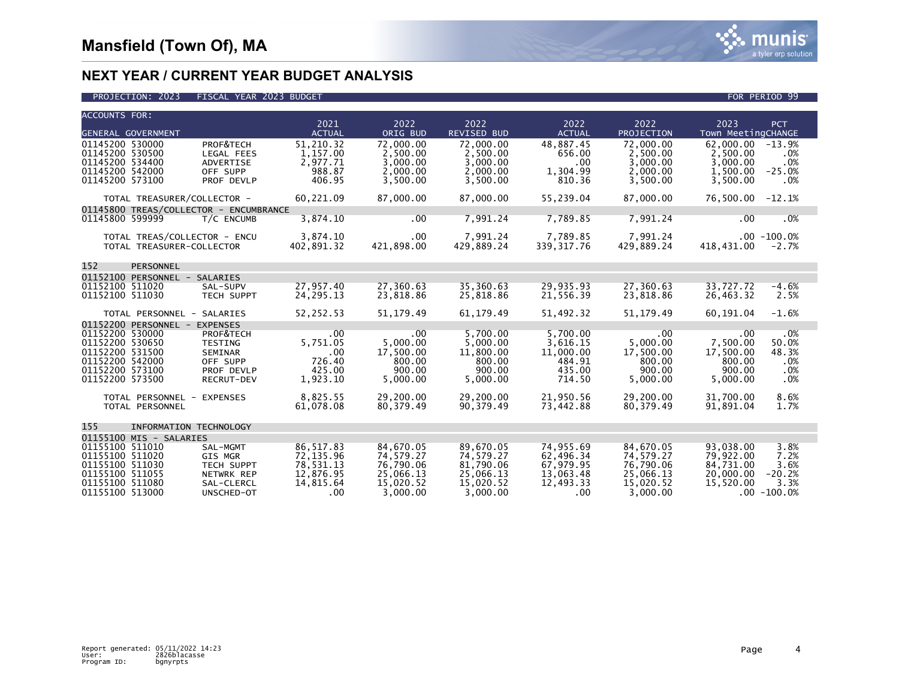# Mansfield (Town Of), MA

## NEXT YEAR / CURRENT YEAR BUDGET ANALYSIS

PROJECTION: 2023 FISCAL YEAR 2023 BUDGET FOR PERIOD 99

| ACCOUNTS FOR: GENERAL GOVERNMENT | | 2021 ACTUAL | 2022 ORIG BUD | 2022 REVISED BUD | 2022 ACTUAL | 2022 PROJECTION | 2023 Town Meeting | PCT CHANGE |
|---|---|---|---|---|---|---|---|---|
| 01145200 530000 | PROF&TECH | 51,210.32 | 72,000.00 | 72,000.00 | 48,887.45 | 72,000.00 | 62,000.00 | -13.9% |
| 01145200 530500 | LEGAL FEES | 1,157.00 | 2,500.00 | 2,500.00 | 656.00 | 2,500.00 | 2,500.00 | .0% |
| 01145200 534400 | ADVERTISE | 2,977.71 | 3,000.00 | 3,000.00 | .00 | 3,000.00 | 3,000.00 | .0% |
| 01145200 542000 | OFF SUPP | 988.87 | 2,000.00 | 2,000.00 | 1,304.99 | 2,000.00 | 1,500.00 | -25.0% |
| 01145200 573100 | PROF DEVLP | 406.95 | 3,500.00 | 3,500.00 | 810.36 | 3,500.00 | 3,500.00 | .0% |
| TOTAL TREASURER/COLLECTOR - | | 60,221.09 | 87,000.00 | 87,000.00 | 55,239.04 | 87,000.00 | 76,500.00 | -12.1% |
| 01145800 TREAS/COLLECTOR - ENCUMBRANCE | | | | | | | | |
| 01145800 599999 | T/C ENCUMB | 3,874.10 | .00 | 7,991.24 | 7,789.85 | 7,991.24 | .00 | .0% |
| TOTAL TREAS/COLLECTOR - ENCU | | 3,874.10 | .00 | 7,991.24 | 7,789.85 | 7,991.24 | .00 | -100.0% |
| TOTAL TREASURER-COLLECTOR | | 402,891.32 | 421,898.00 | 429,889.24 | 339,317.76 | 429,889.24 | 418,431.00 | -2.7% |
| 152 PERSONNEL | | | | | | | | |
| 01152100 PERSONNEL - SALARIES | | | | | | | | |
| 01152100 511020 | SAL-SUPV | 27,957.40 | 27,360.63 | 35,360.63 | 29,935.93 | 27,360.63 | 33,727.72 | -4.6% |
| 01152100 511030 | TECH SUPPT | 24,295.13 | 23,818.86 | 25,818.86 | 21,556.39 | 23,818.86 | 26,463.32 | 2.5% |
| TOTAL PERSONNEL - SALARIES | | 52,252.53 | 51,179.49 | 61,179.49 | 51,492.32 | 51,179.49 | 60,191.04 | -1.6% |
| 01152200 PERSONNEL - EXPENSES | | | | | | | | |
| 01152200 530000 | PROF&TECH | .00 | .00 | 5,700.00 | 5,700.00 | .00 | .00 | .0% |
| 01152200 530650 | TESTING | 5,751.05 | 5,000.00 | 5,000.00 | 3,616.15 | 5,000.00 | 7,500.00 | 50.0% |
| 01152200 531500 | SEMINAR | .00 | 17,500.00 | 11,800.00 | 11,000.00 | 17,500.00 | 17,500.00 | 48.3% |
| 01152200 542000 | OFF SUPP | 726.40 | 800.00 | 800.00 | 484.91 | 800.00 | 800.00 | .0% |
| 01152200 573100 | PROF DEVLP | 425.00 | 900.00 | 900.00 | 435.00 | 900.00 | 900.00 | .0% |
| 01152200 573500 | RECRUT-DEV | 1,923.10 | 5,000.00 | 5,000.00 | 714.50 | 5,000.00 | 5,000.00 | .0% |
| TOTAL PERSONNEL - EXPENSES | | 8,825.55 | 29,200.00 | 29,200.00 | 21,950.56 | 29,200.00 | 31,700.00 | 8.6% |
| TOTAL PERSONNEL | | 61,078.08 | 80,379.49 | 90,379.49 | 73,442.88 | 80,379.49 | 91,891.04 | 1.7% |
| 155 INFORMATION TECHNOLOGY | | | | | | | | |
| 01155100 MIS - SALARIES | | | | | | | | |
| 01155100 511010 | SAL-MGMT | 86,517.83 | 84,670.05 | 89,670.05 | 74,955.69 | 84,670.05 | 93,038.00 | 3.8% |
| 01155100 511020 | GIS MGR | 72,135.96 | 74,579.27 | 74,579.27 | 62,496.34 | 74,579.27 | 79,922.00 | 7.2% |
| 01155100 511030 | TECH SUPPT | 78,531.13 | 76,790.06 | 81,790.06 | 67,979.95 | 76,790.06 | 84,731.00 | 3.6% |
| 01155100 511055 | NETWRK REP | 12,876.95 | 25,066.13 | 25,066.13 | 13,063.48 | 25,066.13 | 20,000.00 | -20.2% |
| 01155100 511080 | SAL-CLERCL | 14,815.64 | 15,020.52 | 15,020.52 | 12,493.33 | 15,020.52 | 15,520.00 | 3.3% |
| 01155100 513000 | UNSCHED-OT | .00 | 3,000.00 | 3,000.00 | .00 | 3,000.00 | .00 | -100.0% |

Report generated: 05/11/2022 14:23
User: 2826blacasse
Program ID: bgnyrpts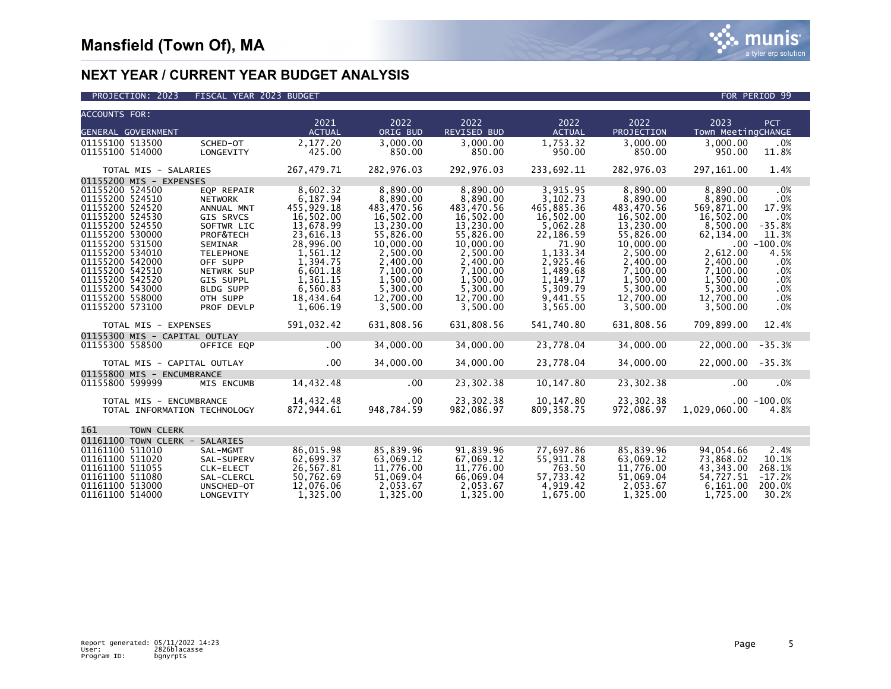# Mansfield (Town Of), MA

## NEXT YEAR / CURRENT YEAR BUDGET ANALYSIS

PROJECTION: 2023 FISCAL YEAR 2023 BUDGET FOR PERIOD 99

| ACCOUNTS FOR: GENERAL GOVERNMENT | | 2021 ACTUAL | 2022 ORIG BUD | 2022 REVISED BUD | 2022 ACTUAL | 2022 PROJECTION | 2023 Town Meeting | PCT CHANGE |
|---|---|---|---|---|---|---|---|---|
| 01155100 513500 | SCHED-OT | 2,177.20 | 3,000.00 | 3,000.00 | 1,753.32 | 3,000.00 | 3,000.00 | .0% |
| 01155100 514000 | LONGEVITY | 425.00 | 850.00 | 850.00 | 950.00 | 850.00 | 950.00 | 11.8% |
| TOTAL MIS - SALARIES | | 267,479.71 | 282,976.03 | 292,976.03 | 233,692.11 | 282,976.03 | 297,161.00 | 1.4% |
| 01155200 MIS - EXPENSES | | | | | | | | |
| 01155200 524500 | EQP REPAIR | 8,602.32 | 8,890.00 | 8,890.00 | 3,915.95 | 8,890.00 | 8,890.00 | .0% |
| 01155200 524510 | NETWORK | 6,187.94 | 8,890.00 | 8,890.00 | 3,102.73 | 8,890.00 | 8,890.00 | .0% |
| 01155200 524520 | ANNUAL MNT | 455,929.18 | 483,470.56 | 483,470.56 | 465,885.36 | 483,470.56 | 569,871.00 | 17.9% |
| 01155200 524530 | GIS SRVCS | 16,502.00 | 16,502.00 | 16,502.00 | 16,502.00 | 16,502.00 | 16,502.00 | .0% |
| 01155200 524550 | SOFTWR LIC | 13,678.99 | 13,230.00 | 13,230.00 | 5,062.28 | 13,230.00 | 8,500.00 | -35.8% |
| 01155200 530000 | PROF&TECH | 23,616.13 | 55,826.00 | 55,826.00 | 22,186.59 | 55,826.00 | 62,134.00 | 11.3% |
| 01155200 531500 | SEMINAR | 28,996.00 | 10,000.00 | 10,000.00 | 71.90 | 10,000.00 | .00 | -100.0% |
| 01155200 534010 | TELEPHONE | 1,561.12 | 2,500.00 | 2,500.00 | 1,133.34 | 2,500.00 | 2,612.00 | 4.5% |
| 01155200 542000 | OFF SUPP | 1,394.75 | 2,400.00 | 2,400.00 | 2,925.46 | 2,400.00 | 2,400.00 | .0% |
| 01155200 542510 | NETWRK SUP | 6,601.18 | 7,100.00 | 7,100.00 | 1,489.68 | 7,100.00 | 7,100.00 | .0% |
| 01155200 542520 | GIS SUPPL | 1,361.15 | 1,500.00 | 1,500.00 | 1,149.17 | 1,500.00 | 1,500.00 | .0% |
| 01155200 543000 | BLDG SUPP | 6,560.83 | 5,300.00 | 5,300.00 | 5,309.79 | 5,300.00 | 5,300.00 | .0% |
| 01155200 558000 | OTH SUPP | 18,434.64 | 12,700.00 | 12,700.00 | 9,441.55 | 12,700.00 | 12,700.00 | .0% |
| 01155200 573100 | PROF DEVLP | 1,606.19 | 3,500.00 | 3,500.00 | 3,565.00 | 3,500.00 | 3,500.00 | .0% |
| TOTAL MIS - EXPENSES | | 591,032.42 | 631,808.56 | 631,808.56 | 541,740.80 | 631,808.56 | 709,899.00 | 12.4% |
| 01155300 MIS - CAPITAL OUTLAY | | | | | | | | |
| 01155300 558500 | OFFICE EQP | .00 | 34,000.00 | 34,000.00 | 23,778.04 | 34,000.00 | 22,000.00 | -35.3% |
| TOTAL MIS - CAPITAL OUTLAY | | .00 | 34,000.00 | 34,000.00 | 23,778.04 | 34,000.00 | 22,000.00 | -35.3% |
| 01155800 MIS - ENCUMBRANCE | | | | | | | | |
| 01155800 599999 | MIS ENCUMB | 14,432.48 | .00 | 23,302.38 | 10,147.80 | 23,302.38 | .00 | .0% |
| TOTAL MIS - ENCUMBRANCE | | 14,432.48 | .00 | 23,302.38 | 10,147.80 | 23,302.38 | .00 | -100.0% |
| TOTAL INFORMATION TECHNOLOGY | | 872,944.61 | 948,784.59 | 982,086.97 | 809,358.75 | 972,086.97 | 1,029,060.00 | 4.8% |
| 161 TOWN CLERK | | | | | | | | |
| 01161100 TOWN CLERK - SALARIES | | | | | | | | |
| 01161100 511010 | SAL-MGMT | 86,015.98 | 85,839.96 | 91,839.96 | 77,697.86 | 85,839.96 | 94,054.66 | 2.4% |
| 01161100 511020 | SAL-SUPERV | 62,699.37 | 63,069.12 | 67,069.12 | 55,911.78 | 63,069.12 | 73,868.02 | 10.1% |
| 01161100 511055 | CLK-ELECT | 26,567.81 | 11,776.00 | 11,776.00 | 763.50 | 11,776.00 | 43,343.00 | 268.1% |
| 01161100 511080 | SAL-CLERCL | 50,762.69 | 51,069.04 | 66,069.04 | 57,733.42 | 51,069.04 | 54,727.51 | -17.2% |
| 01161100 513000 | UNSCHED-OT | 12,076.06 | 2,053.67 | 2,053.67 | 4,919.42 | 2,053.67 | 6,161.00 | 200.0% |
| 01161100 514000 | LONGEVITY | 1,325.00 | 1,325.00 | 1,325.00 | 1,675.00 | 1,325.00 | 1,725.00 | 30.2% |

Report generated: 05/11/2022 14:23
User: 2826blacasse
Program ID: bgnyrpts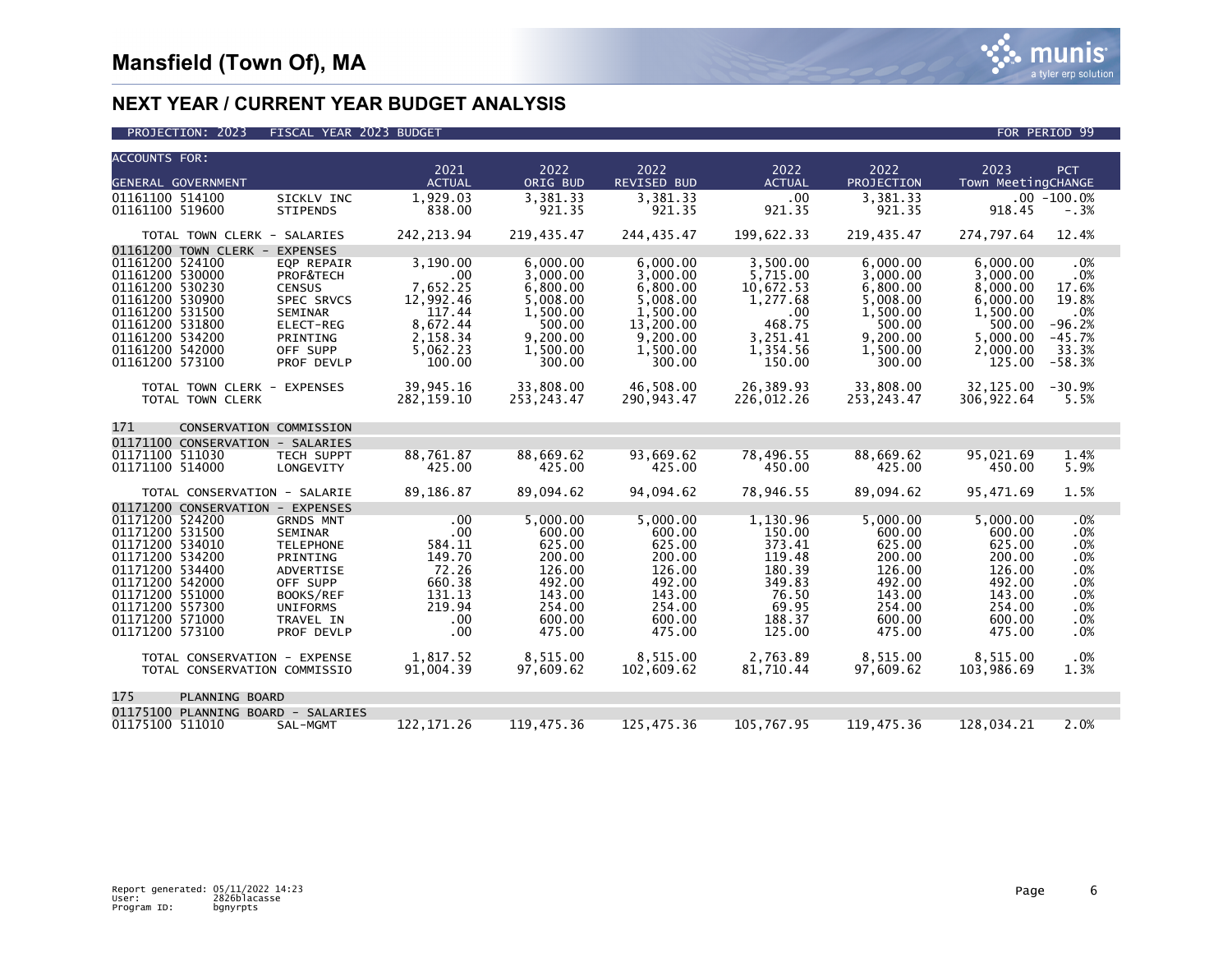# Mansfield (Town Of), MA

## NEXT YEAR / CURRENT YEAR BUDGET ANALYSIS

PROJECTION: 2023 FISCAL YEAR 2023 BUDGET FOR PERIOD 99

| ACCOUNTS FOR: GENERAL GOVERNMENT | | 2021 ACTUAL | 2022 ORIG BUD | 2022 REVISED BUD | 2022 ACTUAL | 2022 PROJECTION | 2023 Town Meeting | PCT CHANGE |
|---|---|---|---|---|---|---|---|---|
| 01161100 514100 | SICKLV INC | 1,929.03 | 3,381.33 | 3,381.33 | .00 | 3,381.33 | .00 | -100.0% |
| 01161100 519600 | STIPENDS | 838.00 | 921.35 | 921.35 | 921.35 | 921.35 | 918.45 | -.3% |
| TOTAL TOWN CLERK - SALARIES | | 242,213.94 | 219,435.47 | 244,435.47 | 199,622.33 | 219,435.47 | 274,797.64 | 12.4% |
| 01161200 TOWN CLERK - EXPENSES | | | | | | | | |
| 01161200 524100 | EQP REPAIR | 3,190.00 | 6,000.00 | 6,000.00 | 3,500.00 | 6,000.00 | 6,000.00 | .0% |
| 01161200 530000 | PROF&TECH | .00 | 3,000.00 | 3,000.00 | 5,715.00 | 3,000.00 | 3,000.00 | .0% |
| 01161200 530230 | CENSUS | 7,652.25 | 6,800.00 | 6,800.00 | 10,672.53 | 6,800.00 | 8,000.00 | 17.6% |
| 01161200 530900 | SPEC SRVCS | 12,992.46 | 5,008.00 | 5,008.00 | 1,277.68 | 5,008.00 | 6,000.00 | 19.8% |
| 01161200 531500 | SEMINAR | 117.44 | 1,500.00 | 1,500.00 | .00 | 1,500.00 | 1,500.00 | .0% |
| 01161200 531800 | ELECT-REG | 8,672.44 | 500.00 | 13,200.00 | 468.75 | 500.00 | 500.00 | -96.2% |
| 01161200 534200 | PRINTING | 2,158.34 | 9,200.00 | 9,200.00 | 3,251.41 | 9,200.00 | 5,000.00 | -45.7% |
| 01161200 542000 | OFF SUPP | 5,062.23 | 1,500.00 | 1,500.00 | 1,354.56 | 1,500.00 | 2,000.00 | 33.3% |
| 01161200 573100 | PROF DEVLP | 100.00 | 300.00 | 300.00 | 150.00 | 300.00 | 125.00 | -58.3% |
| TOTAL TOWN CLERK - EXPENSES | | 39,945.16 | 33,808.00 | 46,508.00 | 26,389.93 | 33,808.00 | 32,125.00 | -30.9% |
| TOTAL TOWN CLERK | | 282,159.10 | 253,243.47 | 290,943.47 | 226,012.26 | 253,243.47 | 306,922.64 | 5.5% |
| 171 CONSERVATION COMMISSION | | | | | | | | |
| 01171100 CONSERVATION - SALARIES | | | | | | | | |
| 01171100 511030 | TECH SUPPT | 88,761.87 | 88,669.62 | 93,669.62 | 78,496.55 | 88,669.62 | 95,021.69 | 1.4% |
| 01171100 514000 | LONGEVITY | 425.00 | 425.00 | 425.00 | 450.00 | 425.00 | 450.00 | 5.9% |
| TOTAL CONSERVATION - SALARIE | | 89,186.87 | 89,094.62 | 94,094.62 | 78,946.55 | 89,094.62 | 95,471.69 | 1.5% |
| 01171200 CONSERVATION - EXPENSES | | | | | | | | |
| 01171200 524200 | GRNDS MNT | .00 | 5,000.00 | 5,000.00 | 1,130.96 | 5,000.00 | 5,000.00 | .0% |
| 01171200 531500 | SEMINAR | .00 | 600.00 | 600.00 | 150.00 | 600.00 | 600.00 | .0% |
| 01171200 534010 | TELEPHONE | 584.11 | 625.00 | 625.00 | 373.41 | 625.00 | 625.00 | .0% |
| 01171200 534200 | PRINTING | 149.70 | 200.00 | 200.00 | 119.48 | 200.00 | 200.00 | .0% |
| 01171200 534400 | ADVERTISE | 72.26 | 126.00 | 126.00 | 180.39 | 126.00 | 126.00 | .0% |
| 01171200 542000 | OFF SUPP | 660.38 | 492.00 | 492.00 | 349.83 | 492.00 | 492.00 | .0% |
| 01171200 551000 | BOOKS/REF | 131.13 | 143.00 | 143.00 | 76.50 | 143.00 | 143.00 | .0% |
| 01171200 557300 | UNIFORMS | 219.94 | 254.00 | 254.00 | 69.95 | 254.00 | 254.00 | .0% |
| 01171200 571000 | TRAVEL IN | .00 | 600.00 | 600.00 | 188.37 | 600.00 | 600.00 | .0% |
| 01171200 573100 | PROF DEVLP | .00 | 475.00 | 475.00 | 125.00 | 475.00 | 475.00 | .0% |
| TOTAL CONSERVATION - EXPENSE | | 1,817.52 | 8,515.00 | 8,515.00 | 2,763.89 | 8,515.00 | 8,515.00 | .0% |
| TOTAL CONSERVATION COMMISSIO | | 91,004.39 | 97,609.62 | 102,609.62 | 81,710.44 | 97,609.62 | 103,986.69 | 1.3% |
| 175 PLANNING BOARD | | | | | | | | |
| 01175100 PLANNING BOARD - SALARIES | | | | | | | | |
| 01175100 511010 | SAL-MGMT | 122,171.26 | 119,475.36 | 125,475.36 | 105,767.95 | 119,475.36 | 128,034.21 | 2.0% |

Report generated: 05/11/2022 14:23
User: 2826blacasse
Program ID: bgnyrpts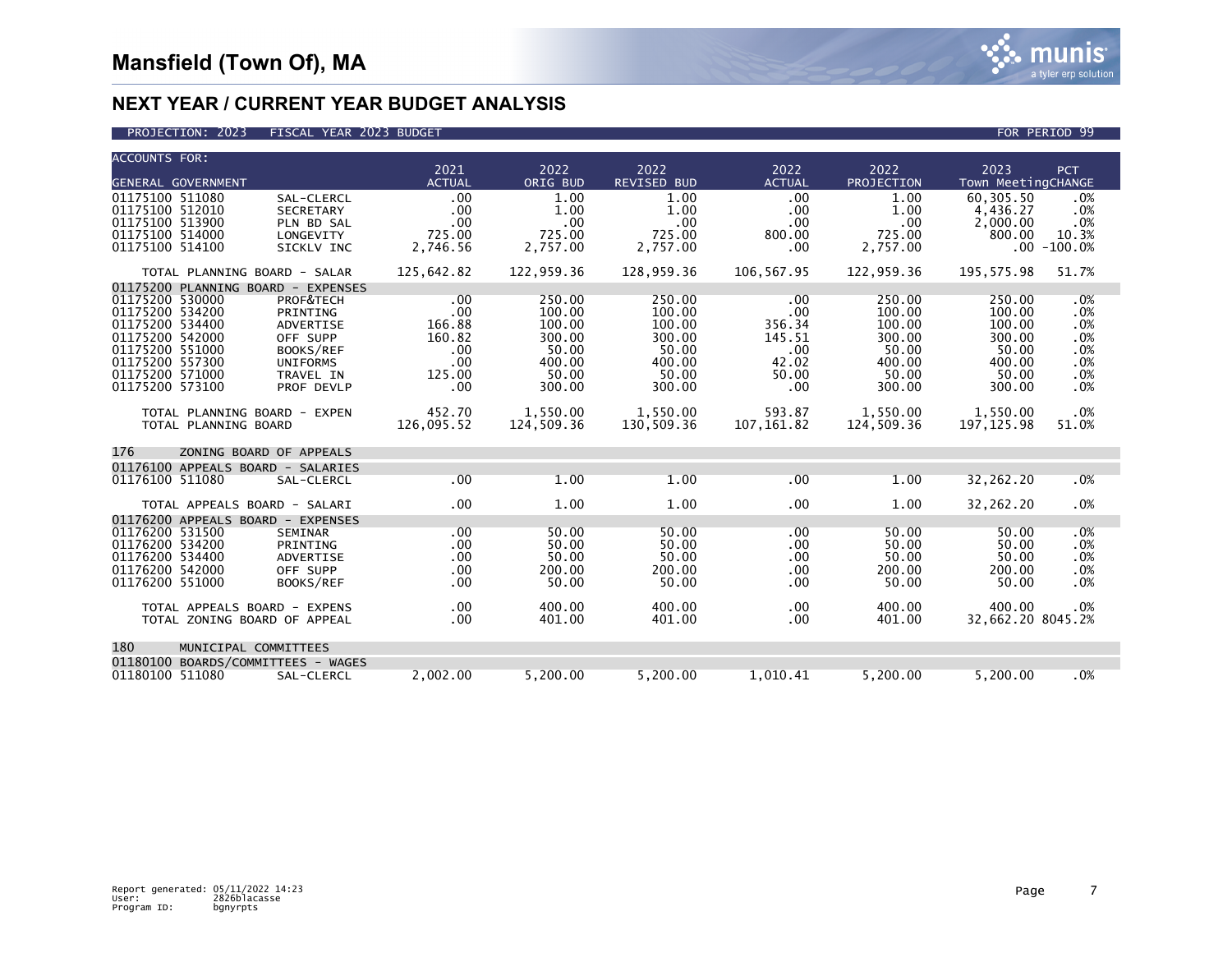# Mansfield (Town Of), MA

## NEXT YEAR / CURRENT YEAR BUDGET ANALYSIS

PROJECTION: 2023 FISCAL YEAR 2023 BUDGET FOR PERIOD 99

| ACCOUNTS FOR: GENERAL GOVERNMENT | | 2021 ACTUAL | 2022 ORIG BUD | 2022 REVISED BUD | 2022 ACTUAL | 2022 PROJECTION | 2023 Town Meeting | PCT CHANGE |
|---|---|---|---|---|---|---|---|---|
| 01175100 511080 | SAL-CLERCL | .00 | 1.00 | 1.00 | .00 | 1.00 | 60,305.50 | .0% |
| 01175100 512010 | SECRETARY | .00 | 1.00 | 1.00 | .00 | 1.00 | 4,436.27 | .0% |
| 01175100 513900 | PLN BD SAL | .00 | .00 | .00 | .00 | .00 | 2,000.00 | .0% |
| 01175100 514000 | LONGEVITY | 725.00 | 725.00 | 725.00 | 800.00 | 725.00 | 800.00 | 10.3% |
| 01175100 514100 | SICKLV INC | 2,746.56 | 2,757.00 | 2,757.00 | .00 | 2,757.00 | .00 | -100.0% |
| TOTAL PLANNING BOARD - SALAR | | 125,642.82 | 122,959.36 | 128,959.36 | 106,567.95 | 122,959.36 | 195,575.98 | 51.7% |
| 01175200 PLANNING BOARD - EXPENSES | | | | | | | | |
| 01175200 530000 | PROF&TECH | .00 | 250.00 | 250.00 | .00 | 250.00 | 250.00 | .0% |
| 01175200 534200 | PRINTING | .00 | 100.00 | 100.00 | .00 | 100.00 | 100.00 | .0% |
| 01175200 534400 | ADVERTISE | 166.88 | 100.00 | 100.00 | 356.34 | 100.00 | 100.00 | .0% |
| 01175200 542000 | OFF SUPP | 160.82 | 300.00 | 300.00 | 145.51 | 300.00 | 300.00 | .0% |
| 01175200 551000 | BOOKS/REF | .00 | 50.00 | 50.00 | .00 | 50.00 | 50.00 | .0% |
| 01175200 557300 | UNIFORMS | .00 | 400.00 | 400.00 | 42.02 | 400.00 | 400.00 | .0% |
| 01175200 571000 | TRAVEL IN | 125.00 | 50.00 | 50.00 | 50.00 | 50.00 | 50.00 | .0% |
| 01175200 573100 | PROF DEVLP | .00 | 300.00 | 300.00 | .00 | 300.00 | 300.00 | .0% |
| TOTAL PLANNING BOARD - EXPEN | | 452.70 | 1,550.00 | 1,550.00 | 593.87 | 1,550.00 | 1,550.00 | .0% |
| TOTAL PLANNING BOARD | | 126,095.52 | 124,509.36 | 130,509.36 | 107,161.82 | 124,509.36 | 197,125.98 | 51.0% |
| 176 ZONING BOARD OF APPEALS | | | | | | | | |
| 01176100 APPEALS BOARD - SALARIES | | | | | | | | |
| 01176100 511080 | SAL-CLERCL | .00 | 1.00 | 1.00 | .00 | 1.00 | 32,262.20 | .0% |
| TOTAL APPEALS BOARD - SALARI | | .00 | 1.00 | 1.00 | .00 | 1.00 | 32,262.20 | .0% |
| 01176200 APPEALS BOARD - EXPENSES | | | | | | | | |
| 01176200 531500 | SEMINAR | .00 | 50.00 | 50.00 | .00 | 50.00 | 50.00 | .0% |
| 01176200 534200 | PRINTING | .00 | 50.00 | 50.00 | .00 | 50.00 | 50.00 | .0% |
| 01176200 534400 | ADVERTISE | .00 | 50.00 | 50.00 | .00 | 50.00 | 50.00 | .0% |
| 01176200 542000 | OFF SUPP | .00 | 200.00 | 200.00 | .00 | 200.00 | 200.00 | .0% |
| 01176200 551000 | BOOKS/REF | .00 | 50.00 | 50.00 | .00 | 50.00 | 50.00 | .0% |
| TOTAL APPEALS BOARD - EXPENS | | .00 | 400.00 | 400.00 | .00 | 400.00 | 400.00 | .0% |
| TOTAL ZONING BOARD OF APPEAL | | .00 | 401.00 | 401.00 | .00 | 401.00 | 32,662.20 | 8045.2% |
| 180 MUNICIPAL COMMITTEES | | | | | | | | |
| 01180100 BOARDS/COMMITTEES - WAGES | | | | | | | | |
| 01180100 511080 | SAL-CLERCL | 2,002.00 | 5,200.00 | 5,200.00 | 1,010.41 | 5,200.00 | 5,200.00 | .0% |

Report generated: 05/11/2022 14:23
User: 2826blacasse
Program ID: bgnyrpts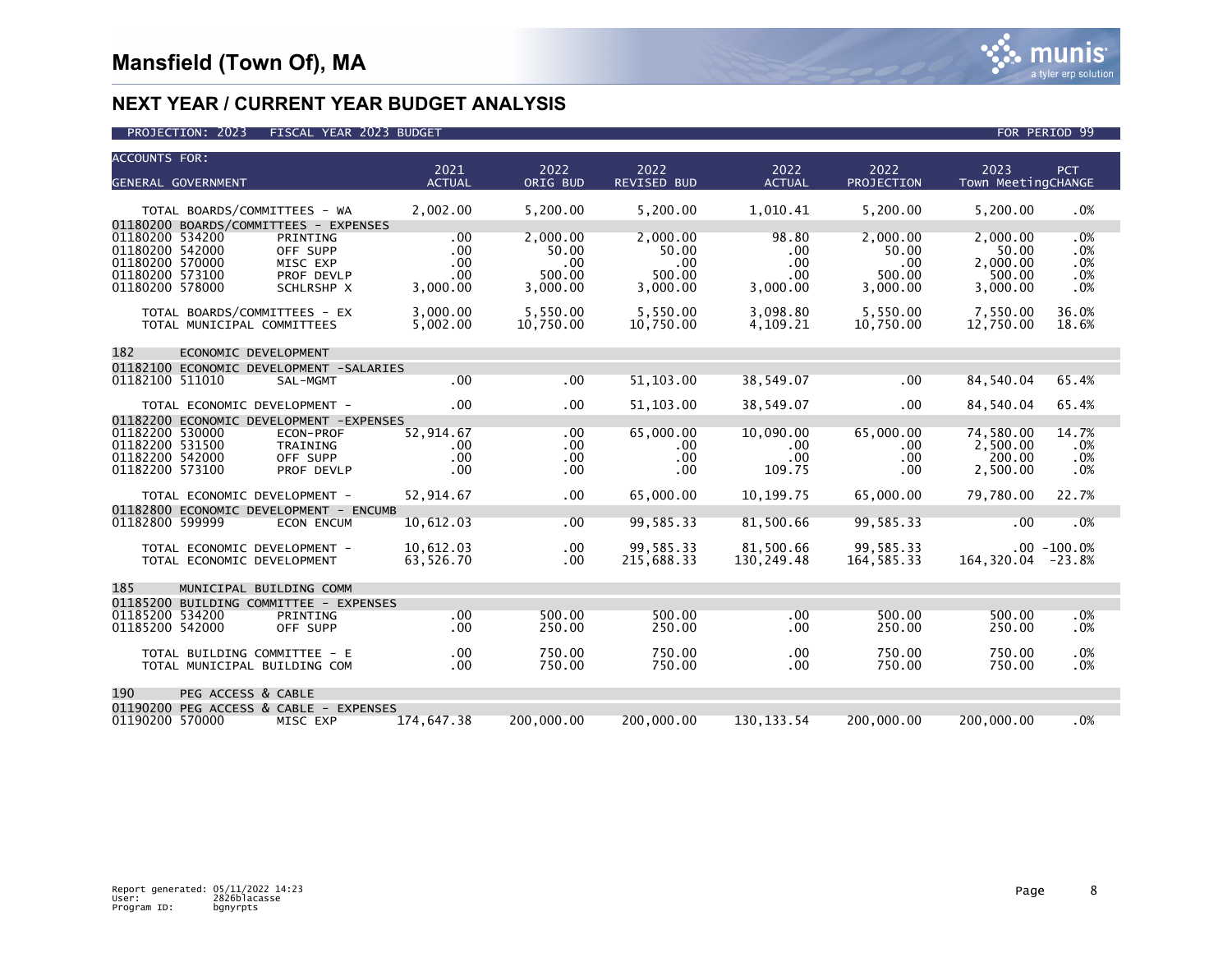# Mansfield (Town Of), MA

## NEXT YEAR / CURRENT YEAR BUDGET ANALYSIS

PROJECTION: 2023 FISCAL YEAR 2023 BUDGET FOR PERIOD 99

| ACCOUNTS FOR: GENERAL GOVERNMENT | | 2021 ACTUAL | 2022 ORIG BUD | 2022 REVISED BUD | 2022 ACTUAL | 2022 PROJECTION | 2023 Town Meeting | PCT CHANGE |
|---|---|---|---|---|---|---|---|---|
| TOTAL BOARDS/COMMITTEES - WA | | 2,002.00 | 5,200.00 | 5,200.00 | 1,010.41 | 5,200.00 | 5,200.00 | .0% |
| 01180200 BOARDS/COMMITTEES - EXPENSES | | | | | | | | |
| 01180200 534200 | PRINTING | .00 | 2,000.00 | 2,000.00 | 98.80 | 2,000.00 | 2,000.00 | .0% |
| 01180200 542000 | OFF SUPP | .00 | 50.00 | 50.00 | .00 | 50.00 | 50.00 | .0% |
| 01180200 570000 | MISC EXP | .00 | .00 | .00 | .00 | .00 | 2,000.00 | .0% |
| 01180200 573100 | PROF DEVLP | .00 | 500.00 | 500.00 | .00 | 500.00 | 500.00 | .0% |
| 01180200 578000 | SCHLRSHP X | 3,000.00 | 3,000.00 | 3,000.00 | 3,000.00 | 3,000.00 | 3,000.00 | .0% |
| TOTAL BOARDS/COMMITTEES - EX | | 3,000.00 | 5,550.00 | 5,550.00 | 3,098.80 | 5,550.00 | 7,550.00 | 36.0% |
| TOTAL MUNICIPAL COMMITTEES | | 5,002.00 | 10,750.00 | 10,750.00 | 4,109.21 | 10,750.00 | 12,750.00 | 18.6% |
| 182 ECONOMIC DEVELOPMENT | | | | | | | | |
| 01182100 ECONOMIC DEVELOPMENT -SALARIES | | | | | | | | |
| 01182100 511010 | SAL-MGMT | .00 | .00 | 51,103.00 | 38,549.07 | .00 | 84,540.04 | 65.4% |
| TOTAL ECONOMIC DEVELOPMENT - | | .00 | .00 | 51,103.00 | 38,549.07 | .00 | 84,540.04 | 65.4% |
| 01182200 ECONOMIC DEVELOPMENT -EXPENSES | | | | | | | | |
| 01182200 530000 | ECON-PROF | 52,914.67 | .00 | 65,000.00 | 10,090.00 | 65,000.00 | 74,580.00 | 14.7% |
| 01182200 531500 | TRAINING | .00 | .00 | .00 | .00 | .00 | 2,500.00 | .0% |
| 01182200 542000 | OFF SUPP | .00 | .00 | .00 | .00 | .00 | 200.00 | .0% |
| 01182200 573100 | PROF DEVLP | .00 | .00 | .00 | 109.75 | .00 | 2,500.00 | .0% |
| TOTAL ECONOMIC DEVELOPMENT - | | 52,914.67 | .00 | 65,000.00 | 10,199.75 | 65,000.00 | 79,780.00 | 22.7% |
| 01182800 ECONOMIC DEVELOPMENT - ENCUMB | | | | | | | | |
| 01182800 599999 | ECON ENCUM | 10,612.03 | .00 | 99,585.33 | 81,500.66 | 99,585.33 | .00 | .0% |
| TOTAL ECONOMIC DEVELOPMENT - | | 10,612.03 | .00 | 99,585.33 | 81,500.66 | 99,585.33 | .00 | -100.0% |
| TOTAL ECONOMIC DEVELOPMENT | | 63,526.70 | .00 | 215,688.33 | 130,249.48 | 164,585.33 | 164,320.04 | -23.8% |
| 185 MUNICIPAL BUILDING COMM | | | | | | | | |
| 01185200 BUILDING COMMITTEE - EXPENSES | | | | | | | | |
| 01185200 534200 | PRINTING | .00 | 500.00 | 500.00 | .00 | 500.00 | 500.00 | .0% |
| 01185200 542000 | OFF SUPP | .00 | 250.00 | 250.00 | .00 | 250.00 | 250.00 | .0% |
| TOTAL BUILDING COMMITTEE - E | | .00 | 750.00 | 750.00 | .00 | 750.00 | 750.00 | .0% |
| TOTAL MUNICIPAL BUILDING COM | | .00 | 750.00 | 750.00 | .00 | 750.00 | 750.00 | .0% |
| 190 PEG ACCESS & CABLE | | | | | | | | |
| 01190200 PEG ACCESS & CABLE - EXPENSES | | | | | | | | |
| 01190200 570000 | MISC EXP | 174,647.38 | 200,000.00 | 200,000.00 | 130,133.54 | 200,000.00 | 200,000.00 | .0% |

Report generated: 05/11/2022 14:23
User: 2826blacasse
Program ID: bgnyrpts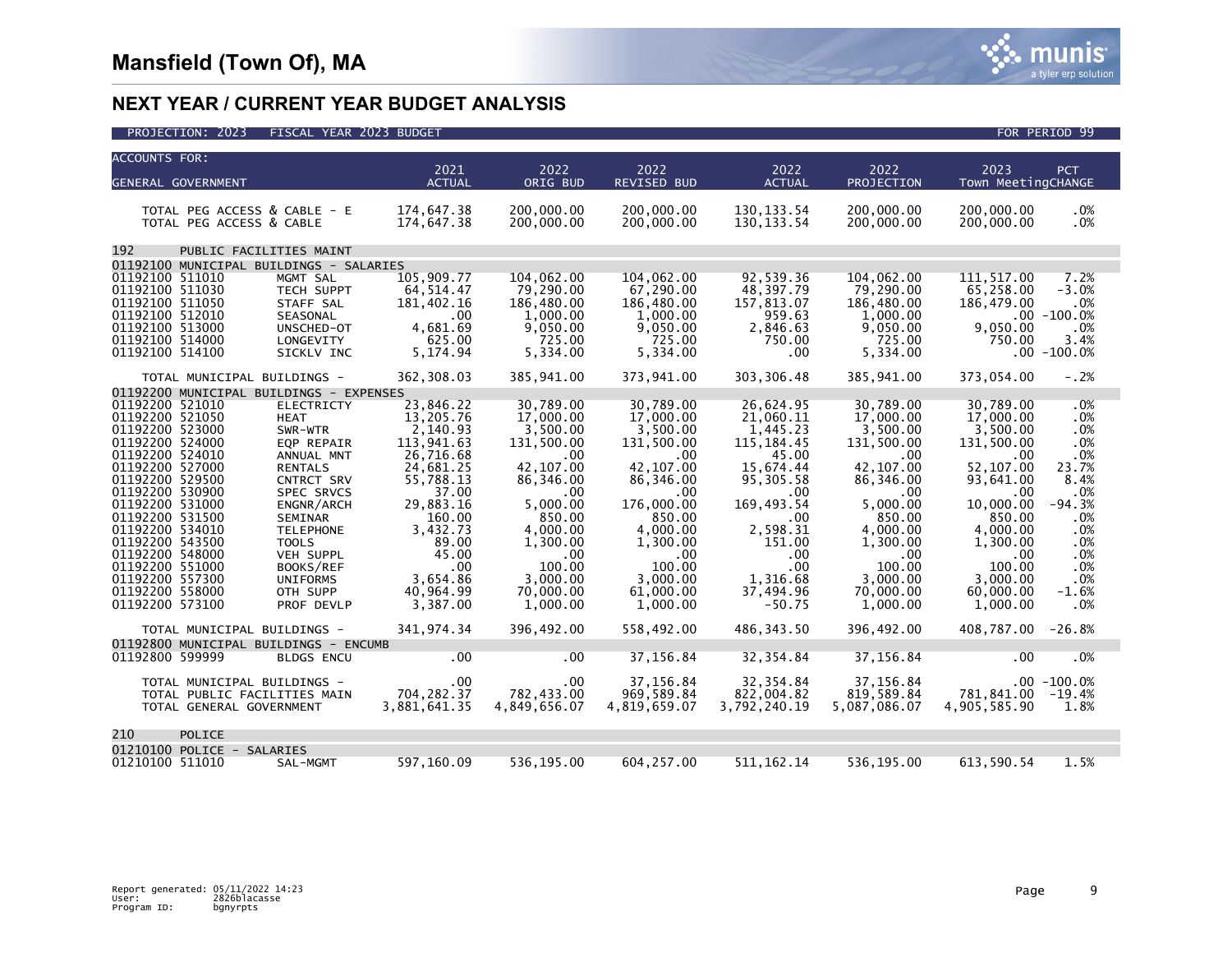# Mansfield (Town Of), MA

## NEXT YEAR / CURRENT YEAR BUDGET ANALYSIS

PROJECTION: 2023 FISCAL YEAR 2023 BUDGET FOR PERIOD 99

| ACCOUNTS FOR: GENERAL GOVERNMENT | | 2021 ACTUAL | 2022 ORIG BUD | 2022 REVISED BUD | 2022 ACTUAL | 2022 PROJECTION | 2023 Town Meeting | PCT CHANGE |
|---|---|---|---|---|---|---|---|---|
| TOTAL PEG ACCESS & CABLE - E | | 174,647.38 | 200,000.00 | 200,000.00 | 130,133.54 | 200,000.00 | 200,000.00 | .0% |
| TOTAL PEG ACCESS & CABLE | | 174,647.38 | 200,000.00 | 200,000.00 | 130,133.54 | 200,000.00 | 200,000.00 | .0% |
| 192 PUBLIC FACILITIES MAINT | | | | | | | | |
| 01192100 MUNICIPAL BUILDINGS - SALARIES | | | | | | | | |
| 01192100 511010 | MGMT SAL | 105,909.77 | 104,062.00 | 104,062.00 | 92,539.36 | 104,062.00 | 111,517.00 | 7.2% |
| 01192100 511030 | TECH SUPPT | 64,514.47 | 79,290.00 | 67,290.00 | 48,397.79 | 79,290.00 | 65,258.00 | -3.0% |
| 01192100 511050 | STAFF SAL | 181,402.16 | 186,480.00 | 186,480.00 | 157,813.07 | 186,480.00 | 186,479.00 | .0% |
| 01192100 512010 | SEASONAL | .00 | 1,000.00 | 1,000.00 | 959.63 | 1,000.00 | .00 | -100.0% |
| 01192100 513000 | UNSCHED-OT | 4,681.69 | 9,050.00 | 9,050.00 | 2,846.63 | 9,050.00 | 9,050.00 | .0% |
| 01192100 514000 | LONGEVITY | 625.00 | 725.00 | 725.00 | 750.00 | 725.00 | 750.00 | 3.4% |
| 01192100 514100 | SICKLV INC | 5,174.94 | 5,334.00 | 5,334.00 | .00 | 5,334.00 | .00 | -100.0% |
| TOTAL MUNICIPAL BUILDINGS - | | 362,308.03 | 385,941.00 | 373,941.00 | 303,306.48 | 385,941.00 | 373,054.00 | -.2% |
| 01192200 MUNICIPAL BUILDINGS - EXPENSES | | | | | | | | |
| 01192200 521010 | ELECTRICTY | 23,846.22 | 30,789.00 | 30,789.00 | 26,624.95 | 30,789.00 | 30,789.00 | .0% |
| 01192200 521050 | HEAT | 13,205.76 | 17,000.00 | 17,000.00 | 21,060.11 | 17,000.00 | 17,000.00 | .0% |
| 01192200 523000 | SWR-WTR | 2,140.93 | 3,500.00 | 3,500.00 | 1,445.23 | 3,500.00 | 3,500.00 | .0% |
| 01192200 524000 | EQP REPAIR | 113,941.63 | 131,500.00 | 131,500.00 | 115,184.45 | 131,500.00 | 131,500.00 | .0% |
| 01192200 524010 | ANNUAL MNT | 26,716.68 | .00 | .00 | 45.00 | .00 | .00 | .0% |
| 01192200 527000 | RENTALS | 24,681.25 | 42,107.00 | 42,107.00 | 15,674.44 | 42,107.00 | 52,107.00 | 23.7% |
| 01192200 529500 | CNTRCT SRV | 55,788.13 | 86,346.00 | 86,346.00 | 95,305.58 | 86,346.00 | 93,641.00 | 8.4% |
| 01192200 530900 | SPEC SRVCS | 37.00 | .00 | .00 | .00 | .00 | .00 | .0% |
| 01192200 531000 | ENGNR/ARCH | 29,883.16 | 5,000.00 | 176,000.00 | 169,493.54 | 5,000.00 | 10,000.00 | -94.3% |
| 01192200 531500 | SEMINAR | 160.00 | 850.00 | 850.00 | .00 | 850.00 | 850.00 | .0% |
| 01192200 534010 | TELEPHONE | 3,432.73 | 4,000.00 | 4,000.00 | 2,598.31 | 4,000.00 | 4,000.00 | .0% |
| 01192200 543500 | TOOLS | 89.00 | 1,300.00 | 1,300.00 | 151.00 | 1,300.00 | 1,300.00 | .0% |
| 01192200 548000 | VEH SUPPL | 45.00 | .00 | .00 | .00 | .00 | .00 | .0% |
| 01192200 551000 | BOOKS/REF | .00 | 100.00 | 100.00 | .00 | 100.00 | 100.00 | .0% |
| 01192200 557300 | UNIFORMS | 3,654.86 | 3,000.00 | 3,000.00 | 1,316.68 | 3,000.00 | 3,000.00 | .0% |
| 01192200 558000 | OTH SUPP | 40,964.99 | 70,000.00 | 61,000.00 | 37,494.96 | 70,000.00 | 60,000.00 | -1.6% |
| 01192200 573100 | PROF DEVLP | 3,387.00 | 1,000.00 | 1,000.00 | -50.75 | 1,000.00 | 1,000.00 | .0% |
| TOTAL MUNICIPAL BUILDINGS - | | 341,974.34 | 396,492.00 | 558,492.00 | 486,343.50 | 396,492.00 | 408,787.00 | -26.8% |
| 01192800 MUNICIPAL BUILDINGS - ENCUMB | | | | | | | | |
| 01192800 599999 | BLDGS ENCU | .00 | .00 | 37,156.84 | 32,354.84 | 37,156.84 | .00 | .0% |
| TOTAL MUNICIPAL BUILDINGS - | | .00 | .00 | 37,156.84 | 32,354.84 | 37,156.84 | .00 | -100.0% |
| TOTAL PUBLIC FACILITIES MAIN | | 704,282.37 | 782,433.00 | 969,589.84 | 822,004.82 | 819,589.84 | 781,841.00 | -19.4% |
| TOTAL GENERAL GOVERNMENT | | 3,881,641.35 | 4,849,656.07 | 4,819,659.07 | 3,792,240.19 | 5,087,086.07 | 4,905,585.90 | 1.8% |
| 210 POLICE | | | | | | | | |
| 01210100 POLICE - SALARIES | | | | | | | | |
| 01210100 511010 | SAL-MGMT | 597,160.09 | 536,195.00 | 604,257.00 | 511,162.14 | 536,195.00 | 613,590.54 | 1.5% |

Report generated: 05/11/2022 14:23
User: 2826blacasse
Program ID: bgnyrpts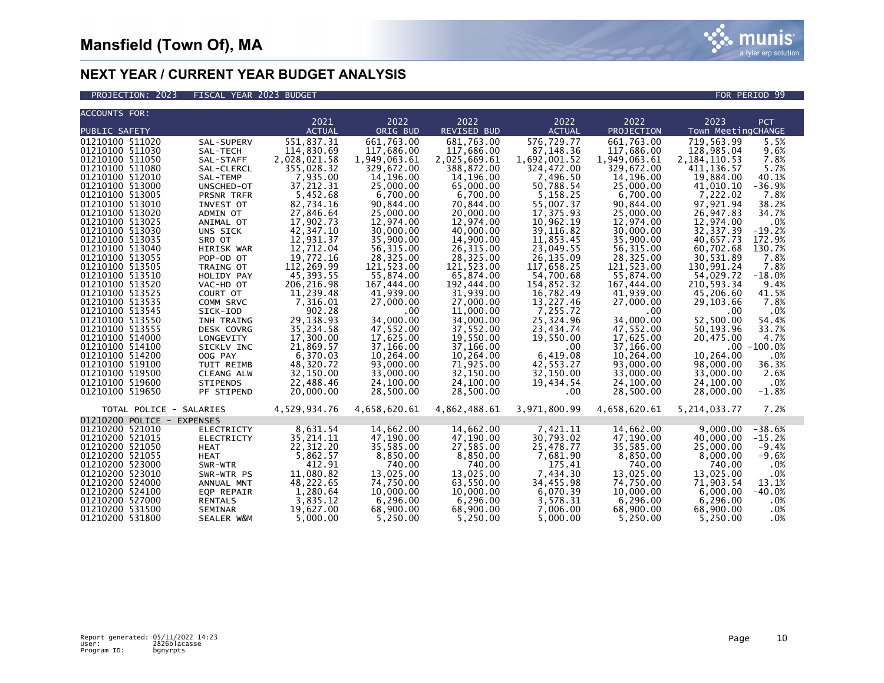# Mansfield (Town Of), MA

## NEXT YEAR / CURRENT YEAR BUDGET ANALYSIS

PROJECTION: 2023 FISCAL YEAR 2023 BUDGET FOR PERIOD 99

| ACCOUNTS FOR: PUBLIC SAFETY | | 2021 ACTUAL | 2022 ORIG BUD | 2022 REVISED BUD | 2022 ACTUAL | 2022 PROJECTION | 2023 Town Meeting | PCT CHANGE |
|---|---|---|---|---|---|---|---|---|
| 01210100 511020 | SAL-SUPERV | 551,837.31 | 661,763.00 | 681,763.00 | 576,729.77 | 661,763.00 | 719,563.99 | 5.5% |
| 01210100 511030 | SAL-TECH | 114,830.69 | 117,686.00 | 117,686.00 | 87,148.36 | 117,686.00 | 128,985.04 | 9.6% |
| 01210100 511050 | SAL-STAFF | 2,028,021.58 | 1,949,063.61 | 2,025,669.61 | 1,692,001.52 | 1,949,063.61 | 2,184,110.53 | 7.8% |
| 01210100 511080 | SAL-CLERCL | 355,028.32 | 329,672.00 | 388,872.00 | 324,472.00 | 329,672.00 | 411,136.57 | 5.7% |
| 01210100 512010 | SAL-TEMP | 7,935.00 | 14,196.00 | 14,196.00 | 7,496.50 | 14,196.00 | 19,884.00 | 40.1% |
| 01210100 513000 | UNSCHED-OT | 37,212.31 | 25,000.00 | 65,000.00 | 50,788.54 | 25,000.00 | 41,010.10 | -36.9% |
| 01210100 513005 | PRSNR TRFR | 5,452.68 | 6,700.00 | 6,700.00 | 5,158.25 | 6,700.00 | 7,222.02 | 7.8% |
| 01210100 513010 | INVEST OT | 82,734.16 | 90,844.00 | 70,844.00 | 55,007.37 | 90,844.00 | 97,921.94 | 38.2% |
| 01210100 513020 | ADMIN OT | 27,846.64 | 25,000.00 | 20,000.00 | 17,375.93 | 25,000.00 | 26,947.83 | 34.7% |
| 01210100 513025 | ANIMAL OT | 17,902.73 | 12,974.00 | 12,974.00 | 10,962.19 | 12,974.00 | 12,974.00 | .0% |
| 01210100 513030 | UNS SICK | 42,347.10 | 30,000.00 | 40,000.00 | 39,116.82 | 30,000.00 | 32,337.39 | -19.2% |
| 01210100 513035 | SRO OT | 12,931.37 | 35,900.00 | 14,900.00 | 11,853.45 | 35,900.00 | 40,657.73 | 172.9% |
| 01210100 513040 | HIRISK WAR | 12,712.04 | 56,315.00 | 26,315.00 | 23,049.55 | 56,315.00 | 60,702.68 | 130.7% |
| 01210100 513055 | POP-OD OT | 19,772.16 | 28,325.00 | 28,325.00 | 26,135.09 | 28,325.00 | 30,531.89 | 7.8% |
| 01210100 513505 | TRAING OT | 112,269.99 | 121,523.00 | 121,523.00 | 117,658.25 | 121,523.00 | 130,991.24 | 7.8% |
| 01210100 513510 | HOLIDY PAY | 45,393.55 | 55,874.00 | 65,874.00 | 54,700.68 | 55,874.00 | 54,029.72 | -18.0% |
| 01210100 513520 | VAC-HD OT | 206,216.98 | 167,444.00 | 192,444.00 | 154,852.32 | 167,444.00 | 210,593.34 | 9.4% |
| 01210100 513525 | COURT OT | 11,239.48 | 41,939.00 | 31,939.00 | 16,782.49 | 41,939.00 | 45,206.60 | 41.5% |
| 01210100 513535 | COMM SRVC | 7,316.01 | 27,000.00 | 27,000.00 | 13,227.46 | 27,000.00 | 29,103.66 | 7.8% |
| 01210100 513545 | SICK-IOD | 902.28 | .00 | 11,000.00 | 7,255.72 | .00 | .00 | .0% |
| 01210100 513550 | INH TRAING | 29,138.93 | 34,000.00 | 34,000.00 | 25,324.96 | 34,000.00 | 52,500.00 | 54.4% |
| 01210100 513555 | DESK COVRG | 35,234.58 | 47,552.00 | 37,552.00 | 23,434.74 | 47,552.00 | 50,193.96 | 33.7% |
| 01210100 514000 | LONGEVITY | 17,300.00 | 17,625.00 | 19,550.00 | 19,550.00 | 17,625.00 | 20,475.00 | 4.7% |
| 01210100 514100 | SICKLV INC | 21,869.57 | 37,166.00 | 37,166.00 | .00 | 37,166.00 | .00 | -100.0% |
| 01210100 514200 | OOG PAY | 6,370.03 | 10,264.00 | 10,264.00 | 6,419.08 | 10,264.00 | 10,264.00 | .0% |
| 01210100 519100 | TUIT REIMB | 48,320.72 | 93,000.00 | 71,925.00 | 42,553.27 | 93,000.00 | 98,000.00 | 36.3% |
| 01210100 519500 | CLEANG ALW | 32,150.00 | 33,000.00 | 32,150.00 | 32,150.00 | 33,000.00 | 33,000.00 | 2.6% |
| 01210100 519600 | STIPENDS | 22,488.46 | 24,100.00 | 24,100.00 | 19,434.54 | 24,100.00 | 24,100.00 | .0% |
| 01210100 519650 | PF STIPEND | 20,000.00 | 28,500.00 | 28,500.00 | .00 | 28,500.00 | 28,000.00 | -1.8% |
| TOTAL POLICE - SALARIES | | 4,529,934.76 | 4,658,620.61 | 4,862,488.61 | 3,971,800.99 | 4,658,620.61 | 5,214,033.77 | 7.2% |
| 01210200 POLICE - EXPENSES | | | | | | | | |
| 01210200 521010 | ELECTRICTY | 8,631.54 | 14,662.00 | 14,662.00 | 7,421.11 | 14,662.00 | 9,000.00 | -38.6% |
| 01210200 521015 | ELECTRICTY | 35,214.11 | 47,190.00 | 47,190.00 | 30,793.02 | 47,190.00 | 40,000.00 | -15.2% |
| 01210200 521050 | HEAT | 22,312.20 | 35,585.00 | 27,585.00 | 25,478.77 | 35,585.00 | 25,000.00 | -9.4% |
| 01210200 521055 | HEAT | 5,862.57 | 8,850.00 | 8,850.00 | 7,681.90 | 8,850.00 | 8,000.00 | -9.6% |
| 01210200 523000 | SWR-WTR | 412.91 | 740.00 | 740.00 | 175.41 | 740.00 | 740.00 | .0% |
| 01210200 523010 | SWR-WTR PS | 11,080.82 | 13,025.00 | 13,025.00 | 7,434.30 | 13,025.00 | 13,025.00 | .0% |
| 01210200 524000 | ANNUAL MNT | 48,222.65 | 74,750.00 | 63,550.00 | 34,455.98 | 74,750.00 | 71,903.54 | 13.1% |
| 01210200 524100 | EQP REPAIR | 1,280.64 | 10,000.00 | 10,000.00 | 6,070.39 | 10,000.00 | 6,000.00 | -40.0% |
| 01210200 527000 | RENTALS | 3,835.12 | 6,296.00 | 6,296.00 | 3,578.31 | 6,296.00 | 6,296.00 | .0% |
| 01210200 531500 | SEMINAR | 19,627.00 | 68,900.00 | 68,900.00 | 7,006.00 | 68,900.00 | 68,900.00 | .0% |
| 01210200 531800 | SEALER W&M | 5,000.00 | 5,250.00 | 5,250.00 | 5,000.00 | 5,250.00 | 5,250.00 | .0% |

Report generated: 05/11/2022 14:23
User: 2826blacasse
Program ID: bgnyrpts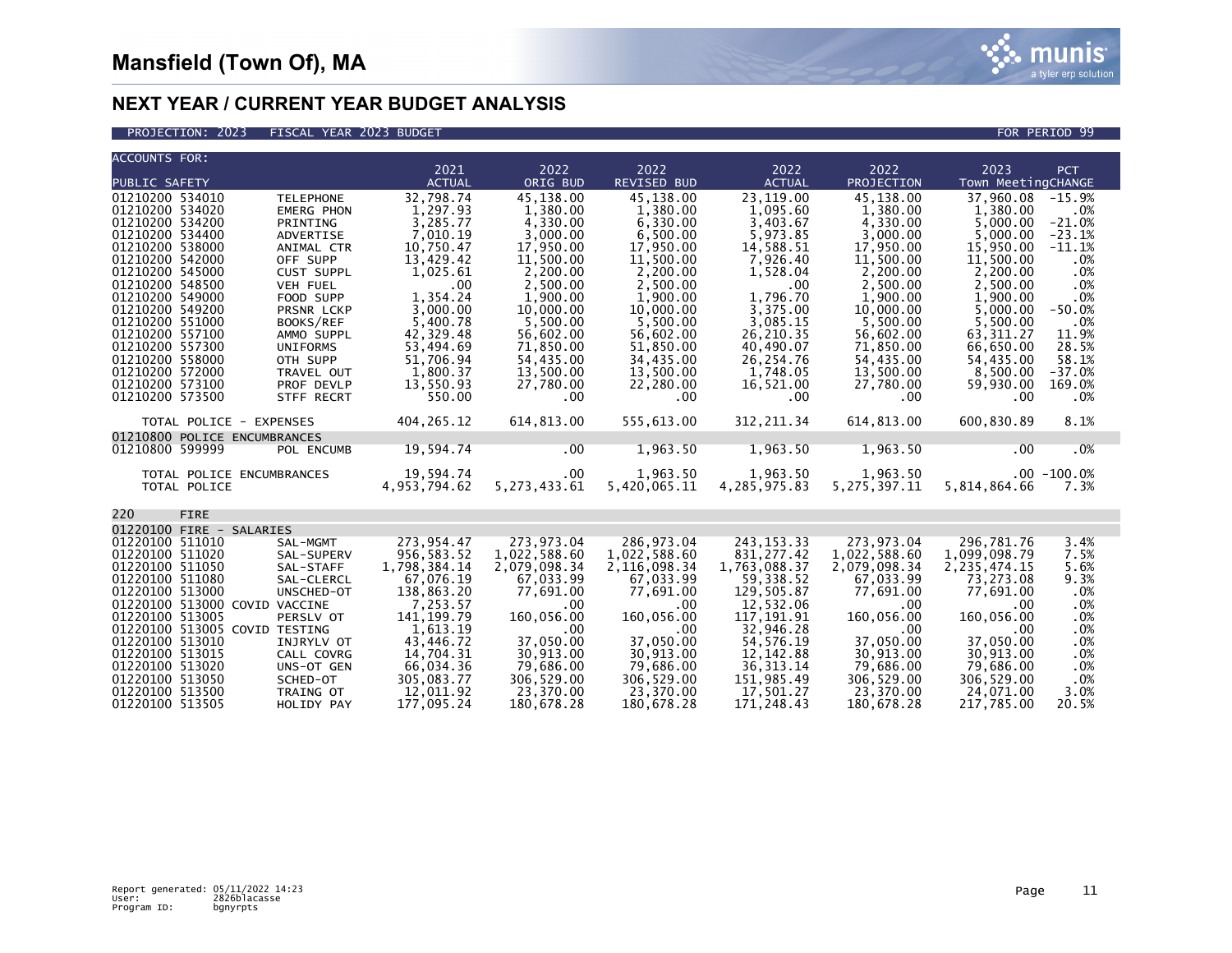# Mansfield (Town Of), MA

## NEXT YEAR / CURRENT YEAR BUDGET ANALYSIS

PROJECTION: 2023 FISCAL YEAR 2023 BUDGET FOR PERIOD 99

| ACCOUNTS FOR: PUBLIC SAFETY | | 2021 ACTUAL | 2022 ORIG BUD | 2022 REVISED BUD | 2022 ACTUAL | 2022 PROJECTION | 2023 Town Meeting | PCT CHANGE |
|---|---|---|---|---|---|---|---|---|
| 01210200 534010 | TELEPHONE | 32,798.74 | 45,138.00 | 45,138.00 | 23,119.00 | 45,138.00 | 37,960.08 | -15.9% |
| 01210200 534020 | EMERG PHON | 1,297.93 | 1,380.00 | 1,380.00 | 1,095.60 | 1,380.00 | 1,380.00 | .0% |
| 01210200 534200 | PRINTING | 3,285.77 | 4,330.00 | 6,330.00 | 3,403.67 | 4,330.00 | 5,000.00 | -21.0% |
| 01210200 534400 | ADVERTISE | 7,010.19 | 3,000.00 | 6,500.00 | 5,973.85 | 3,000.00 | 5,000.00 | -23.1% |
| 01210200 538000 | ANIMAL CTR | 10,750.47 | 17,950.00 | 17,950.00 | 14,588.51 | 17,950.00 | 15,950.00 | -11.1% |
| 01210200 542000 | OFF SUPP | 13,429.42 | 11,500.00 | 11,500.00 | 7,926.40 | 11,500.00 | 11,500.00 | .0% |
| 01210200 545000 | CUST SUPPL | 1,025.61 | 2,200.00 | 2,200.00 | 1,528.04 | 2,200.00 | 2,200.00 | .0% |
| 01210200 548500 | VEH FUEL | .00 | 2,500.00 | 2,500.00 | .00 | 2,500.00 | 2,500.00 | .0% |
| 01210200 549000 | FOOD SUPP | 1,354.24 | 1,900.00 | 1,900.00 | 1,796.70 | 1,900.00 | 1,900.00 | .0% |
| 01210200 549200 | PRSNR LCKP | 3,000.00 | 10,000.00 | 10,000.00 | 3,375.00 | 10,000.00 | 5,000.00 | -50.0% |
| 01210200 551000 | BOOKS/REF | 5,400.78 | 5,500.00 | 5,500.00 | 3,085.15 | 5,500.00 | 5,500.00 | .0% |
| 01210200 557100 | AMMO SUPPL | 42,329.48 | 56,602.00 | 56,602.00 | 26,210.35 | 56,602.00 | 63,311.27 | 11.9% |
| 01210200 557300 | UNIFORMS | 53,494.69 | 71,850.00 | 51,850.00 | 40,490.07 | 71,850.00 | 66,650.00 | 28.5% |
| 01210200 558000 | OTH SUPP | 51,706.94 | 54,435.00 | 34,435.00 | 26,254.76 | 54,435.00 | 54,435.00 | 58.1% |
| 01210200 572000 | TRAVEL OUT | 1,800.37 | 13,500.00 | 13,500.00 | 1,748.05 | 13,500.00 | 8,500.00 | -37.0% |
| 01210200 573100 | PROF DEVLP | 13,550.93 | 27,780.00 | 22,280.00 | 16,521.00 | 27,780.00 | 59,930.00 | 169.0% |
| 01210200 573500 | STFF RECRT | 550.00 | .00 | .00 | .00 | .00 | .00 | .0% |
| TOTAL POLICE - EXPENSES | | 404,265.12 | 614,813.00 | 555,613.00 | 312,211.34 | 614,813.00 | 600,830.89 | 8.1% |
| 01210800 POLICE ENCUMBRANCES | | | | | | | | |
| 01210800 599999 | POL ENCUMB | 19,594.74 | .00 | 1,963.50 | 1,963.50 | 1,963.50 | .00 | .0% |
| TOTAL POLICE ENCUMBRANCES | | 19,594.74 | .00 | 1,963.50 | 1,963.50 | 1,963.50 | .00 | -100.0% |
| TOTAL POLICE | | 4,953,794.62 | 5,273,433.61 | 5,420,065.11 | 4,285,975.83 | 5,275,397.11 | 5,814,864.66 | 7.3% |
| 220 FIRE | | | | | | | | |
| 01220100 FIRE - SALARIES | | | | | | | | |
| 01220100 511010 | SAL-MGMT | 273,954.47 | 273,973.04 | 286,973.04 | 243,153.33 | 273,973.04 | 296,781.76 | 3.4% |
| 01220100 511020 | SAL-SUPERV | 956,583.52 | 1,022,588.60 | 1,022,588.60 | 831,277.42 | 1,022,588.60 | 1,099,098.79 | 7.5% |
| 01220100 511050 | SAL-STAFF | 1,798,384.14 | 2,079,098.34 | 2,116,098.34 | 1,763,088.37 | 2,079,098.34 | 2,235,474.15 | 5.6% |
| 01220100 511080 | SAL-CLERCL | 67,076.19 | 67,033.99 | 67,033.99 | 59,338.52 | 67,033.99 | 73,273.08 | 9.3% |
| 01220100 513000 | UNSCHED-OT | 138,863.20 | 77,691.00 | 77,691.00 | 129,505.87 | 77,691.00 | 77,691.00 | .0% |
| 01220100 513000 COVID | VACCINE | 7,253.57 | .00 | .00 | 12,532.06 | .00 | .00 | .0% |
| 01220100 513005 | PERSLV OT | 141,199.79 | 160,056.00 | 160,056.00 | 117,191.91 | 160,056.00 | 160,056.00 | .0% |
| 01220100 513005 COVID | TESTING | 1,613.19 | .00 | .00 | 32,946.28 | .00 | .00 | .0% |
| 01220100 513010 | INJRYLV OT | 43,446.72 | 37,050.00 | 37,050.00 | 54,576.19 | 37,050.00 | 37,050.00 | .0% |
| 01220100 513015 | CALL COVRG | 14,704.31 | 30,913.00 | 30,913.00 | 12,142.88 | 30,913.00 | 30,913.00 | .0% |
| 01220100 513020 | UNS-OT GEN | 66,034.36 | 79,686.00 | 79,686.00 | 36,313.14 | 79,686.00 | 79,686.00 | .0% |
| 01220100 513050 | SCHED-OT | 305,083.77 | 306,529.00 | 306,529.00 | 151,985.49 | 306,529.00 | 306,529.00 | .0% |
| 01220100 513500 | TRAING OT | 12,011.92 | 23,370.00 | 23,370.00 | 17,501.27 | 23,370.00 | 24,071.00 | 3.0% |
| 01220100 513505 | HOLIDY PAY | 177,095.24 | 180,678.28 | 180,678.28 | 171,248.43 | 180,678.28 | 217,785.00 | 20.5% |

Report generated: 05/11/2022 14:23
User: 2826blacasse
Program ID: bgnyrpts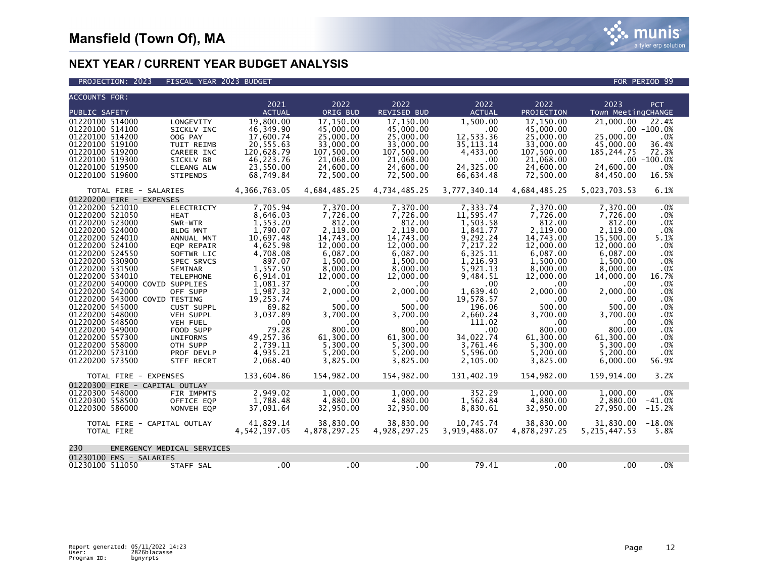# Mansfield (Town Of), MA

## NEXT YEAR / CURRENT YEAR BUDGET ANALYSIS

PROJECTION: 2023 FISCAL YEAR 2023 BUDGET FOR PERIOD 99

| ACCOUNTS FOR: PUBLIC SAFETY | | 2021 ACTUAL | 2022 ORIG BUD | 2022 REVISED BUD | 2022 ACTUAL | 2022 PROJECTION | 2023 Town Meeting | PCT CHANGE |
|---|---|---|---|---|---|---|---|---|
| 01220100 514000 | LONGEVITY | 19,800.00 | 17,150.00 | 17,150.00 | 1,500.00 | 17,150.00 | 21,000.00 | 22.4% |
| 01220100 514100 | SICKLV INC | 46,349.90 | 45,000.00 | 45,000.00 | .00 | 45,000.00 | .00 | -100.0% |
| 01220100 514200 | OOG PAY | 17,600.74 | 25,000.00 | 25,000.00 | 12,533.36 | 25,000.00 | 25,000.00 | .0% |
| 01220100 519100 | TUIT REIMB | 20,555.63 | 33,000.00 | 33,000.00 | 35,113.14 | 33,000.00 | 45,000.00 | 36.4% |
| 01220100 519200 | CAREER INC | 120,628.79 | 107,500.00 | 107,500.00 | 4,433.00 | 107,500.00 | 185,244.75 | 72.3% |
| 01220100 519300 | SICKLV BB | 46,223.76 | 21,068.00 | 21,068.00 | .00 | 21,068.00 | .00 | -100.0% |
| 01220100 519500 | CLEANG ALW | 23,550.00 | 24,600.00 | 24,600.00 | 24,325.00 | 24,600.00 | 24,600.00 | .0% |
| 01220100 519600 | STIPENDS | 68,749.84 | 72,500.00 | 72,500.00 | 66,634.48 | 72,500.00 | 84,450.00 | 16.5% |
| TOTAL FIRE - SALARIES | | 4,366,763.05 | 4,684,485.25 | 4,734,485.25 | 3,777,340.14 | 4,684,485.25 | 5,023,703.53 | 6.1% |
| **01220200 FIRE - EXPENSES** | | | | | | | | |
| 01220200 521010 | ELECTRICTY | 7,705.94 | 7,370.00 | 7,370.00 | 7,333.74 | 7,370.00 | 7,370.00 | .0% |
| 01220200 521050 | HEAT | 8,646.03 | 7,726.00 | 7,726.00 | 11,595.47 | 7,726.00 | 7,726.00 | .0% |
| 01220200 523000 | SWR-WTR | 1,553.20 | 812.00 | 812.00 | 1,503.58 | 812.00 | 812.00 | .0% |
| 01220200 524000 | BLDG MNT | 1,790.07 | 2,119.00 | 2,119.00 | 1,841.77 | 2,119.00 | 2,119.00 | .0% |
| 01220200 524010 | ANNUAL MNT | 10,697.48 | 14,743.00 | 14,743.00 | 9,292.24 | 14,743.00 | 15,500.00 | 5.1% |
| 01220200 524100 | EQP REPAIR | 4,625.98 | 12,000.00 | 12,000.00 | 7,217.22 | 12,000.00 | 12,000.00 | .0% |
| 01220200 524550 | SOFTWR LIC | 4,708.08 | 6,087.00 | 6,087.00 | 6,325.11 | 6,087.00 | 6,087.00 | .0% |
| 01220200 530900 | SPEC SRVCS | 897.07 | 1,500.00 | 1,500.00 | 1,216.93 | 1,500.00 | 1,500.00 | .0% |
| 01220200 531500 | SEMINAR | 1,557.50 | 8,000.00 | 8,000.00 | 5,921.13 | 8,000.00 | 8,000.00 | .0% |
| 01220200 534010 | TELEPHONE | 6,914.01 | 12,000.00 | 12,000.00 | 9,484.51 | 12,000.00 | 14,000.00 | 16.7% |
| 01220200 540000 | COVID SUPPLIES | 1,081.37 | .00 | .00 | .00 | .00 | .00 | .0% |
| 01220200 542000 | OFF SUPP | 1,987.32 | 2,000.00 | 2,000.00 | 1,639.40 | 2,000.00 | 2,000.00 | .0% |
| 01220200 543000 | COVID TESTING | 19,253.74 | .00 | .00 | 19,578.57 | .00 | .00 | .0% |
| 01220200 545000 | CUST SUPPL | 69.82 | 500.00 | 500.00 | 196.06 | 500.00 | 500.00 | .0% |
| 01220200 548000 | VEH SUPPL | 3,037.89 | 3,700.00 | 3,700.00 | 2,660.24 | 3,700.00 | 3,700.00 | .0% |
| 01220200 548500 | VEH FUEL | .00 | .00 | .00 | 111.02 | .00 | .00 | .0% |
| 01220200 549000 | FOOD SUPP | 79.28 | 800.00 | 800.00 | .00 | 800.00 | 800.00 | .0% |
| 01220200 557300 | UNIFORMS | 49,257.36 | 61,300.00 | 61,300.00 | 34,022.74 | 61,300.00 | 61,300.00 | .0% |
| 01220200 558000 | OTH SUPP | 2,739.11 | 5,300.00 | 5,300.00 | 3,761.46 | 5,300.00 | 5,300.00 | .0% |
| 01220200 573100 | PROF DEVLP | 4,935.21 | 5,200.00 | 5,200.00 | 5,596.00 | 5,200.00 | 5,200.00 | .0% |
| 01220200 573500 | STFF RECRT | 2,068.40 | 3,825.00 | 3,825.00 | 2,105.00 | 3,825.00 | 6,000.00 | 56.9% |
| TOTAL FIRE - EXPENSES | | 133,604.86 | 154,982.00 | 154,982.00 | 131,402.19 | 154,982.00 | 159,914.00 | 3.2% |
| **01220300 FIRE - CAPITAL OUTLAY** | | | | | | | | |
| 01220300 548000 | FIR IMPMTS | 2,949.02 | 1,000.00 | 1,000.00 | 352.29 | 1,000.00 | 1,000.00 | .0% |
| 01220300 558500 | OFFICE EQP | 1,788.48 | 4,880.00 | 4,880.00 | 1,562.84 | 4,880.00 | 2,880.00 | -41.0% |
| 01220300 586000 | NONVEH EQP | 37,091.64 | 32,950.00 | 32,950.00 | 8,830.61 | 32,950.00 | 27,950.00 | -15.2% |
| TOTAL FIRE - CAPITAL OUTLAY | | 41,829.14 | 38,830.00 | 38,830.00 | 10,745.74 | 38,830.00 | 31,830.00 | -18.0% |
| TOTAL FIRE | | 4,542,197.05 | 4,878,297.25 | 4,928,297.25 | 3,919,488.07 | 4,878,297.25 | 5,215,447.53 | 5.8% |
| **230 EMERGENCY MEDICAL SERVICES** | | | | | | | | |
| **01230100 EMS - SALARIES** | | | | | | | | |
| 01230100 511050 | STAFF SAL | .00 | .00 | .00 | 79.41 | .00 | .00 | .0% |

Report generated: 05/11/2022 14:23
User: 2826blacasse
Program ID: bgnyrpts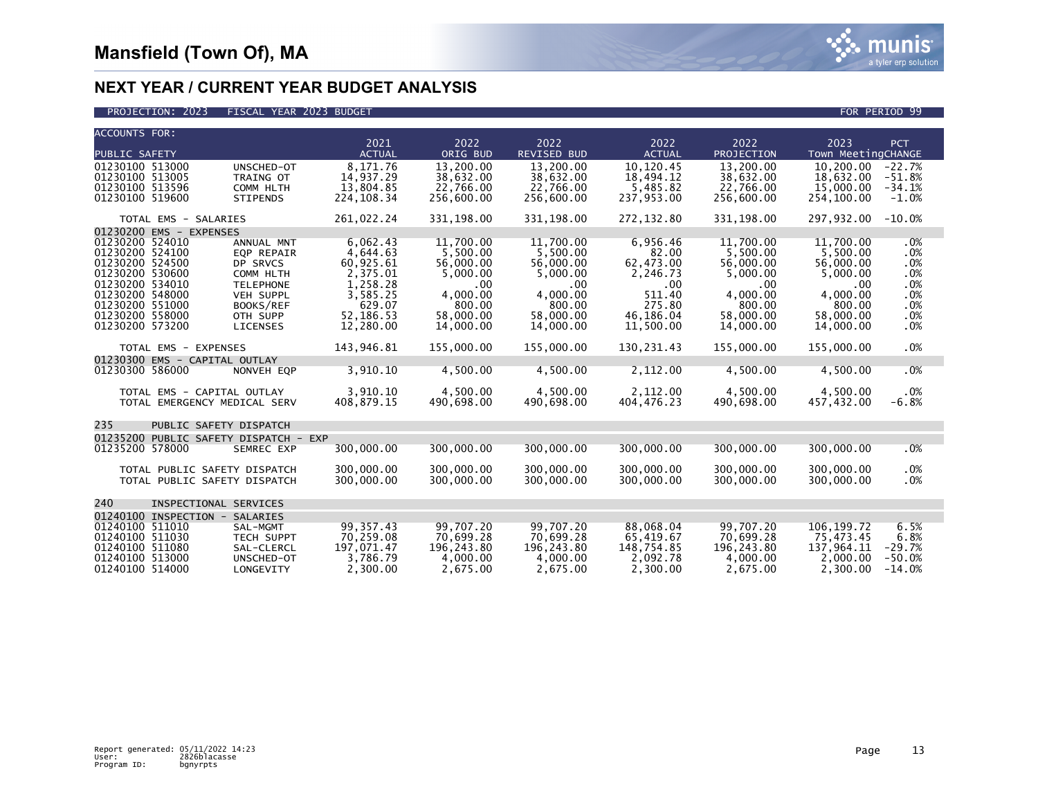# Mansfield (Town Of), MA

## NEXT YEAR / CURRENT YEAR BUDGET ANALYSIS

PROJECTION: 2023 FISCAL YEAR 2023 BUDGET FOR PERIOD 99

| ACCOUNTS FOR: PUBLIC SAFETY | | 2021 ACTUAL | 2022 ORIG BUD | 2022 REVISED BUD | 2022 ACTUAL | 2022 PROJECTION | 2023 Town Meeting | PCT CHANGE |
|---|---|---|---|---|---|---|---|---|
| 01230100 513000 | UNSCHED-OT | 8,171.76 | 13,200.00 | 13,200.00 | 10,120.45 | 13,200.00 | 10,200.00 | -22.7% |
| 01230100 513005 | TRAING OT | 14,937.29 | 38,632.00 | 38,632.00 | 18,494.12 | 38,632.00 | 18,632.00 | -51.8% |
| 01230100 513596 | COMM HLTH | 13,804.85 | 22,766.00 | 22,766.00 | 5,485.82 | 22,766.00 | 15,000.00 | -34.1% |
| 01230100 519600 | STIPENDS | 224,108.34 | 256,600.00 | 256,600.00 | 237,953.00 | 256,600.00 | 254,100.00 | -1.0% |
| TOTAL EMS - SALARIES | | 261,022.24 | 331,198.00 | 331,198.00 | 272,132.80 | 331,198.00 | 297,932.00 | -10.0% |
| 01230200 EMS - EXPENSES | | | | | | | | |
| 01230200 524010 | ANNUAL MNT | 6,062.43 | 11,700.00 | 11,700.00 | 6,956.46 | 11,700.00 | 11,700.00 | .0% |
| 01230200 524100 | EQP REPAIR | 4,644.63 | 5,500.00 | 5,500.00 | 82.00 | 5,500.00 | 5,500.00 | .0% |
| 01230200 524500 | DP SRVCS | 60,925.61 | 56,000.00 | 56,000.00 | 62,473.00 | 56,000.00 | 56,000.00 | .0% |
| 01230200 530600 | COMM HLTH | 2,375.01 | 5,000.00 | 5,000.00 | 2,246.73 | 5,000.00 | 5,000.00 | .0% |
| 01230200 534010 | TELEPHONE | 1,258.28 | .00 | .00 | .00 | .00 | .00 | .0% |
| 01230200 548000 | VEH SUPPL | 3,585.25 | 4,000.00 | 4,000.00 | 511.40 | 4,000.00 | 4,000.00 | .0% |
| 01230200 551000 | BOOKS/REF | 629.07 | 800.00 | 800.00 | 275.80 | 800.00 | 800.00 | .0% |
| 01230200 558000 | OTH SUPP | 52,186.53 | 58,000.00 | 58,000.00 | 46,186.04 | 58,000.00 | 58,000.00 | .0% |
| 01230200 573200 | LICENSES | 12,280.00 | 14,000.00 | 14,000.00 | 11,500.00 | 14,000.00 | 14,000.00 | .0% |
| TOTAL EMS - EXPENSES | | 143,946.81 | 155,000.00 | 155,000.00 | 130,231.43 | 155,000.00 | 155,000.00 | .0% |
| 01230300 EMS - CAPITAL OUTLAY | | | | | | | | |
| 01230300 586000 | NONVEH EQP | 3,910.10 | 4,500.00 | 4,500.00 | 2,112.00 | 4,500.00 | 4,500.00 | .0% |
| TOTAL EMS - CAPITAL OUTLAY | | 3,910.10 | 4,500.00 | 4,500.00 | 2,112.00 | 4,500.00 | 4,500.00 | .0% |
| TOTAL EMERGENCY MEDICAL SERV | | 408,879.15 | 490,698.00 | 490,698.00 | 404,476.23 | 490,698.00 | 457,432.00 | -6.8% |
| 235 PUBLIC SAFETY DISPATCH | | | | | | | | |
| 01235200 PUBLIC SAFETY DISPATCH - EXP | | | | | | | | |
| 01235200 578000 | SEMREC EXP | 300,000.00 | 300,000.00 | 300,000.00 | 300,000.00 | 300,000.00 | 300,000.00 | .0% |
| TOTAL PUBLIC SAFETY DISPATCH | | 300,000.00 | 300,000.00 | 300,000.00 | 300,000.00 | 300,000.00 | 300,000.00 | .0% |
| TOTAL PUBLIC SAFETY DISPATCH | | 300,000.00 | 300,000.00 | 300,000.00 | 300,000.00 | 300,000.00 | 300,000.00 | .0% |
| 240 INSPECTIONAL SERVICES | | | | | | | | |
| 01240100 INSPECTION - SALARIES | | | | | | | | |
| 01240100 511010 | SAL-MGMT | 99,357.43 | 99,707.20 | 99,707.20 | 88,068.04 | 99,707.20 | 106,199.72 | 6.5% |
| 01240100 511030 | TECH SUPPT | 70,259.08 | 70,699.28 | 70,699.28 | 65,419.67 | 70,699.28 | 75,473.45 | 6.8% |
| 01240100 511080 | SAL-CLERCL | 197,071.47 | 196,243.80 | 196,243.80 | 148,754.85 | 196,243.80 | 137,964.11 | -29.7% |
| 01240100 513000 | UNSCHED-OT | 3,786.79 | 4,000.00 | 4,000.00 | 2,092.78 | 4,000.00 | 2,000.00 | -50.0% |
| 01240100 514000 | LONGEVITY | 2,300.00 | 2,675.00 | 2,675.00 | 2,300.00 | 2,675.00 | 2,300.00 | -14.0% |

Report generated: 05/11/2022 14:23
User: 2826blacasse
Program ID: bgnyrpts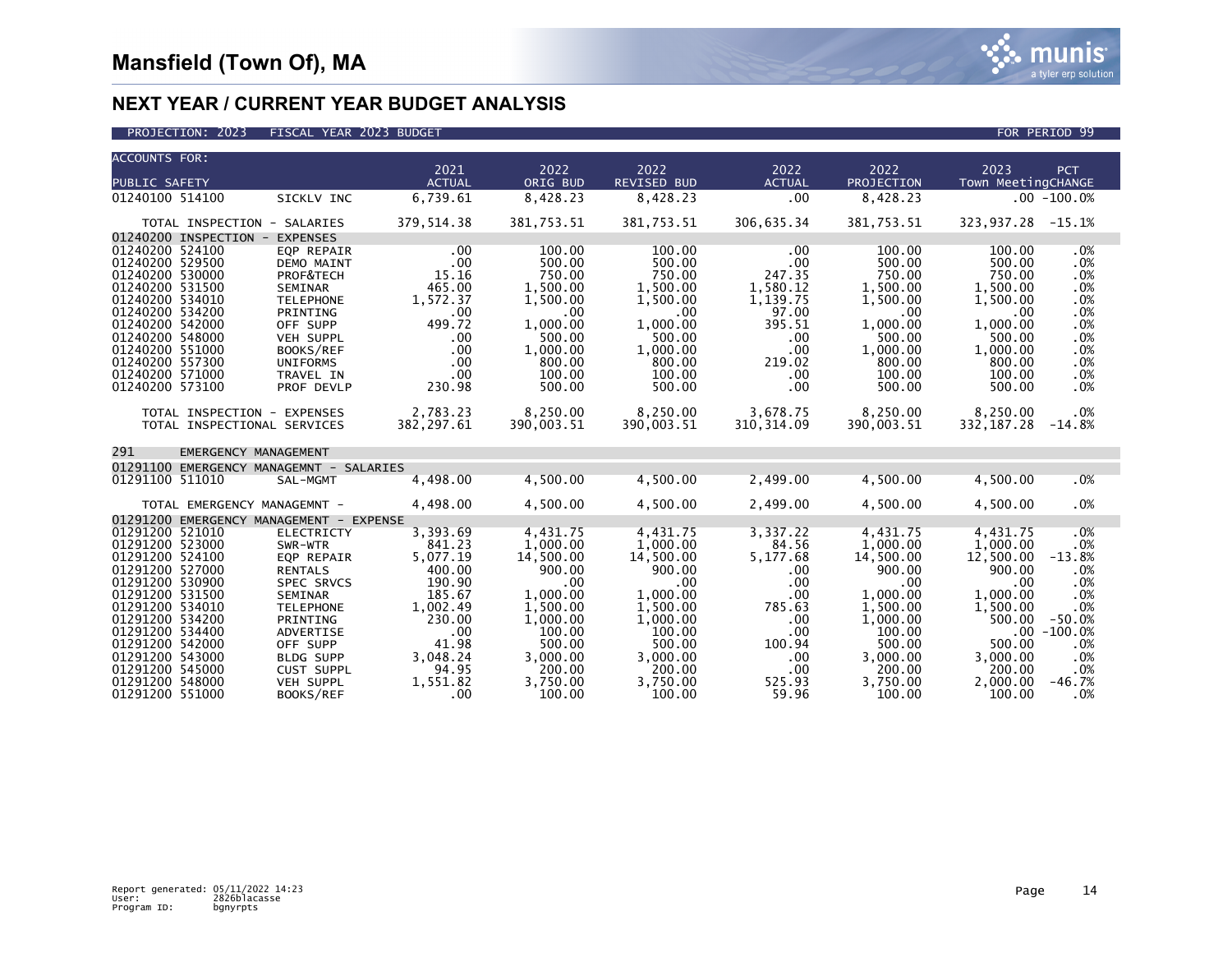# Mansfield (Town Of), MA

## NEXT YEAR / CURRENT YEAR BUDGET ANALYSIS

PROJECTION: 2023 FISCAL YEAR 2023 BUDGET FOR PERIOD 99

| ACCOUNTS FOR: PUBLIC SAFETY | | 2021 ACTUAL | 2022 ORIG BUD | 2022 REVISED BUD | 2022 ACTUAL | 2022 PROJECTION | 2023 Town Meeting | PCT CHANGE |
|---|---|---|---|---|---|---|---|---|
| 01240100 514100 | SICKLV INC | 6,739.61 | 8,428.23 | 8,428.23 | .00 | 8,428.23 | .00 | -100.0% |
| TOTAL INSPECTION - SALARIES | | 379,514.38 | 381,753.51 | 381,753.51 | 306,635.34 | 381,753.51 | 323,937.28 | -15.1% |
| 01240200 INSPECTION - EXPENSES | | | | | | | | |
| 01240200 524100 | EQP REPAIR | .00 | 100.00 | 100.00 | .00 | 100.00 | 100.00 | .0% |
| 01240200 529500 | DEMO MAINT | .00 | 500.00 | 500.00 | .00 | 500.00 | 500.00 | .0% |
| 01240200 530000 | PROF&TECH | 15.16 | 750.00 | 750.00 | 247.35 | 750.00 | 750.00 | .0% |
| 01240200 531500 | SEMINAR | 465.00 | 1,500.00 | 1,500.00 | 1,580.12 | 1,500.00 | 1,500.00 | .0% |
| 01240200 534010 | TELEPHONE | 1,572.37 | 1,500.00 | 1,500.00 | 1,139.75 | 1,500.00 | 1,500.00 | .0% |
| 01240200 534200 | PRINTING | .00 | .00 | .00 | 97.00 | .00 | .00 | .0% |
| 01240200 542000 | OFF SUPP | 499.72 | 1,000.00 | 1,000.00 | 395.51 | 1,000.00 | 1,000.00 | .0% |
| 01240200 548000 | VEH SUPPL | .00 | 500.00 | 500.00 | .00 | 500.00 | 500.00 | .0% |
| 01240200 551000 | BOOKS/REF | .00 | 1,000.00 | 1,000.00 | .00 | 1,000.00 | 1,000.00 | .0% |
| 01240200 557300 | UNIFORMS | .00 | 800.00 | 800.00 | 219.02 | 800.00 | 800.00 | .0% |
| 01240200 571000 | TRAVEL IN | .00 | 100.00 | 100.00 | .00 | 100.00 | 100.00 | .0% |
| 01240200 573100 | PROF DEVLP | 230.98 | 500.00 | 500.00 | .00 | 500.00 | 500.00 | .0% |
| TOTAL INSPECTION - EXPENSES | | 2,783.23 | 8,250.00 | 8,250.00 | 3,678.75 | 8,250.00 | 8,250.00 | .0% |
| TOTAL INSPECTIONAL SERVICES | | 382,297.61 | 390,003.51 | 390,003.51 | 310,314.09 | 390,003.51 | 332,187.28 | -14.8% |
| 291 EMERGENCY MANAGEMENT | | | | | | | | |
| 01291100 EMERGENCY MANAGEMNT - SALARIES | | | | | | | | |
| 01291100 511010 | SAL-MGMT | 4,498.00 | 4,500.00 | 4,500.00 | 2,499.00 | 4,500.00 | 4,500.00 | .0% |
| TOTAL EMERGENCY MANAGEMNT - | | 4,498.00 | 4,500.00 | 4,500.00 | 2,499.00 | 4,500.00 | 4,500.00 | .0% |
| 01291200 EMERGENCY MANAGEMENT - EXPENSE | | | | | | | | |
| 01291200 521010 | ELECTRICTY | 3,393.69 | 4,431.75 | 4,431.75 | 3,337.22 | 4,431.75 | 4,431.75 | .0% |
| 01291200 523000 | SWR-WTR | 841.23 | 1,000.00 | 1,000.00 | 84.56 | 1,000.00 | 1,000.00 | .0% |
| 01291200 524100 | EQP REPAIR | 5,077.19 | 14,500.00 | 14,500.00 | 5,177.68 | 14,500.00 | 12,500.00 | -13.8% |
| 01291200 527000 | RENTALS | 400.00 | 900.00 | 900.00 | .00 | 900.00 | 900.00 | .0% |
| 01291200 530900 | SPEC SRVCS | 190.90 | .00 | .00 | .00 | .00 | .00 | .0% |
| 01291200 531500 | SEMINAR | 185.67 | 1,000.00 | 1,000.00 | .00 | 1,000.00 | 1,000.00 | .0% |
| 01291200 534010 | TELEPHONE | 1,002.49 | 1,500.00 | 1,500.00 | 785.63 | 1,500.00 | 1,500.00 | .0% |
| 01291200 534200 | PRINTING | 230.00 | 1,000.00 | 1,000.00 | .00 | 1,000.00 | 500.00 | -50.0% |
| 01291200 534400 | ADVERTISE | .00 | 100.00 | 100.00 | .00 | 100.00 | .00 | -100.0% |
| 01291200 542000 | OFF SUPP | 41.98 | 500.00 | 500.00 | 100.94 | 500.00 | 500.00 | .0% |
| 01291200 543000 | BLDG SUPP | 3,048.24 | 3,000.00 | 3,000.00 | .00 | 3,000.00 | 3,000.00 | .0% |
| 01291200 545000 | CUST SUPPL | 94.95 | 200.00 | 200.00 | .00 | 200.00 | 200.00 | .0% |
| 01291200 548000 | VEH SUPPL | 1,551.82 | 3,750.00 | 3,750.00 | 525.93 | 3,750.00 | 2,000.00 | -46.7% |
| 01291200 551000 | BOOKS/REF | .00 | 100.00 | 100.00 | 59.96 | 100.00 | 100.00 | .0% |

Report generated: 05/11/2022 14:23
User: 2826blacasse
Program ID: bgnyrpts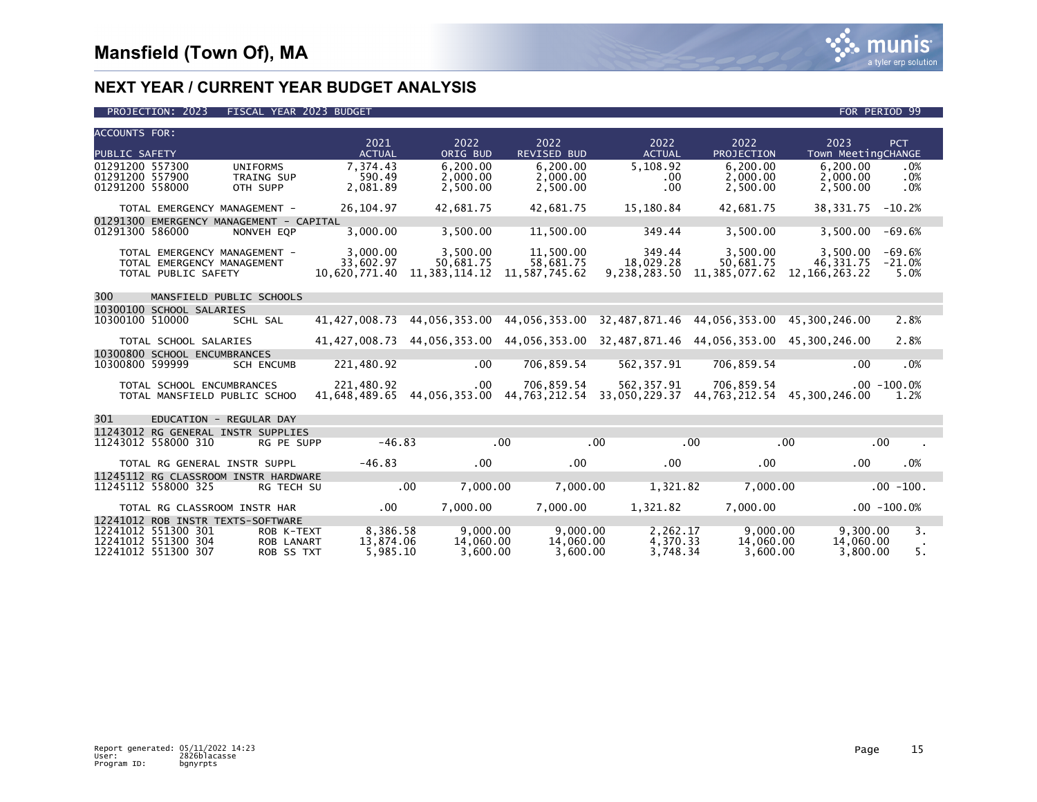# Mansfield (Town Of), MA

## NEXT YEAR / CURRENT YEAR BUDGET ANALYSIS

PROJECTION: 2023 FISCAL YEAR 2023 BUDGET FOR PERIOD 99

| ACCOUNTS FOR: PUBLIC SAFETY | | 2021 ACTUAL | 2022 ORIG BUD | 2022 REVISED BUD | 2022 ACTUAL | 2022 PROJECTION | 2023 Town Meeting | PCT CHANGE |
|---|---|---|---|---|---|---|---|---|
| 01291200 557300 | UNIFORMS | 7,374.43 | 6,200.00 | 6,200.00 | 5,108.92 | 6,200.00 | 6,200.00 | .0% |
| 01291200 557900 | TRAING SUP | 590.49 | 2,000.00 | 2,000.00 | .00 | 2,000.00 | 2,000.00 | .0% |
| 01291200 558000 | OTH SUPP | 2,081.89 | 2,500.00 | 2,500.00 | .00 | 2,500.00 | 2,500.00 | .0% |
| TOTAL EMERGENCY MANAGEMENT - | | 26,104.97 | 42,681.75 | 42,681.75 | 15,180.84 | 42,681.75 | 38,331.75 | -10.2% |
| 01291300 EMERGENCY MANAGEMENT - CAPITAL | | | | | | | | |
| 01291300 586000 | NONVEH EQP | 3,000.00 | 3,500.00 | 11,500.00 | 349.44 | 3,500.00 | 3,500.00 | -69.6% |
| TOTAL EMERGENCY MANAGEMENT - | | 3,000.00 | 3,500.00 | 11,500.00 | 349.44 | 3,500.00 | 3,500.00 | -69.6% |
| TOTAL EMERGENCY MANAGEMENT | | 33,602.97 | 50,681.75 | 58,681.75 | 18,029.28 | 50,681.75 | 46,331.75 | -21.0% |
| TOTAL PUBLIC SAFETY | | 10,620,771.40 | 11,383,114.12 | 11,587,745.62 | 9,238,283.50 | 11,385,077.62 | 12,166,263.22 | 5.0% |
| 300 MANSFIELD PUBLIC SCHOOLS | | | | | | | | |
| 10300100 SCHOOL SALARIES | | | | | | | | |
| 10300100 510000 | SCHL SAL | 41,427,008.73 | 44,056,353.00 | 44,056,353.00 | 32,487,871.46 | 44,056,353.00 | 45,300,246.00 | 2.8% |
| TOTAL SCHOOL SALARIES | | 41,427,008.73 | 44,056,353.00 | 44,056,353.00 | 32,487,871.46 | 44,056,353.00 | 45,300,246.00 | 2.8% |
| 10300800 SCHOOL ENCUMBRANCES | | | | | | | | |
| 10300800 599999 | SCH ENCUMB | 221,480.92 | .00 | 706,859.54 | 562,357.91 | 706,859.54 | .00 | .0% |
| TOTAL SCHOOL ENCUMBRANCES | | 221,480.92 | .00 | 706,859.54 | 562,357.91 | 706,859.54 | .00 | -100.0% |
| TOTAL MANSFIELD PUBLIC SCHOO | | 41,648,489.65 | 44,056,353.00 | 44,763,212.54 | 33,050,229.37 | 44,763,212.54 | 45,300,246.00 | 1.2% |
| 301 EDUCATION - REGULAR DAY | | | | | | | | |
| 11243012 RG GENERAL INSTR SUPPLIES | | | | | | | | |
| 11243012 558000 310 | RG PE SUPP | -46.83 | .00 | .00 | .00 | .00 | .00 | . |
| TOTAL RG GENERAL INSTR SUPPL | | -46.83 | .00 | .00 | .00 | .00 | .00 | .0% |
| 11245112 RG CLASSROOM INSTR HARDWARE | | | | | | | | |
| 11245112 558000 325 | RG TECH SU | .00 | 7,000.00 | 7,000.00 | 1,321.82 | 7,000.00 | .00 | -100. |
| TOTAL RG CLASSROOM INSTR HAR | | .00 | 7,000.00 | 7,000.00 | 1,321.82 | 7,000.00 | .00 | -100.0% |
| 12241012 ROB INSTR TEXTS-SOFTWARE | | | | | | | | |
| 12241012 551300 301 | ROB K-TEXT | 8,386.58 | 9,000.00 | 9,000.00 | 2,262.17 | 9,000.00 | 9,300.00 | 3. |
| 12241012 551300 304 | ROB LANART | 13,874.06 | 14,060.00 | 14,060.00 | 4,370.33 | 14,060.00 | 14,060.00 | . |
| 12241012 551300 307 | ROB SS TXT | 5,985.10 | 3,600.00 | 3,600.00 | 3,748.34 | 3,600.00 | 3,800.00 | 5. |

Report generated: 05/11/2022 14:23
User: 2826blacasse
Program ID: bgnyrpts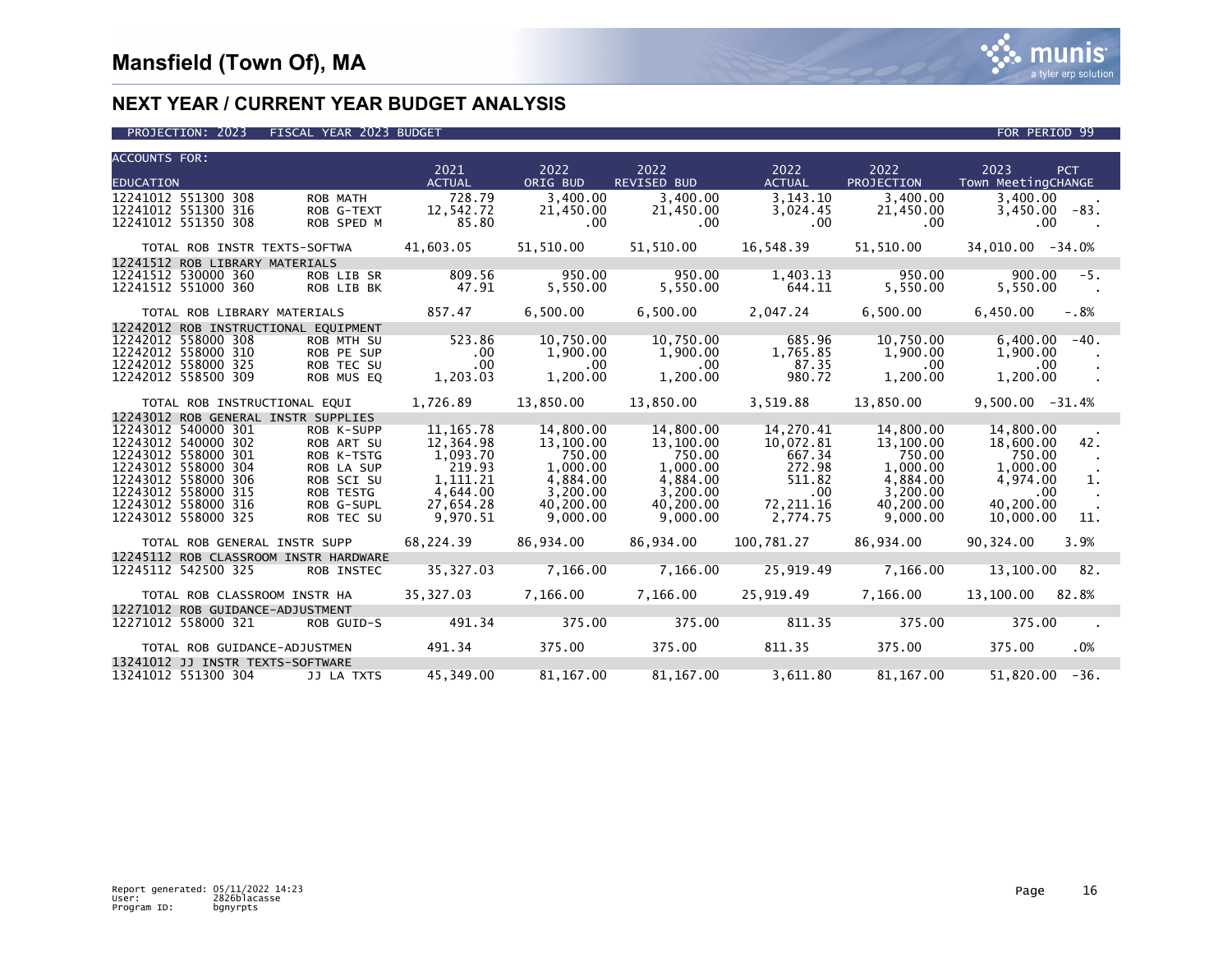# Mansfield (Town Of), MA

## NEXT YEAR / CURRENT YEAR BUDGET ANALYSIS

PROJECTION: 2023 FISCAL YEAR 2023 BUDGET FOR PERIOD 99

| ACCOUNTS FOR: EDUCATION | | 2021 ACTUAL | 2022 ORIG BUD | 2022 REVISED BUD | 2022 ACTUAL | 2022 PROJECTION | 2023 Town Meeting | PCT CHANGE |
|---|---|---|---|---|---|---|---|---|
| 12241012 551300 308 | ROB MATH | 728.79 | 3,400.00 | 3,400.00 | 3,143.10 | 3,400.00 | 3,400.00 | . |
| 12241012 551300 316 | ROB G-TEXT | 12,542.72 | 21,450.00 | 21,450.00 | 3,024.45 | 21,450.00 | 3,450.00 | -83. |
| 12241012 551350 308 | ROB SPED M | 85.80 | .00 | .00 | .00 | .00 | .00 | . |
| TOTAL ROB INSTR TEXTS-SOFTWA | | 41,603.05 | 51,510.00 | 51,510.00 | 16,548.39 | 51,510.00 | 34,010.00 | -34.0% |
| 12241512 ROB LIBRARY MATERIALS | | | | | | | | |
| 12241512 530000 360 | ROB LIB SR | 809.56 | 950.00 | 950.00 | 1,403.13 | 950.00 | 900.00 | -5. |
| 12241512 551000 360 | ROB LIB BK | 47.91 | 5,550.00 | 5,550.00 | 644.11 | 5,550.00 | 5,550.00 | . |
| TOTAL ROB LIBRARY MATERIALS | | 857.47 | 6,500.00 | 6,500.00 | 2,047.24 | 6,500.00 | 6,450.00 | -.8% |
| 12242012 ROB INSTRUCTIONAL EQUIPMENT | | | | | | | | |
| 12242012 558000 308 | ROB MTH SU | 523.86 | 10,750.00 | 10,750.00 | 685.96 | 10,750.00 | 6,400.00 | -40. |
| 12242012 558000 310 | ROB PE SUP | .00 | 1,900.00 | 1,900.00 | 1,765.85 | 1,900.00 | 1,900.00 | . |
| 12242012 558000 325 | ROB TEC SU | .00 | .00 | .00 | 87.35 | .00 | .00 | . |
| 12242012 558500 309 | ROB MUS EQ | 1,203.03 | 1,200.00 | 1,200.00 | 980.72 | 1,200.00 | 1,200.00 | . |
| TOTAL ROB INSTRUCTIONAL EQUI | | 1,726.89 | 13,850.00 | 13,850.00 | 3,519.88 | 13,850.00 | 9,500.00 | -31.4% |
| 12243012 ROB GENERAL INSTR SUPPLIES | | | | | | | | |
| 12243012 540000 301 | ROB K-SUPP | 11,165.78 | 14,800.00 | 14,800.00 | 14,270.41 | 14,800.00 | 14,800.00 | . |
| 12243012 540000 302 | ROB ART SU | 12,364.98 | 13,100.00 | 13,100.00 | 10,072.81 | 13,100.00 | 18,600.00 | 42. |
| 12243012 558000 301 | ROB K-TSTG | 1,093.70 | 750.00 | 750.00 | 667.34 | 750.00 | 750.00 | . |
| 12243012 558000 304 | ROB LA SUP | 219.93 | 1,000.00 | 1,000.00 | 272.98 | 1,000.00 | 1,000.00 | . |
| 12243012 558000 306 | ROB SCI SU | 1,111.21 | 4,884.00 | 4,884.00 | 511.82 | 4,884.00 | 4,974.00 | 1. |
| 12243012 558000 315 | ROB TESTG | 4,644.00 | 3,200.00 | 3,200.00 | .00 | 3,200.00 | .00 | . |
| 12243012 558000 316 | ROB G-SUPL | 27,654.28 | 40,200.00 | 40,200.00 | 72,211.16 | 40,200.00 | 40,200.00 | . |
| 12243012 558000 325 | ROB TEC SU | 9,970.51 | 9,000.00 | 9,000.00 | 2,774.75 | 9,000.00 | 10,000.00 | 11. |
| TOTAL ROB GENERAL INSTR SUPP | | 68,224.39 | 86,934.00 | 86,934.00 | 100,781.27 | 86,934.00 | 90,324.00 | 3.9% |
| 12245112 ROB CLASSROOM INSTR HARDWARE | | | | | | | | |
| 12245112 542500 325 | ROB INSTEC | 35,327.03 | 7,166.00 | 7,166.00 | 25,919.49 | 7,166.00 | 13,100.00 | 82. |
| TOTAL ROB CLASSROOM INSTR HA | | 35,327.03 | 7,166.00 | 7,166.00 | 25,919.49 | 7,166.00 | 13,100.00 | 82.8% |
| 12271012 ROB GUIDANCE-ADJUSTMENT | | | | | | | | |
| 12271012 558000 321 | ROB GUID-S | 491.34 | 375.00 | 375.00 | 811.35 | 375.00 | 375.00 | . |
| TOTAL ROB GUIDANCE-ADJUSTMEN | | 491.34 | 375.00 | 375.00 | 811.35 | 375.00 | 375.00 | .0% |
| 13241012 JJ INSTR TEXTS-SOFTWARE | | | | | | | | |
| 13241012 551300 304 | JJ LA TXTS | 45,349.00 | 81,167.00 | 81,167.00 | 3,611.80 | 81,167.00 | 51,820.00 | -36. |

Report generated: 05/11/2022 14:23
User: 2826blacasse
Program ID: bgnyrpts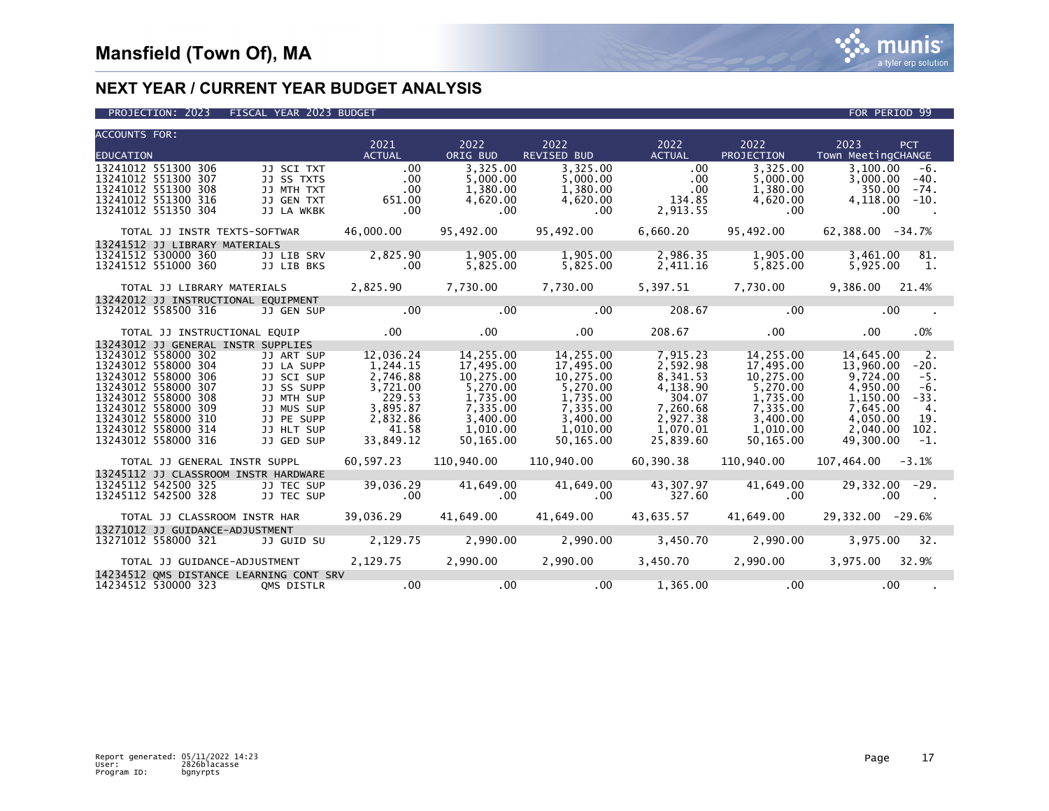# Mansfield (Town Of), MA

## NEXT YEAR / CURRENT YEAR BUDGET ANALYSIS

PROJECTION: 2023 FISCAL YEAR 2023 BUDGET FOR PERIOD 99

| ACCOUNTS FOR: EDUCATION | | 2021 ACTUAL | 2022 ORIG BUD | 2022 REVISED BUD | 2022 ACTUAL | 2022 PROJECTION | 2023 Town Meeting | PCT CHANGE |
|---|---|---|---|---|---|---|---|---|
| 13241012 551300 306 | JJ SCI TXT | .00 | 3,325.00 | 3,325.00 | .00 | 3,325.00 | 3,100.00 | -6. |
| 13241012 551300 307 | JJ SS TXTS | .00 | 5,000.00 | 5,000.00 | .00 | 5,000.00 | 3,000.00 | -40. |
| 13241012 551300 308 | JJ MTH TXT | .00 | 1,380.00 | 1,380.00 | .00 | 1,380.00 | 350.00 | -74. |
| 13241012 551300 316 | JJ GEN TXT | 651.00 | 4,620.00 | 4,620.00 | 134.85 | 4,620.00 | 4,118.00 | -10. |
| 13241012 551350 304 | JJ LA WKBK | .00 | .00 | .00 | 2,913.55 | .00 | .00 | . |
| TOTAL JJ INSTR TEXTS-SOFTWAR | | 46,000.00 | 95,492.00 | 95,492.00 | 6,660.20 | 95,492.00 | 62,388.00 | -34.7% |
| 13241512 JJ LIBRARY MATERIALS | | | | | | | | |
| 13241512 530000 360 | JJ LIB SRV | 2,825.90 | 1,905.00 | 1,905.00 | 2,986.35 | 1,905.00 | 3,461.00 | 81. |
| 13241512 551000 360 | JJ LIB BKS | .00 | 5,825.00 | 5,825.00 | 2,411.16 | 5,825.00 | 5,925.00 | 1. |
| TOTAL JJ LIBRARY MATERIALS | | 2,825.90 | 7,730.00 | 7,730.00 | 5,397.51 | 7,730.00 | 9,386.00 | 21.4% |
| 13242012 JJ INSTRUCTIONAL EQUIPMENT | | | | | | | | |
| 13242012 558500 316 | JJ GEN SUP | .00 | .00 | .00 | 208.67 | .00 | .00 | . |
| TOTAL JJ INSTRUCTIONAL EQUIP | | .00 | .00 | .00 | 208.67 | .00 | .00 | .0% |
| 13243012 JJ GENERAL INSTR SUPPLIES | | | | | | | | |
| 13243012 558000 302 | JJ ART SUP | 12,036.24 | 14,255.00 | 14,255.00 | 7,915.23 | 14,255.00 | 14,645.00 | 2. |
| 13243012 558000 304 | JJ LA SUPP | 1,244.15 | 17,495.00 | 17,495.00 | 2,592.98 | 17,495.00 | 13,960.00 | -20. |
| 13243012 558000 306 | JJ SCI SUP | 2,746.88 | 10,275.00 | 10,275.00 | 8,341.53 | 10,275.00 | 9,724.00 | -5. |
| 13243012 558000 307 | JJ SS SUPP | 3,721.00 | 5,270.00 | 5,270.00 | 4,138.90 | 5,270.00 | 4,950.00 | -6. |
| 13243012 558000 308 | JJ MTH SUP | 229.53 | 1,735.00 | 1,735.00 | 304.07 | 1,735.00 | 1,150.00 | -33. |
| 13243012 558000 309 | JJ MUS SUP | 3,895.87 | 7,335.00 | 7,335.00 | 7,260.68 | 7,335.00 | 7,645.00 | 4. |
| 13243012 558000 310 | JJ PE SUPP | 2,832.86 | 3,400.00 | 3,400.00 | 2,927.38 | 3,400.00 | 4,050.00 | 19. |
| 13243012 558000 314 | JJ HLT SUP | 41.58 | 1,010.00 | 1,010.00 | 1,070.01 | 1,010.00 | 2,040.00 | 102. |
| 13243012 558000 316 | JJ GED SUP | 33,849.12 | 50,165.00 | 50,165.00 | 25,839.60 | 50,165.00 | 49,300.00 | -1. |
| TOTAL JJ GENERAL INSTR SUPPL | | 60,597.23 | 110,940.00 | 110,940.00 | 60,390.38 | 110,940.00 | 107,464.00 | -3.1% |
| 13245112 JJ CLASSROOM INSTR HARDWARE | | | | | | | | |
| 13245112 542500 325 | JJ TEC SUP | 39,036.29 | 41,649.00 | 41,649.00 | 43,307.97 | 41,649.00 | 29,332.00 | -29. |
| 13245112 542500 328 | JJ TEC SUP | .00 | .00 | .00 | 327.60 | .00 | .00 | . |
| TOTAL JJ CLASSROOM INSTR HAR | | 39,036.29 | 41,649.00 | 41,649.00 | 43,635.57 | 41,649.00 | 29,332.00 | -29.6% |
| 13271012 JJ GUIDANCE-ADJUSTMENT | | | | | | | | |
| 13271012 558000 321 | JJ GUID SU | 2,129.75 | 2,990.00 | 2,990.00 | 3,450.70 | 2,990.00 | 3,975.00 | 32. |
| TOTAL JJ GUIDANCE-ADJUSTMENT | | 2,129.75 | 2,990.00 | 2,990.00 | 3,450.70 | 2,990.00 | 3,975.00 | 32.9% |
| 14234512 QMS DISTANCE LEARNING CONT SRV | | | | | | | | |
| 14234512 530000 323 | QMS DISTLR | .00 | .00 | .00 | 1,365.00 | .00 | .00 | . |

Report generated: 05/11/2022 14:23
User: 2826blacasse
Program ID: bgnyrpts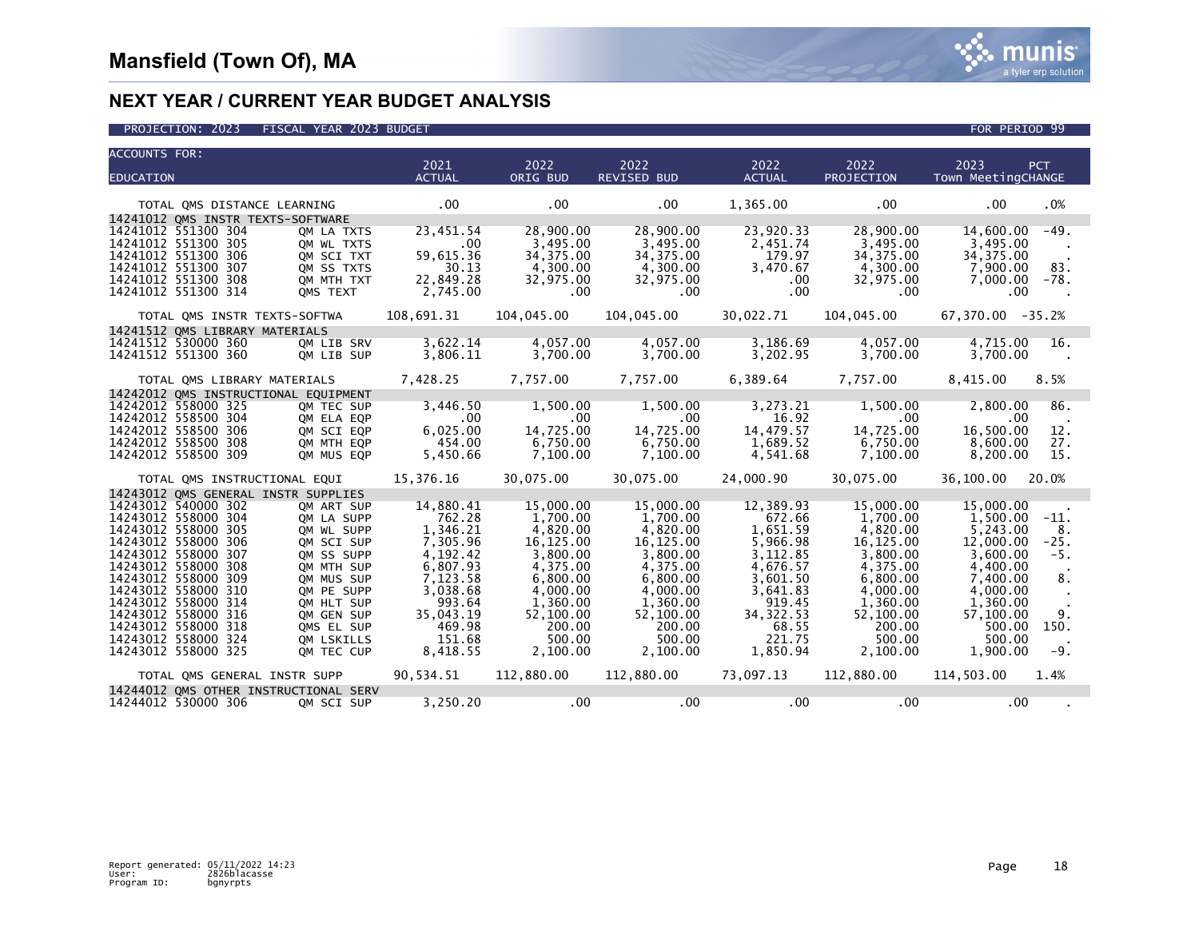# Mansfield (Town Of), MA

## NEXT YEAR / CURRENT YEAR BUDGET ANALYSIS

PROJECTION: 2023 FISCAL YEAR 2023 BUDGET FOR PERIOD 99

| ACCOUNTS FOR: EDUCATION | | 2021 ACTUAL | 2022 ORIG BUD | 2022 REVISED BUD | 2022 ACTUAL | 2022 PROJECTION | 2023 Town Meeting | PCT CHANGE |
|---|---|---|---|---|---|---|---|---|
| TOTAL QMS DISTANCE LEARNING | | .00 | .00 | .00 | 1,365.00 | .00 | .00 | .0% |
| 14241012 QMS INSTR TEXTS-SOFTWARE | | | | | | | | |
| 14241012 551300 304 | QM LA TXTS | 23,451.54 | 28,900.00 | 28,900.00 | 23,920.33 | 28,900.00 | 14,600.00 | -49. |
| 14241012 551300 305 | QM WL TXTS | .00 | 3,495.00 | 3,495.00 | 2,451.74 | 3,495.00 | 3,495.00 | . |
| 14241012 551300 306 | QM SCI TXT | 59,615.36 | 34,375.00 | 34,375.00 | 179.97 | 34,375.00 | 34,375.00 | . |
| 14241012 551300 307 | QM SS TXTS | 30.13 | 4,300.00 | 4,300.00 | 3,470.67 | 4,300.00 | 7,900.00 | 83. |
| 14241012 551300 308 | QM MTH TXT | 22,849.28 | 32,975.00 | 32,975.00 | .00 | 32,975.00 | 7,000.00 | -78. |
| 14241012 551300 314 | QMS TEXT | 2,745.00 | .00 | .00 | .00 | .00 | .00 | . |
| TOTAL QMS INSTR TEXTS-SOFTWA | | 108,691.31 | 104,045.00 | 104,045.00 | 30,022.71 | 104,045.00 | 67,370.00 | -35.2% |
| 14241512 QMS LIBRARY MATERIALS | | | | | | | | |
| 14241512 530000 360 | QM LIB SRV | 3,622.14 | 4,057.00 | 4,057.00 | 3,186.69 | 4,057.00 | 4,715.00 | 16. |
| 14241512 551300 360 | QM LIB SUP | 3,806.11 | 3,700.00 | 3,700.00 | 3,202.95 | 3,700.00 | 3,700.00 | . |
| TOTAL QMS LIBRARY MATERIALS | | 7,428.25 | 7,757.00 | 7,757.00 | 6,389.64 | 7,757.00 | 8,415.00 | 8.5% |
| 14242012 QMS INSTRUCTIONAL EQUIPMENT | | | | | | | | |
| 14242012 558000 325 | QM TEC SUP | 3,446.50 | 1,500.00 | 1,500.00 | 3,273.21 | 1,500.00 | 2,800.00 | 86. |
| 14242012 558500 304 | QM ELA EQP | .00 | .00 | .00 | 16.92 | .00 | .00 | . |
| 14242012 558500 306 | QM SCI EQP | 6,025.00 | 14,725.00 | 14,725.00 | 14,479.57 | 14,725.00 | 16,500.00 | 12. |
| 14242012 558500 308 | QM MTH EQP | 454.00 | 6,750.00 | 6,750.00 | 1,689.52 | 6,750.00 | 8,600.00 | 27. |
| 14242012 558500 309 | QM MUS EQP | 5,450.66 | 7,100.00 | 7,100.00 | 4,541.68 | 7,100.00 | 8,200.00 | 15. |
| TOTAL QMS INSTRUCTIONAL EQUI | | 15,376.16 | 30,075.00 | 30,075.00 | 24,000.90 | 30,075.00 | 36,100.00 | 20.0% |
| 14243012 QMS GENERAL INSTR SUPPLIES | | | | | | | | |
| 14243012 540000 302 | QM ART SUP | 14,880.41 | 15,000.00 | 15,000.00 | 12,389.93 | 15,000.00 | 15,000.00 | . |
| 14243012 558000 304 | QM LA SUPP | 762.28 | 1,700.00 | 1,700.00 | 672.66 | 1,700.00 | 1,500.00 | -11. |
| 14243012 558000 305 | QM WL SUPP | 1,346.21 | 4,820.00 | 4,820.00 | 1,651.59 | 4,820.00 | 5,243.00 | 8. |
| 14243012 558000 306 | QM SCI SUP | 7,305.96 | 16,125.00 | 16,125.00 | 5,966.98 | 16,125.00 | 12,000.00 | -25. |
| 14243012 558000 307 | QM SS SUPP | 4,192.42 | 3,800.00 | 3,800.00 | 3,112.85 | 3,800.00 | 3,600.00 | -5. |
| 14243012 558000 308 | QM MTH SUP | 6,807.93 | 4,375.00 | 4,375.00 | 4,676.57 | 4,375.00 | 4,400.00 | . |
| 14243012 558000 309 | QM MUS SUP | 7,123.58 | 6,800.00 | 6,800.00 | 3,601.50 | 6,800.00 | 7,400.00 | 8. |
| 14243012 558000 310 | QM PE SUPP | 3,038.68 | 4,000.00 | 4,000.00 | 3,641.83 | 4,000.00 | 4,000.00 | . |
| 14243012 558000 314 | QM HLT SUP | 993.64 | 1,360.00 | 1,360.00 | 919.45 | 1,360.00 | 1,360.00 | . |
| 14243012 558000 316 | QM GEN SUP | 35,043.19 | 52,100.00 | 52,100.00 | 34,322.53 | 52,100.00 | 57,100.00 | 9. |
| 14243012 558000 318 | QMS EL SUP | 469.98 | 200.00 | 200.00 | 68.55 | 200.00 | 500.00 | 150. |
| 14243012 558000 324 | QM LSKILLS | 151.68 | 500.00 | 500.00 | 221.75 | 500.00 | 500.00 | . |
| 14243012 558000 325 | QM TEC CUP | 8,418.55 | 2,100.00 | 2,100.00 | 1,850.94 | 2,100.00 | 1,900.00 | -9. |
| TOTAL QMS GENERAL INSTR SUPP | | 90,534.51 | 112,880.00 | 112,880.00 | 73,097.13 | 112,880.00 | 114,503.00 | 1.4% |
| 14244012 QMS OTHER INSTRUCTIONAL SERV | | | | | | | | |
| 14244012 530000 306 | QM SCI SUP | 3,250.20 | .00 | .00 | .00 | .00 | .00 | . |

Report generated: 05/11/2022 14:23
User: 2826blacasse
Program ID: bgnyrpts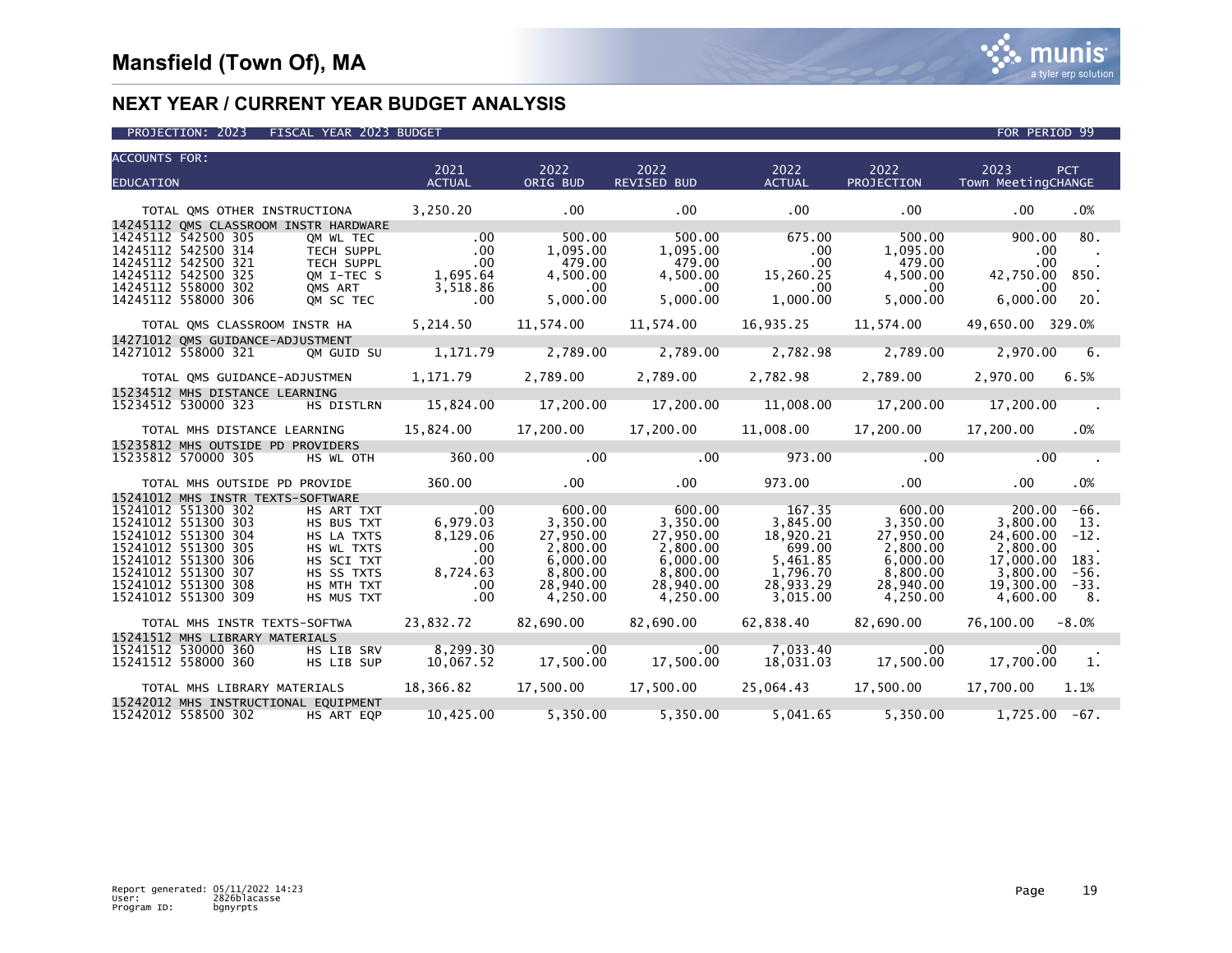# Mansfield (Town Of), MA

## NEXT YEAR / CURRENT YEAR BUDGET ANALYSIS

PROJECTION: 2023 FISCAL YEAR 2023 BUDGET FOR PERIOD 99

| ACCOUNTS FOR: EDUCATION | | 2021 ACTUAL | 2022 ORIG BUD | 2022 REVISED BUD | 2022 ACTUAL | 2022 PROJECTION | 2023 Town Meeting | PCT CHANGE |
|---|---|---|---|---|---|---|---|---|
| TOTAL QMS OTHER INSTRUCTIONA | | 3,250.20 | .00 | .00 | .00 | .00 | .00 | .0% |
| 14245112 QMS CLASSROOM INSTR HARDWARE | | | | | | | | |
| 14245112 542500 305 | QM WL TEC | .00 | 500.00 | 500.00 | 675.00 | 500.00 | 900.00 | 80. |
| 14245112 542500 314 | TECH SUPPL | .00 | 1,095.00 | 1,095.00 | .00 | 1,095.00 | .00 | . |
| 14245112 542500 321 | TECH SUPPL | .00 | 479.00 | 479.00 | .00 | 479.00 | .00 | . |
| 14245112 542500 325 | QM I-TEC S | 1,695.64 | 4,500.00 | 4,500.00 | 15,260.25 | 4,500.00 | 42,750.00 | 850. |
| 14245112 558000 302 | QMS ART | 3,518.86 | .00 | .00 | .00 | .00 | .00 | . |
| 14245112 558000 306 | QM SC TEC | .00 | 5,000.00 | 5,000.00 | 1,000.00 | 5,000.00 | 6,000.00 | 20. |
| TOTAL QMS CLASSROOM INSTR HA | | 5,214.50 | 11,574.00 | 11,574.00 | 16,935.25 | 11,574.00 | 49,650.00 | 329.0% |
| 14271012 QMS GUIDANCE-ADJUSTMENT | | | | | | | | |
| 14271012 558000 321 | QM GUID SU | 1,171.79 | 2,789.00 | 2,789.00 | 2,782.98 | 2,789.00 | 2,970.00 | 6. |
| TOTAL QMS GUIDANCE-ADJUSTMEN | | 1,171.79 | 2,789.00 | 2,789.00 | 2,782.98 | 2,789.00 | 2,970.00 | 6.5% |
| 15234512 MHS DISTANCE LEARNING | | | | | | | | |
| 15234512 530000 323 | HS DISTLRN | 15,824.00 | 17,200.00 | 17,200.00 | 11,008.00 | 17,200.00 | 17,200.00 | . |
| TOTAL MHS DISTANCE LEARNING | | 15,824.00 | 17,200.00 | 17,200.00 | 11,008.00 | 17,200.00 | 17,200.00 | .0% |
| 15235812 MHS OUTSIDE PD PROVIDERS | | | | | | | | |
| 15235812 570000 305 | HS WL OTH | 360.00 | .00 | .00 | 973.00 | .00 | .00 | . |
| TOTAL MHS OUTSIDE PD PROVIDE | | 360.00 | .00 | .00 | 973.00 | .00 | .00 | .0% |
| 15241012 MHS INSTR TEXTS-SOFTWARE | | | | | | | | |
| 15241012 551300 302 | HS ART TXT | .00 | 600.00 | 600.00 | 167.35 | 600.00 | 200.00 | -66. |
| 15241012 551300 303 | HS BUS TXT | 6,979.03 | 3,350.00 | 3,350.00 | 3,845.00 | 3,350.00 | 3,800.00 | 13. |
| 15241012 551300 304 | HS LA TXTS | 8,129.06 | 27,950.00 | 27,950.00 | 18,920.21 | 27,950.00 | 24,600.00 | -12. |
| 15241012 551300 305 | HS WL TXTS | .00 | 2,800.00 | 2,800.00 | 699.00 | 2,800.00 | 2,800.00 | . |
| 15241012 551300 306 | HS SCI TXT | .00 | 6,000.00 | 6,000.00 | 5,461.85 | 6,000.00 | 17,000.00 | 183. |
| 15241012 551300 307 | HS SS TXTS | 8,724.63 | 8,800.00 | 8,800.00 | 1,796.70 | 8,800.00 | 3,800.00 | -56. |
| 15241012 551300 308 | HS MTH TXT | .00 | 28,940.00 | 28,940.00 | 28,933.29 | 28,940.00 | 19,300.00 | -33. |
| 15241012 551300 309 | HS MUS TXT | .00 | 4,250.00 | 4,250.00 | 3,015.00 | 4,250.00 | 4,600.00 | 8. |
| TOTAL MHS INSTR TEXTS-SOFTWA | | 23,832.72 | 82,690.00 | 82,690.00 | 62,838.40 | 82,690.00 | 76,100.00 | -8.0% |
| 15241512 MHS LIBRARY MATERIALS | | | | | | | | |
| 15241512 530000 360 | HS LIB SRV | 8,299.30 | .00 | .00 | 7,033.40 | .00 | .00 | . |
| 15241512 558000 360 | HS LIB SUP | 10,067.52 | 17,500.00 | 17,500.00 | 18,031.03 | 17,500.00 | 17,700.00 | 1. |
| TOTAL MHS LIBRARY MATERIALS | | 18,366.82 | 17,500.00 | 17,500.00 | 25,064.43 | 17,500.00 | 17,700.00 | 1.1% |
| 15242012 MHS INSTRUCTIONAL EQUIPMENT | | | | | | | | |
| 15242012 558500 302 | HS ART EQP | 10,425.00 | 5,350.00 | 5,350.00 | 5,041.65 | 5,350.00 | 1,725.00 | -67. |

Report generated: 05/11/2022 14:23
User: 2826blacasse
Program ID: bgnyrpts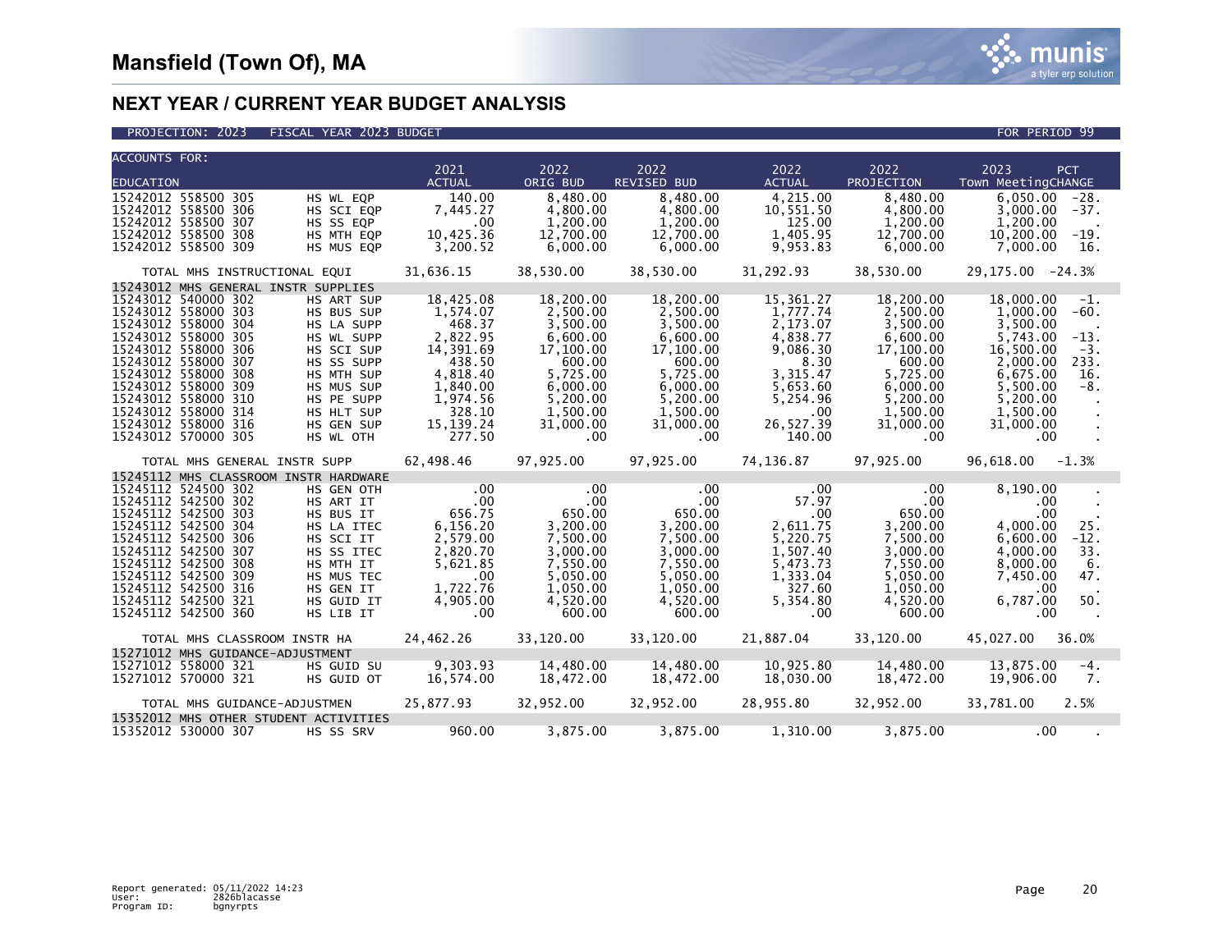# Mansfield (Town Of), MA

## NEXT YEAR / CURRENT YEAR BUDGET ANALYSIS

PROJECTION: 2023 FISCAL YEAR 2023 BUDGET FOR PERIOD 99

| ACCOUNTS FOR: EDUCATION | | 2021 ACTUAL | 2022 ORIG BUD | 2022 REVISED BUD | 2022 ACTUAL | 2022 PROJECTION | 2023 Town Meeting | PCT CHANGE |
|---|---|---|---|---|---|---|---|---|
| 15242012 558500 305 | HS WL EQP | 140.00 | 8,480.00 | 8,480.00 | 4,215.00 | 8,480.00 | 6,050.00 | -28. |
| 15242012 558500 306 | HS SCI EQP | 7,445.27 | 4,800.00 | 4,800.00 | 10,551.50 | 4,800.00 | 3,000.00 | -37. |
| 15242012 558500 307 | HS SS EQP | .00 | 1,200.00 | 1,200.00 | 125.00 | 1,200.00 | 1,200.00 | . |
| 15242012 558500 308 | HS MTH EQP | 10,425.36 | 12,700.00 | 12,700.00 | 1,405.95 | 12,700.00 | 10,200.00 | -19. |
| 15242012 558500 309 | HS MUS EQP | 3,200.52 | 6,000.00 | 6,000.00 | 9,953.83 | 6,000.00 | 7,000.00 | 16. |
| TOTAL MHS INSTRUCTIONAL EQUI | | 31,636.15 | 38,530.00 | 38,530.00 | 31,292.93 | 38,530.00 | 29,175.00 | -24.3% |
| 15243012 MHS GENERAL INSTR SUPPLIES | | | | | | | | |
| 15243012 540000 302 | HS ART SUP | 18,425.08 | 18,200.00 | 18,200.00 | 15,361.27 | 18,200.00 | 18,000.00 | -1. |
| 15243012 558000 303 | HS BUS SUP | 1,574.07 | 2,500.00 | 2,500.00 | 1,777.74 | 2,500.00 | 1,000.00 | -60. |
| 15243012 558000 304 | HS LA SUPP | 468.37 | 3,500.00 | 3,500.00 | 2,173.07 | 3,500.00 | 3,500.00 | . |
| 15243012 558000 305 | HS WL SUPP | 2,822.95 | 6,600.00 | 6,600.00 | 4,838.77 | 6,600.00 | 5,743.00 | -13. |
| 15243012 558000 306 | HS SCI SUP | 14,391.69 | 17,100.00 | 17,100.00 | 9,086.30 | 17,100.00 | 16,500.00 | -3. |
| 15243012 558000 307 | HS SS SUPP | 438.50 | 600.00 | 600.00 | 8.30 | 600.00 | 2,000.00 | 233. |
| 15243012 558000 308 | HS MTH SUP | 4,818.40 | 5,725.00 | 5,725.00 | 3,315.47 | 5,725.00 | 6,675.00 | 16. |
| 15243012 558000 309 | HS MUS SUP | 1,840.00 | 6,000.00 | 6,000.00 | 5,653.60 | 6,000.00 | 5,500.00 | -8. |
| 15243012 558000 310 | HS PE SUPP | 1,974.56 | 5,200.00 | 5,200.00 | 5,254.96 | 5,200.00 | 5,200.00 | . |
| 15243012 558000 314 | HS HLT SUP | 328.10 | 1,500.00 | 1,500.00 | .00 | 1,500.00 | 1,500.00 | . |
| 15243012 558000 316 | HS GEN SUP | 15,139.24 | 31,000.00 | 31,000.00 | 26,527.39 | 31,000.00 | 31,000.00 | . |
| 15243012 570000 305 | HS WL OTH | 277.50 | .00 | .00 | 140.00 | .00 | .00 | . |
| TOTAL MHS GENERAL INSTR SUPP | | 62,498.46 | 97,925.00 | 97,925.00 | 74,136.87 | 97,925.00 | 96,618.00 | -1.3% |
| 15245112 MHS CLASSROOM INSTR HARDWARE | | | | | | | | |
| 15245112 524500 302 | HS GEN OTH | .00 | .00 | .00 | .00 | .00 | 8,190.00 | . |
| 15245112 542500 302 | HS ART IT | .00 | .00 | .00 | 57.97 | .00 | .00 | . |
| 15245112 542500 303 | HS BUS IT | 656.75 | 650.00 | 650.00 | .00 | 650.00 | .00 | . |
| 15245112 542500 304 | HS LA ITEC | 6,156.20 | 3,200.00 | 3,200.00 | 2,611.75 | 3,200.00 | 4,000.00 | 25. |
| 15245112 542500 306 | HS SCI IT | 2,579.00 | 7,500.00 | 7,500.00 | 5,220.75 | 7,500.00 | 6,600.00 | -12. |
| 15245112 542500 307 | HS SS ITEC | 2,820.70 | 3,000.00 | 3,000.00 | 1,507.40 | 3,000.00 | 4,000.00 | 33. |
| 15245112 542500 308 | HS MTH IT | 5,621.85 | 7,550.00 | 7,550.00 | 5,473.73 | 7,550.00 | 8,000.00 | 6. |
| 15245112 542500 309 | HS MUS TEC | .00 | 5,050.00 | 5,050.00 | 1,333.04 | 5,050.00 | 7,450.00 | 47. |
| 15245112 542500 316 | HS GEN IT | 1,722.76 | 1,050.00 | 1,050.00 | 327.60 | 1,050.00 | .00 | . |
| 15245112 542500 321 | HS GUID IT | 4,905.00 | 4,520.00 | 4,520.00 | 5,354.80 | 4,520.00 | 6,787.00 | 50. |
| 15245112 542500 360 | HS LIB IT | .00 | 600.00 | 600.00 | .00 | 600.00 | .00 | . |
| TOTAL MHS CLASSROOM INSTR HA | | 24,462.26 | 33,120.00 | 33,120.00 | 21,887.04 | 33,120.00 | 45,027.00 | 36.0% |
| 15271012 MHS GUIDANCE-ADJUSTMENT | | | | | | | | |
| 15271012 558000 321 | HS GUID SU | 9,303.93 | 14,480.00 | 14,480.00 | 10,925.80 | 14,480.00 | 13,875.00 | -4. |
| 15271012 570000 321 | HS GUID OT | 16,574.00 | 18,472.00 | 18,472.00 | 18,030.00 | 18,472.00 | 19,906.00 | 7. |
| TOTAL MHS GUIDANCE-ADJUSTMEN | | 25,877.93 | 32,952.00 | 32,952.00 | 28,955.80 | 32,952.00 | 33,781.00 | 2.5% |
| 15352012 MHS OTHER STUDENT ACTIVITIES | | | | | | | | |
| 15352012 530000 307 | HS SS SRV | 960.00 | 3,875.00 | 3,875.00 | 1,310.00 | 3,875.00 | .00 | . |

Report generated: 05/11/2022 14:23
User: 2826blacasse
Program ID: bgnyrpts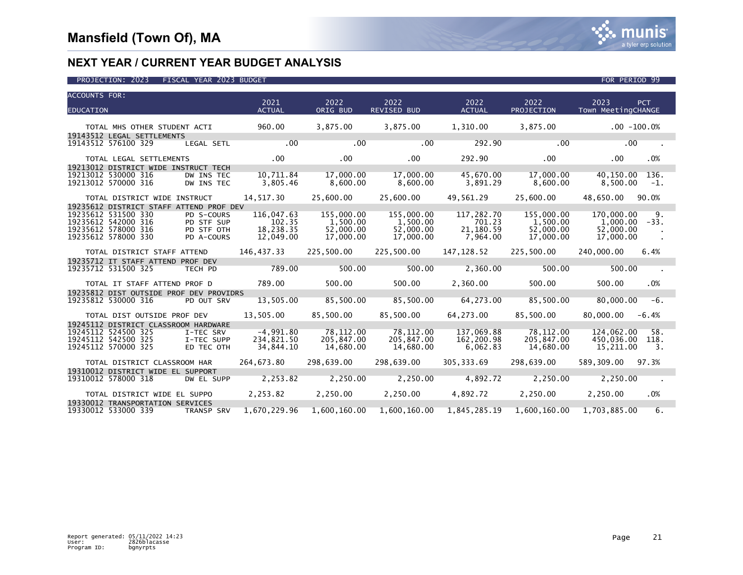# Mansfield (Town Of), MA

## NEXT YEAR / CURRENT YEAR BUDGET ANALYSIS

PROJECTION: 2023 FISCAL YEAR 2023 BUDGET FOR PERIOD 99

| ACCOUNTS FOR: EDUCATION | | 2021 ACTUAL | 2022 ORIG BUD | 2022 REVISED BUD | 2022 ACTUAL | 2022 PROJECTION | 2023 Town Meeting | PCT CHANGE |
|---|---|---|---|---|---|---|---|---|
| TOTAL MHS OTHER STUDENT ACTI | | 960.00 | 3,875.00 | 3,875.00 | 1,310.00 | 3,875.00 | .00 | -100.0% |
| 19143512 LEGAL SETTLEMENTS | | | | | | | | |
| 19143512 576100 329 | LEGAL SETL | .00 | .00 | .00 | 292.90 | .00 | .00 | . |
| TOTAL LEGAL SETTLEMENTS | | .00 | .00 | .00 | 292.90 | .00 | .00 | .0% |
| 19213012 DISTRICT WIDE INSTRUCT TECH | | | | | | | | |
| 19213012 530000 316 | DW INS TEC | 10,711.84 | 17,000.00 | 17,000.00 | 45,670.00 | 17,000.00 | 40,150.00 | 136. |
| 19213012 570000 316 | DW INS TEC | 3,805.46 | 8,600.00 | 8,600.00 | 3,891.29 | 8,600.00 | 8,500.00 | -1. |
| TOTAL DISTRICT WIDE INSTRUCT | | 14,517.30 | 25,600.00 | 25,600.00 | 49,561.29 | 25,600.00 | 48,650.00 | 90.0% |
| 19235612 DISTRICT STAFF ATTEND PROF DEV | | | | | | | | |
| 19235612 531500 330 | PD S-COURS | 116,047.63 | 155,000.00 | 155,000.00 | 117,282.70 | 155,000.00 | 170,000.00 | 9. |
| 19235612 542000 316 | PD STF SUP | 102.35 | 1,500.00 | 1,500.00 | 701.23 | 1,500.00 | 1,000.00 | -33. |
| 19235612 578000 316 | PD STF OTH | 18,238.35 | 52,000.00 | 52,000.00 | 21,180.59 | 52,000.00 | 52,000.00 | . |
| 19235612 578000 330 | PD A-COURS | 12,049.00 | 17,000.00 | 17,000.00 | 7,964.00 | 17,000.00 | 17,000.00 | . |
| TOTAL DISTRICT STAFF ATTEND | | 146,437.33 | 225,500.00 | 225,500.00 | 147,128.52 | 225,500.00 | 240,000.00 | 6.4% |
| 19235712 IT STAFF ATTEND PROF DEV | | | | | | | | |
| 19235712 531500 325 | TECH PD | 789.00 | 500.00 | 500.00 | 2,360.00 | 500.00 | 500.00 | . |
| TOTAL IT STAFF ATTEND PROF D | | 789.00 | 500.00 | 500.00 | 2,360.00 | 500.00 | 500.00 | .0% |
| 19235812 DIST OUTSIDE PROF DEV PROVIDRS | | | | | | | | |
| 19235812 530000 316 | PD OUT SRV | 13,505.00 | 85,500.00 | 85,500.00 | 64,273.00 | 85,500.00 | 80,000.00 | -6. |
| TOTAL DIST OUTSIDE PROF DEV | | 13,505.00 | 85,500.00 | 85,500.00 | 64,273.00 | 85,500.00 | 80,000.00 | -6.4% |
| 19245112 DISTRICT CLASSROOM HARDWARE | | | | | | | | |
| 19245112 524500 325 | I-TEC SRV | -4,991.80 | 78,112.00 | 78,112.00 | 137,069.88 | 78,112.00 | 124,062.00 | 58. |
| 19245112 542500 325 | I-TEC SUPP | 234,821.50 | 205,847.00 | 205,847.00 | 162,200.98 | 205,847.00 | 450,036.00 | 118. |
| 19245112 570000 325 | ED TEC OTH | 34,844.10 | 14,680.00 | 14,680.00 | 6,062.83 | 14,680.00 | 15,211.00 | 3. |
| TOTAL DISTRICT CLASSROOM HAR | | 264,673.80 | 298,639.00 | 298,639.00 | 305,333.69 | 298,639.00 | 589,309.00 | 97.3% |
| 19310012 DISTRICT WIDE EL SUPPORT | | | | | | | | |
| 19310012 578000 318 | DW EL SUPP | 2,253.82 | 2,250.00 | 2,250.00 | 4,892.72 | 2,250.00 | 2,250.00 | . |
| TOTAL DISTRICT WIDE EL SUPPO | | 2,253.82 | 2,250.00 | 2,250.00 | 4,892.72 | 2,250.00 | 2,250.00 | .0% |
| 19330012 TRANSPORTATION SERVICES | | | | | | | | |
| 19330012 533000 339 | TRANSP SRV | 1,670,229.96 | 1,600,160.00 | 1,600,160.00 | 1,845,285.19 | 1,600,160.00 | 1,703,885.00 | 6. |

Report generated: 05/11/2022 14:23
User: 2826blacasse
Program ID: bgnyrpts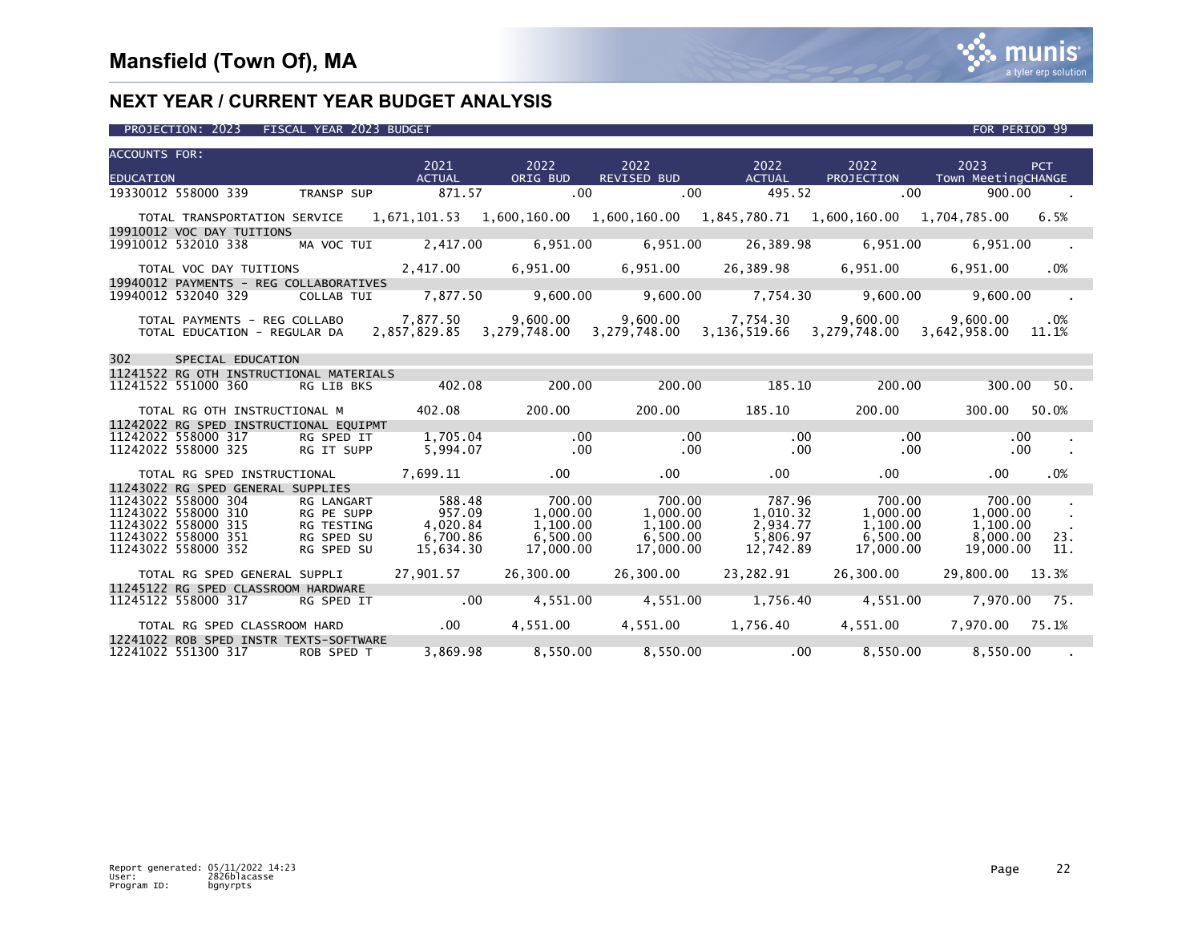# Mansfield (Town Of), MA

## NEXT YEAR / CURRENT YEAR BUDGET ANALYSIS

PROJECTION: 2023 FISCAL YEAR 2023 BUDGET FOR PERIOD 99

| ACCOUNTS FOR: EDUCATION | | 2021 ACTUAL | 2022 ORIG BUD | 2022 REVISED BUD | 2022 ACTUAL | 2022 PROJECTION | 2023 Town Meeting | PCT CHANGE |
|---|---|---|---|---|---|---|---|---|
| 19330012 558000 339 | TRANSP SUP | 871.57 | .00 | .00 | 495.52 | .00 | 900.00 | . |
| TOTAL TRANSPORTATION SERVICE | | 1,671,101.53 | 1,600,160.00 | 1,600,160.00 | 1,845,780.71 | 1,600,160.00 | 1,704,785.00 | 6.5% |
| 19910012 VOC DAY TUITIONS | | | | | | | | |
| 19910012 532010 338 | MA VOC TUI | 2,417.00 | 6,951.00 | 6,951.00 | 26,389.98 | 6,951.00 | 6,951.00 | . |
| TOTAL VOC DAY TUITIONS | | 2,417.00 | 6,951.00 | 6,951.00 | 26,389.98 | 6,951.00 | 6,951.00 | .0% |
| 19940012 PAYMENTS - REG COLLABORATIVES | | | | | | | | |
| 19940012 532040 329 | COLLAB TUI | 7,877.50 | 9,600.00 | 9,600.00 | 7,754.30 | 9,600.00 | 9,600.00 | . |
| TOTAL PAYMENTS - REG COLLABO | | 7,877.50 | 9,600.00 | 9,600.00 | 7,754.30 | 9,600.00 | 9,600.00 | .0% |
| TOTAL EDUCATION - REGULAR DA | | 2,857,829.85 | 3,279,748.00 | 3,279,748.00 | 3,136,519.66 | 3,279,748.00 | 3,642,958.00 | 11.1% |
| 302 SPECIAL EDUCATION | | | | | | | | |
| 11241522 RG OTH INSTRUCTIONAL MATERIALS | | | | | | | | |
| 11241522 551000 360 | RG LIB BKS | 402.08 | 200.00 | 200.00 | 185.10 | 200.00 | 300.00 | 50. |
| TOTAL RG OTH INSTRUCTIONAL M | | 402.08 | 200.00 | 200.00 | 185.10 | 200.00 | 300.00 | 50.0% |
| 11242022 RG SPED INSTRUCTIONAL EQUIPMT | | | | | | | | |
| 11242022 558000 317 | RG SPED IT | 1,705.04 | .00 | .00 | .00 | .00 | .00 | . |
| 11242022 558000 325 | RG IT SUPP | 5,994.07 | .00 | .00 | .00 | .00 | .00 | . |
| TOTAL RG SPED INSTRUCTIONAL | | 7,699.11 | .00 | .00 | .00 | .00 | .00 | .0% |
| 11243022 RG SPED GENERAL SUPPLIES | | | | | | | | |
| 11243022 558000 304 | RG LANGART | 588.48 | 700.00 | 700.00 | 787.96 | 700.00 | 700.00 | . |
| 11243022 558000 310 | RG PE SUPP | 957.09 | 1,000.00 | 1,000.00 | 1,010.32 | 1,000.00 | 1,000.00 | . |
| 11243022 558000 315 | RG TESTING | 4,020.84 | 1,100.00 | 1,100.00 | 2,934.77 | 1,100.00 | 1,100.00 | . |
| 11243022 558000 351 | RG SPED SU | 6,700.86 | 6,500.00 | 6,500.00 | 5,806.97 | 6,500.00 | 8,000.00 | 23. |
| 11243022 558000 352 | RG SPED SU | 15,634.30 | 17,000.00 | 17,000.00 | 12,742.89 | 17,000.00 | 19,000.00 | 11. |
| TOTAL RG SPED GENERAL SUPPLI | | 27,901.57 | 26,300.00 | 26,300.00 | 23,282.91 | 26,300.00 | 29,800.00 | 13.3% |
| 11245122 RG SPED CLASSROOM HARDWARE | | | | | | | | |
| 11245122 558000 317 | RG SPED IT | .00 | 4,551.00 | 4,551.00 | 1,756.40 | 4,551.00 | 7,970.00 | 75. |
| TOTAL RG SPED CLASSROOM HARD | | .00 | 4,551.00 | 4,551.00 | 1,756.40 | 4,551.00 | 7,970.00 | 75.1% |
| 12241022 ROB SPED INSTR TEXTS-SOFTWARE | | | | | | | | |
| 12241022 551300 317 | ROB SPED T | 3,869.98 | 8,550.00 | 8,550.00 | .00 | 8,550.00 | 8,550.00 | . |

Report generated: 05/11/2022 14:23
User: 2826blacasse
Program ID: bgnyrpts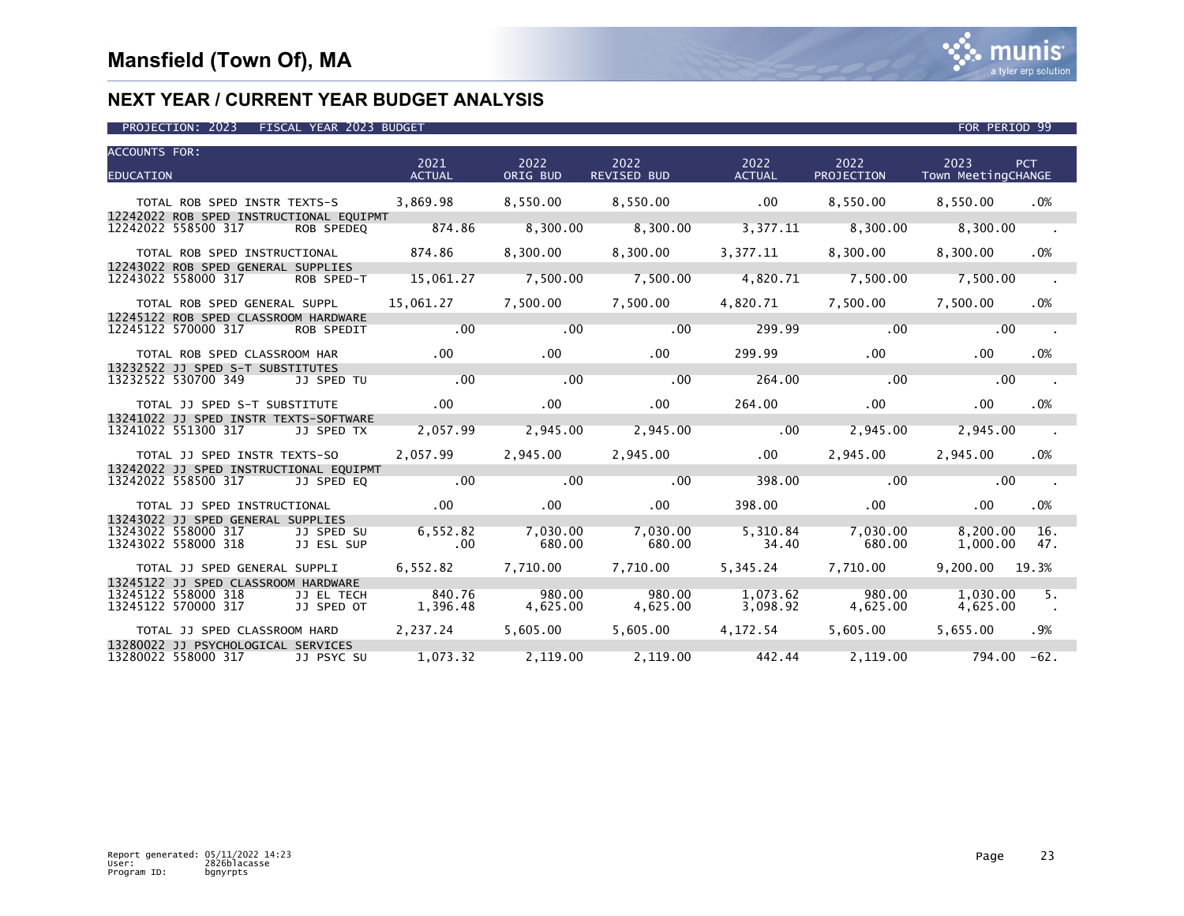# Mansfield (Town Of), MA

## NEXT YEAR / CURRENT YEAR BUDGET ANALYSIS

PROJECTION: 2023 FISCAL YEAR 2023 BUDGET FOR PERIOD 99

| ACCOUNTS FOR: EDUCATION | | 2021 ACTUAL | 2022 ORIG BUD | 2022 REVISED BUD | 2022 ACTUAL | 2022 PROJECTION | 2023 Town Meeting | PCT CHANGE |
|---|---|---|---|---|---|---|---|---|
| TOTAL ROB SPED INSTR TEXTS-S | | 3,869.98 | 8,550.00 | 8,550.00 | .00 | 8,550.00 | 8,550.00 | .0% |
| 12242022 ROB SPED INSTRUCTIONAL EQUIPMT | | | | | | | | |
| 12242022 558500 317 | ROB SPEDEQ | 874.86 | 8,300.00 | 8,300.00 | 3,377.11 | 8,300.00 | 8,300.00 | . |
| TOTAL ROB SPED INSTRUCTIONAL | | 874.86 | 8,300.00 | 8,300.00 | 3,377.11 | 8,300.00 | 8,300.00 | .0% |
| 12243022 ROB SPED GENERAL SUPPLIES | | | | | | | | |
| 12243022 558000 317 | ROB SPED-T | 15,061.27 | 7,500.00 | 7,500.00 | 4,820.71 | 7,500.00 | 7,500.00 | . |
| TOTAL ROB SPED GENERAL SUPPL | | 15,061.27 | 7,500.00 | 7,500.00 | 4,820.71 | 7,500.00 | 7,500.00 | .0% |
| 12245122 ROB SPED CLASSROOM HARDWARE | | | | | | | | |
| 12245122 570000 317 | ROB SPEDIT | .00 | .00 | .00 | 299.99 | .00 | .00 | . |
| TOTAL ROB SPED CLASSROOM HAR | | .00 | .00 | .00 | 299.99 | .00 | .00 | .0% |
| 13232522 JJ SPED S-T SUBSTITUTES | | | | | | | | |
| 13232522 530700 349 | JJ SPED TU | .00 | .00 | .00 | 264.00 | .00 | .00 | . |
| TOTAL JJ SPED S-T SUBSTITUTE | | .00 | .00 | .00 | 264.00 | .00 | .00 | .0% |
| 13241022 JJ SPED INSTR TEXTS-SOFTWARE | | | | | | | | |
| 13241022 551300 317 | JJ SPED TX | 2,057.99 | 2,945.00 | 2,945.00 | .00 | 2,945.00 | 2,945.00 | . |
| TOTAL JJ SPED INSTR TEXTS-SO | | 2,057.99 | 2,945.00 | 2,945.00 | .00 | 2,945.00 | 2,945.00 | .0% |
| 13242022 JJ SPED INSTRUCTIONAL EQUIPMT | | | | | | | | |
| 13242022 558500 317 | JJ SPED EQ | .00 | .00 | .00 | 398.00 | .00 | .00 | . |
| TOTAL JJ SPED INSTRUCTIONAL | | .00 | .00 | .00 | 398.00 | .00 | .00 | .0% |
| 13243022 JJ SPED GENERAL SUPPLIES | | | | | | | | |
| 13243022 558000 317 | JJ SPED SU | 6,552.82 | 7,030.00 | 7,030.00 | 5,310.84 | 7,030.00 | 8,200.00 | 16. |
| 13243022 558000 318 | JJ ESL SUP | .00 | 680.00 | 680.00 | 34.40 | 680.00 | 1,000.00 | 47. |
| TOTAL JJ SPED GENERAL SUPPLI | | 6,552.82 | 7,710.00 | 7,710.00 | 5,345.24 | 7,710.00 | 9,200.00 | 19.3% |
| 13245122 JJ SPED CLASSROOM HARDWARE | | | | | | | | |
| 13245122 558000 318 | JJ EL TECH | 840.76 | 980.00 | 980.00 | 1,073.62 | 980.00 | 1,030.00 | 5. |
| 13245122 570000 317 | JJ SPED OT | 1,396.48 | 4,625.00 | 4,625.00 | 3,098.92 | 4,625.00 | 4,625.00 | . |
| TOTAL JJ SPED CLASSROOM HARD | | 2,237.24 | 5,605.00 | 5,605.00 | 4,172.54 | 5,605.00 | 5,655.00 | .9% |
| 13280022 JJ PSYCHOLOGICAL SERVICES | | | | | | | | |
| 13280022 558000 317 | JJ PSYC SU | 1,073.32 | 2,119.00 | 2,119.00 | 442.44 | 2,119.00 | 794.00 | -62. |

Report generated: 05/11/2022 14:23
User: 2826blacasse
Program ID: bgnyrpts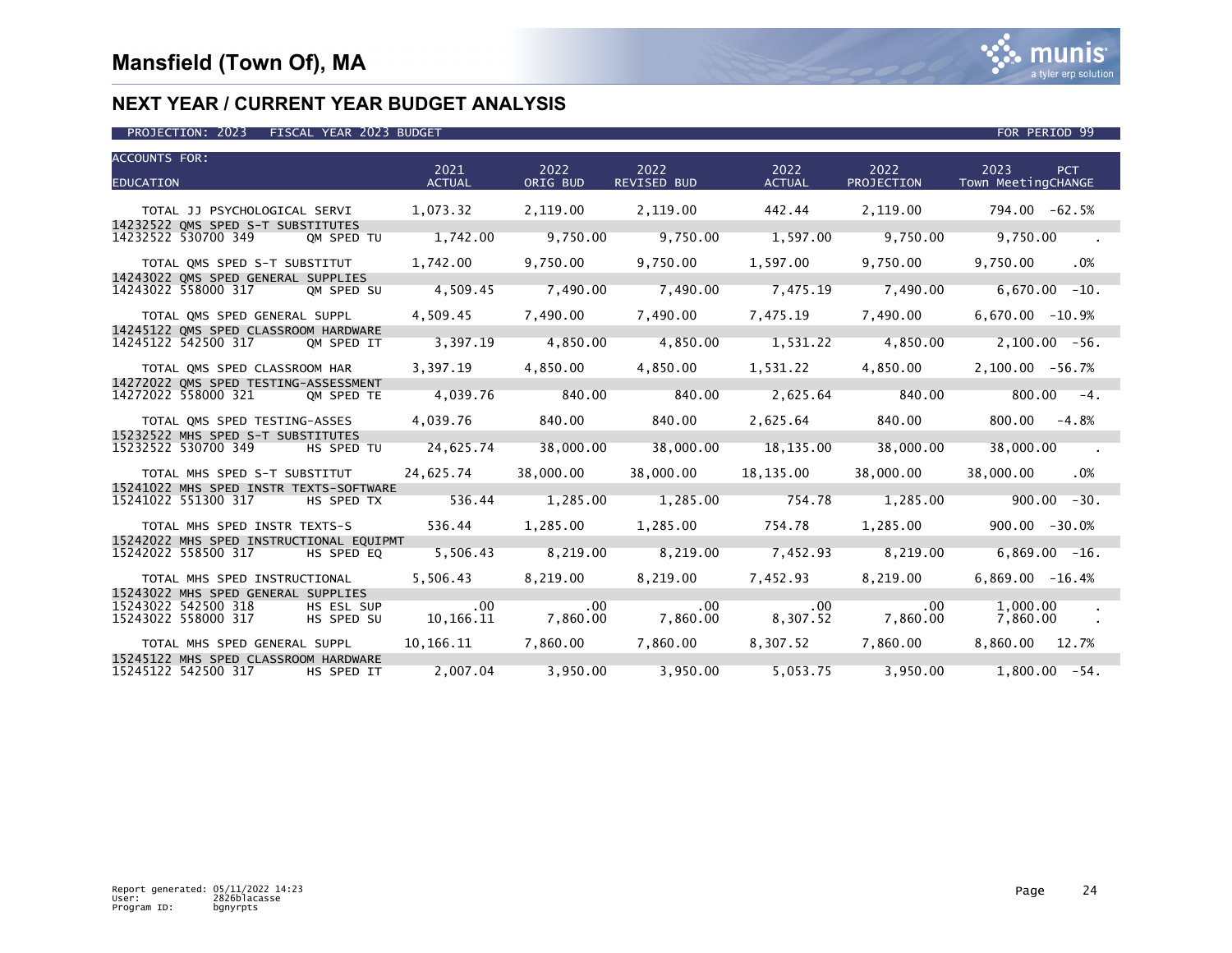# Mansfield (Town Of), MA

## NEXT YEAR / CURRENT YEAR BUDGET ANALYSIS

PROJECTION: 2023 FISCAL YEAR 2023 BUDGET FOR PERIOD 99

| ACCOUNTS FOR: EDUCATION | | 2021 ACTUAL | 2022 ORIG BUD | 2022 REVISED BUD | 2022 ACTUAL | 2022 PROJECTION | 2023 Town Meeting | PCT CHANGE |
|---|---|---|---|---|---|---|---|---|
| TOTAL JJ PSYCHOLOGICAL SERVI | | 1,073.32 | 2,119.00 | 2,119.00 | 442.44 | 2,119.00 | 794.00 | -62.5% |
| 14232522 QMS SPED S-T SUBSTITUTES | | | | | | | | |
| 14232522 530700 349 | QM SPED TU | 1,742.00 | 9,750.00 | 9,750.00 | 1,597.00 | 9,750.00 | 9,750.00 | . |
| TOTAL QMS SPED S-T SUBSTITUT | | 1,742.00 | 9,750.00 | 9,750.00 | 1,597.00 | 9,750.00 | 9,750.00 | .0% |
| 14243022 QMS SPED GENERAL SUPPLIES | | | | | | | | |
| 14243022 558000 317 | QM SPED SU | 4,509.45 | 7,490.00 | 7,490.00 | 7,475.19 | 7,490.00 | 6,670.00 | -10. |
| TOTAL QMS SPED GENERAL SUPPL | | 4,509.45 | 7,490.00 | 7,490.00 | 7,475.19 | 7,490.00 | 6,670.00 | -10.9% |
| 14245122 QMS SPED CLASSROOM HARDWARE | | | | | | | | |
| 14245122 542500 317 | QM SPED IT | 3,397.19 | 4,850.00 | 4,850.00 | 1,531.22 | 4,850.00 | 2,100.00 | -56. |
| TOTAL QMS SPED CLASSROOM HAR | | 3,397.19 | 4,850.00 | 4,850.00 | 1,531.22 | 4,850.00 | 2,100.00 | -56.7% |
| 14272022 QMS SPED TESTING-ASSESSMENT | | | | | | | | |
| 14272022 558000 321 | QM SPED TE | 4,039.76 | 840.00 | 840.00 | 2,625.64 | 840.00 | 800.00 | -4. |
| TOTAL QMS SPED TESTING-ASSES | | 4,039.76 | 840.00 | 840.00 | 2,625.64 | 840.00 | 800.00 | -4.8% |
| 15232522 MHS SPED S-T SUBSTITUTES | | | | | | | | |
| 15232522 530700 349 | HS SPED TU | 24,625.74 | 38,000.00 | 38,000.00 | 18,135.00 | 38,000.00 | 38,000.00 | . |
| TOTAL MHS SPED S-T SUBSTITUT | | 24,625.74 | 38,000.00 | 38,000.00 | 18,135.00 | 38,000.00 | 38,000.00 | .0% |
| 15241022 MHS SPED INSTR TEXTS-SOFTWARE | | | | | | | | |
| 15241022 551300 317 | HS SPED TX | 536.44 | 1,285.00 | 1,285.00 | 754.78 | 1,285.00 | 900.00 | -30. |
| TOTAL MHS SPED INSTR TEXTS-S | | 536.44 | 1,285.00 | 1,285.00 | 754.78 | 1,285.00 | 900.00 | -30.0% |
| 15242022 MHS SPED INSTRUCTIONAL EQUIPMT | | | | | | | | |
| 15242022 558500 317 | HS SPED EQ | 5,506.43 | 8,219.00 | 8,219.00 | 7,452.93 | 8,219.00 | 6,869.00 | -16. |
| TOTAL MHS SPED INSTRUCTIONAL | | 5,506.43 | 8,219.00 | 8,219.00 | 7,452.93 | 8,219.00 | 6,869.00 | -16.4% |
| 15243022 MHS SPED GENERAL SUPPLIES | | | | | | | | |
| 15243022 542500 318 | HS ESL SUP | .00 | .00 | .00 | .00 | .00 | 1,000.00 | . |
| 15243022 558000 317 | HS SPED SU | 10,166.11 | 7,860.00 | 7,860.00 | 8,307.52 | 7,860.00 | 7,860.00 | . |
| TOTAL MHS SPED GENERAL SUPPL | | 10,166.11 | 7,860.00 | 7,860.00 | 8,307.52 | 7,860.00 | 8,860.00 | 12.7% |
| 15245122 MHS SPED CLASSROOM HARDWARE | | | | | | | | |
| 15245122 542500 317 | HS SPED IT | 2,007.04 | 3,950.00 | 3,950.00 | 5,053.75 | 3,950.00 | 1,800.00 | -54. |

Report generated: 05/11/2022 14:23
User: 2826blacasse
Program ID: bgnyrpts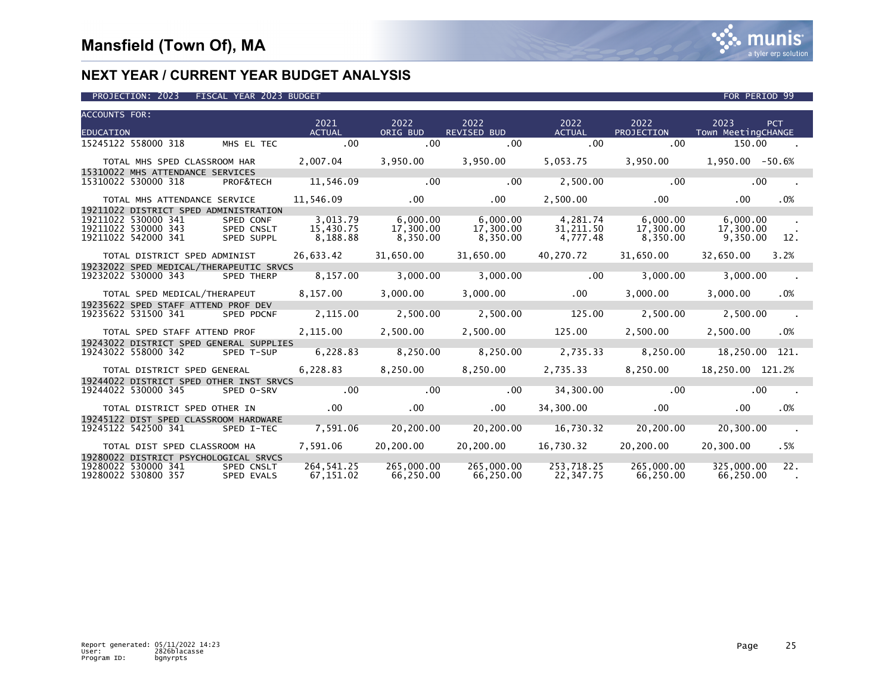# Mansfield (Town Of), MA

## NEXT YEAR / CURRENT YEAR BUDGET ANALYSIS

PROJECTION: 2023 FISCAL YEAR 2023 BUDGET FOR PERIOD 99

| ACCOUNTS FOR: EDUCATION | | 2021 ACTUAL | 2022 ORIG BUD | 2022 REVISED BUD | 2022 ACTUAL | 2022 PROJECTION | 2023 Town Meeting | PCT CHANGE |
|---|---|---|---|---|---|---|---|---|
| 15245122 558000 318 | MHS EL TEC | .00 | .00 | .00 | .00 | .00 | 150.00 | . |
| TOTAL MHS SPED CLASSROOM HAR | | 2,007.04 | 3,950.00 | 3,950.00 | 5,053.75 | 3,950.00 | 1,950.00 | -50.6% |
| 15310022 MHS ATTENDANCE SERVICES | | | | | | | | |
| 15310022 530000 318 | PROF&TECH | 11,546.09 | .00 | .00 | 2,500.00 | .00 | .00 | . |
| TOTAL MHS ATTENDANCE SERVICE | | 11,546.09 | .00 | .00 | 2,500.00 | .00 | .00 | .0% |
| 19211022 DISTRICT SPED ADMINISTRATION | | | | | | | | |
| 19211022 530000 341 | SPED CONF | 3,013.79 | 6,000.00 | 6,000.00 | 4,281.74 | 6,000.00 | 6,000.00 | . |
| 19211022 530000 343 | SPED CNSLT | 15,430.75 | 17,300.00 | 17,300.00 | 31,211.50 | 17,300.00 | 17,300.00 | . |
| 19211022 542000 341 | SPED SUPPL | 8,188.88 | 8,350.00 | 8,350.00 | 4,777.48 | 8,350.00 | 9,350.00 | 12. |
| TOTAL DISTRICT SPED ADMINIST | | 26,633.42 | 31,650.00 | 31,650.00 | 40,270.72 | 31,650.00 | 32,650.00 | 3.2% |
| 19232022 SPED MEDICAL/THERAPEUTIC SRVCS | | | | | | | | |
| 19232022 530000 343 | SPED THERP | 8,157.00 | 3,000.00 | 3,000.00 | .00 | 3,000.00 | 3,000.00 | . |
| TOTAL SPED MEDICAL/THERAPEUT | | 8,157.00 | 3,000.00 | 3,000.00 | .00 | 3,000.00 | 3,000.00 | .0% |
| 19235622 SPED STAFF ATTEND PROF DEV | | | | | | | | |
| 19235622 531500 341 | SPED PDCNF | 2,115.00 | 2,500.00 | 2,500.00 | 125.00 | 2,500.00 | 2,500.00 | . |
| TOTAL SPED STAFF ATTEND PROF | | 2,115.00 | 2,500.00 | 2,500.00 | 125.00 | 2,500.00 | 2,500.00 | .0% |
| 19243022 DISTRICT SPED GENERAL SUPPLIES | | | | | | | | |
| 19243022 558000 342 | SPED T-SUP | 6,228.83 | 8,250.00 | 8,250.00 | 2,735.33 | 8,250.00 | 18,250.00 | 121. |
| TOTAL DISTRICT SPED GENERAL | | 6,228.83 | 8,250.00 | 8,250.00 | 2,735.33 | 8,250.00 | 18,250.00 | 121.2% |
| 19244022 DISTRICT SPED OTHER INST SRVCS | | | | | | | | |
| 19244022 530000 345 | SPED O-SRV | .00 | .00 | .00 | 34,300.00 | .00 | .00 | . |
| TOTAL DISTRICT SPED OTHER IN | | .00 | .00 | .00 | 34,300.00 | .00 | .00 | .0% |
| 19245122 DIST SPED CLASSROOM HARDWARE | | | | | | | | |
| 19245122 542500 341 | SPED I-TEC | 7,591.06 | 20,200.00 | 20,200.00 | 16,730.32 | 20,200.00 | 20,300.00 | . |
| TOTAL DIST SPED CLASSROOM HA | | 7,591.06 | 20,200.00 | 20,200.00 | 16,730.32 | 20,200.00 | 20,300.00 | .5% |
| 19280022 DISTRICT PSYCHOLOGICAL SRVCS | | | | | | | | |
| 19280022 530000 341 | SPED CNSLT | 264,541.25 | 265,000.00 | 265,000.00 | 253,718.25 | 265,000.00 | 325,000.00 | 22. |
| 19280022 530800 357 | SPED EVALS | 67,151.02 | 66,250.00 | 66,250.00 | 22,347.75 | 66,250.00 | 66,250.00 | . |

Report generated: 05/11/2022 14:23
User: 2826blacasse
Program ID: bgnyrpts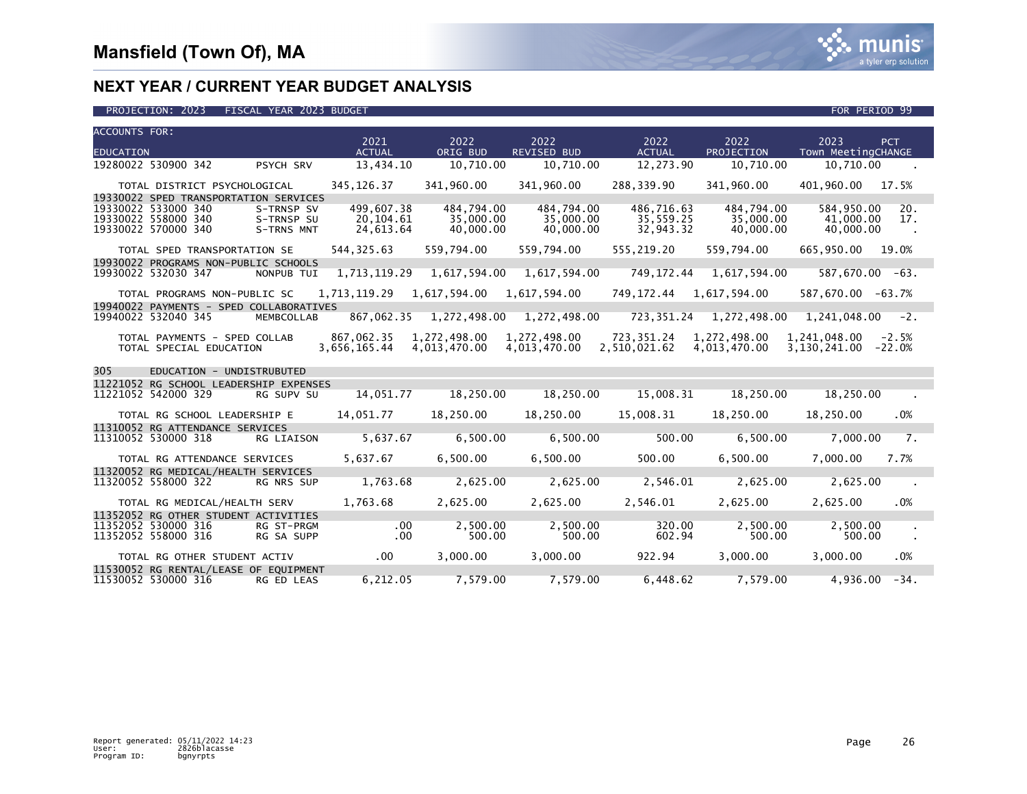# Mansfield (Town Of), MA

## NEXT YEAR / CURRENT YEAR BUDGET ANALYSIS

PROJECTION: 2023 FISCAL YEAR 2023 BUDGET FOR PERIOD 99

| ACCOUNTS FOR: EDUCATION | | 2021 ACTUAL | 2022 ORIG BUD | 2022 REVISED BUD | 2022 ACTUAL | 2022 PROJECTION | 2023 Town Meeting | PCT CHANGE |
|---|---|---|---|---|---|---|---|---|
| 19280022 530900 342 | PSYCH SRV | 13,434.10 | 10,710.00 | 10,710.00 | 12,273.90 | 10,710.00 | 10,710.00 | . |
| TOTAL DISTRICT PSYCHOLOGICAL | | 345,126.37 | 341,960.00 | 341,960.00 | 288,339.90 | 341,960.00 | 401,960.00 | 17.5% |
| 19330022 SPED TRANSPORTATION SERVICES | | | | | | | | |
| 19330022 533000 340 | S-TRNSP SV | 499,607.38 | 484,794.00 | 484,794.00 | 486,716.63 | 484,794.00 | 584,950.00 | 20. |
| 19330022 558000 340 | S-TRNSP SU | 20,104.61 | 35,000.00 | 35,000.00 | 35,559.25 | 35,000.00 | 41,000.00 | 17. |
| 19330022 570000 340 | S-TRNS MNT | 24,613.64 | 40,000.00 | 40,000.00 | 32,943.32 | 40,000.00 | 40,000.00 | . |
| TOTAL SPED TRANSPORTATION SE | | 544,325.63 | 559,794.00 | 559,794.00 | 555,219.20 | 559,794.00 | 665,950.00 | 19.0% |
| 19930022 PROGRAMS NON-PUBLIC SCHOOLS | | | | | | | | |
| 19930022 532030 347 | NONPUB TUI | 1,713,119.29 | 1,617,594.00 | 1,617,594.00 | 749,172.44 | 1,617,594.00 | 587,670.00 | -63. |
| TOTAL PROGRAMS NON-PUBLIC SC | | 1,713,119.29 | 1,617,594.00 | 1,617,594.00 | 749,172.44 | 1,617,594.00 | 587,670.00 | -63.7% |
| 19940022 PAYMENTS - SPED COLLABORATIVES | | | | | | | | |
| 19940022 532040 345 | MEMBCOLLAB | 867,062.35 | 1,272,498.00 | 1,272,498.00 | 723,351.24 | 1,272,498.00 | 1,241,048.00 | -2. |
| TOTAL PAYMENTS - SPED COLLAB | | 867,062.35 | 1,272,498.00 | 1,272,498.00 | 723,351.24 | 1,272,498.00 | 1,241,048.00 | -2.5% |
| TOTAL SPECIAL EDUCATION | | 3,656,165.44 | 4,013,470.00 | 4,013,470.00 | 2,510,021.62 | 4,013,470.00 | 3,130,241.00 | -22.0% |
| 305 EDUCATION - UNDISTRUBUTED | | | | | | | | |
| 11221052 RG SCHOOL LEADERSHIP EXPENSES | | | | | | | | |
| 11221052 542000 329 | RG SUPV SU | 14,051.77 | 18,250.00 | 18,250.00 | 15,008.31 | 18,250.00 | 18,250.00 | . |
| TOTAL RG SCHOOL LEADERSHIP E | | 14,051.77 | 18,250.00 | 18,250.00 | 15,008.31 | 18,250.00 | 18,250.00 | .0% |
| 11310052 RG ATTENDANCE SERVICES | | | | | | | | |
| 11310052 530000 318 | RG LIAISON | 5,637.67 | 6,500.00 | 6,500.00 | 500.00 | 6,500.00 | 7,000.00 | 7. |
| TOTAL RG ATTENDANCE SERVICES | | 5,637.67 | 6,500.00 | 6,500.00 | 500.00 | 6,500.00 | 7,000.00 | 7.7% |
| 11320052 RG MEDICAL/HEALTH SERVICES | | | | | | | | |
| 11320052 558000 322 | RG NRS SUP | 1,763.68 | 2,625.00 | 2,625.00 | 2,546.01 | 2,625.00 | 2,625.00 | . |
| TOTAL RG MEDICAL/HEALTH SERV | | 1,763.68 | 2,625.00 | 2,625.00 | 2,546.01 | 2,625.00 | 2,625.00 | .0% |
| 11352052 RG OTHER STUDENT ACTIVITIES | | | | | | | | |
| 11352052 530000 316 | RG ST-PRGM | .00 | 2,500.00 | 2,500.00 | 320.00 | 2,500.00 | 2,500.00 | . |
| 11352052 558000 316 | RG SA SUPP | .00 | 500.00 | 500.00 | 602.94 | 500.00 | 500.00 | . |
| TOTAL RG OTHER STUDENT ACTIV | | .00 | 3,000.00 | 3,000.00 | 922.94 | 3,000.00 | 3,000.00 | .0% |
| 11530052 RG RENTAL/LEASE OF EQUIPMENT | | | | | | | | |
| 11530052 530000 316 | RG ED LEAS | 6,212.05 | 7,579.00 | 7,579.00 | 6,448.62 | 7,579.00 | 4,936.00 | -34. |

Report generated: 05/11/2022 14:23
User: 2826blacasse
Program ID: bgnyrpts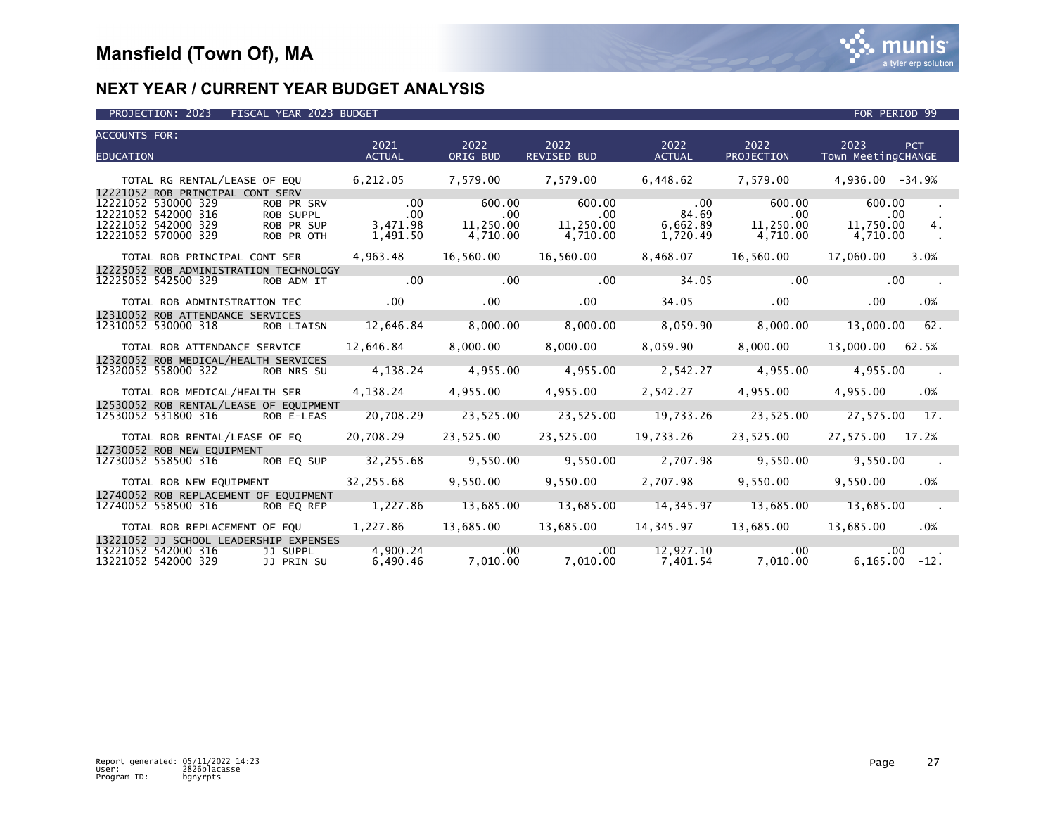# Mansfield (Town Of), MA

## NEXT YEAR / CURRENT YEAR BUDGET ANALYSIS

PROJECTION: 2023 FISCAL YEAR 2023 BUDGET | FOR PERIOD 99

| ACCOUNTS FOR: EDUCATION | | 2021 ACTUAL | 2022 ORIG BUD | 2022 REVISED BUD | 2022 ACTUAL | 2022 PROJECTION | 2023 Town Meeting | PCT CHANGE |
|---|---|---|---|---|---|---|---|---|
| TOTAL RG RENTAL/LEASE OF EQU | | 6,212.05 | 7,579.00 | 7,579.00 | 6,448.62 | 7,579.00 | 4,936.00 | -34.9% |
| 12221052 ROB PRINCIPAL CONT SERV | | | | | | | | |
| 12221052 530000 329 | ROB PR SRV | .00 | 600.00 | 600.00 | .00 | 600.00 | 600.00 | . |
| 12221052 542000 316 | ROB SUPPL | .00 | .00 | .00 | 84.69 | .00 | .00 | . |
| 12221052 542000 329 | ROB PR SUP | 3,471.98 | 11,250.00 | 11,250.00 | 6,662.89 | 11,250.00 | 11,750.00 | 4. |
| 12221052 570000 329 | ROB PR OTH | 1,491.50 | 4,710.00 | 4,710.00 | 1,720.49 | 4,710.00 | 4,710.00 | . |
| TOTAL ROB PRINCIPAL CONT SER | | 4,963.48 | 16,560.00 | 16,560.00 | 8,468.07 | 16,560.00 | 17,060.00 | 3.0% |
| 12225052 ROB ADMINISTRATION TECHNOLOGY | | | | | | | | |
| 12225052 542500 329 | ROB ADM IT | .00 | .00 | .00 | 34.05 | .00 | .00 | . |
| TOTAL ROB ADMINISTRATION TEC | | .00 | .00 | .00 | 34.05 | .00 | .00 | .0% |
| 12310052 ROB ATTENDANCE SERVICES | | | | | | | | |
| 12310052 530000 318 | ROB LIAISN | 12,646.84 | 8,000.00 | 8,000.00 | 8,059.90 | 8,000.00 | 13,000.00 | 62. |
| TOTAL ROB ATTENDANCE SERVICE | | 12,646.84 | 8,000.00 | 8,000.00 | 8,059.90 | 8,000.00 | 13,000.00 | 62.5% |
| 12320052 ROB MEDICAL/HEALTH SERVICES | | | | | | | | |
| 12320052 558000 322 | ROB NRS SU | 4,138.24 | 4,955.00 | 4,955.00 | 2,542.27 | 4,955.00 | 4,955.00 | . |
| TOTAL ROB MEDICAL/HEALTH SER | | 4,138.24 | 4,955.00 | 4,955.00 | 2,542.27 | 4,955.00 | 4,955.00 | .0% |
| 12530052 ROB RENTAL/LEASE OF EQUIPMENT | | | | | | | | |
| 12530052 531800 316 | ROB E-LEAS | 20,708.29 | 23,525.00 | 23,525.00 | 19,733.26 | 23,525.00 | 27,575.00 | 17. |
| TOTAL ROB RENTAL/LEASE OF EQ | | 20,708.29 | 23,525.00 | 23,525.00 | 19,733.26 | 23,525.00 | 27,575.00 | 17.2% |
| 12730052 ROB NEW EQUIPMENT | | | | | | | | |
| 12730052 558500 316 | ROB EQ SUP | 32,255.68 | 9,550.00 | 9,550.00 | 2,707.98 | 9,550.00 | 9,550.00 | . |
| TOTAL ROB NEW EQUIPMENT | | 32,255.68 | 9,550.00 | 9,550.00 | 2,707.98 | 9,550.00 | 9,550.00 | .0% |
| 12740052 ROB REPLACEMENT OF EQUIPMENT | | | | | | | | |
| 12740052 558500 316 | ROB EQ REP | 1,227.86 | 13,685.00 | 13,685.00 | 14,345.97 | 13,685.00 | 13,685.00 | . |
| TOTAL ROB REPLACEMENT OF EQU | | 1,227.86 | 13,685.00 | 13,685.00 | 14,345.97 | 13,685.00 | 13,685.00 | .0% |
| 13221052 JJ SCHOOL LEADERSHIP EXPENSES | | | | | | | | |
| 13221052 542000 316 | JJ SUPPL | 4,900.24 | .00 | .00 | 12,927.10 | .00 | .00 | . |
| 13221052 542000 329 | JJ PRIN SU | 6,490.46 | 7,010.00 | 7,010.00 | 7,401.54 | 7,010.00 | 6,165.00 | -12. |

Report generated: 05/11/2022 14:23
User: 2826blacasse
Program ID: bgnyrpts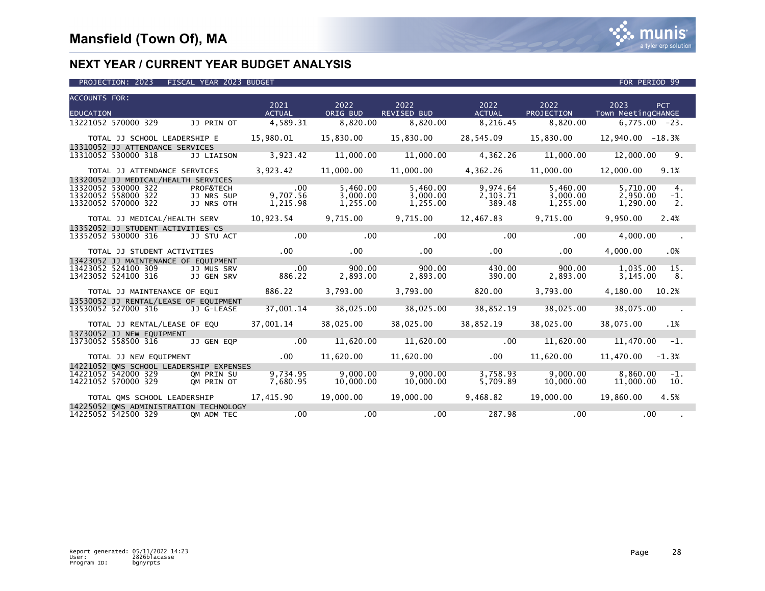# Mansfield (Town Of), MA

## NEXT YEAR / CURRENT YEAR BUDGET ANALYSIS

PROJECTION: 2023 FISCAL YEAR 2023 BUDGET FOR PERIOD 99

| ACCOUNTS FOR: EDUCATION | | 2021 ACTUAL | 2022 ORIG BUD | 2022 REVISED BUD | 2022 ACTUAL | 2022 PROJECTION | 2023 Town Meeting | PCT CHANGE |
|---|---|---|---|---|---|---|---|---|
| 13221052 570000 329 | JJ PRIN OT | 4,589.31 | 8,820.00 | 8,820.00 | 8,216.45 | 8,820.00 | 6,775.00 | -23. |
| TOTAL JJ SCHOOL LEADERSHIP E | | 15,980.01 | 15,830.00 | 15,830.00 | 28,545.09 | 15,830.00 | 12,940.00 | -18.3% |
| 13310052 JJ ATTENDANCE SERVICES | | | | | | | | |
| 13310052 530000 318 | JJ LIAISON | 3,923.42 | 11,000.00 | 11,000.00 | 4,362.26 | 11,000.00 | 12,000.00 | 9. |
| TOTAL JJ ATTENDANCE SERVICES | | 3,923.42 | 11,000.00 | 11,000.00 | 4,362.26 | 11,000.00 | 12,000.00 | 9.1% |
| 13320052 JJ MEDICAL/HEALTH SERVICES | | | | | | | | |
| 13320052 530000 322 | PROF&TECH | .00 | 5,460.00 | 5,460.00 | 9,974.64 | 5,460.00 | 5,710.00 | 4. |
| 13320052 558000 322 | JJ NRS SUP | 9,707.56 | 3,000.00 | 3,000.00 | 2,103.71 | 3,000.00 | 2,950.00 | -1. |
| 13320052 570000 322 | JJ NRS OTH | 1,215.98 | 1,255.00 | 1,255.00 | 389.48 | 1,255.00 | 1,290.00 | 2. |
| TOTAL JJ MEDICAL/HEALTH SERV | | 10,923.54 | 9,715.00 | 9,715.00 | 12,467.83 | 9,715.00 | 9,950.00 | 2.4% |
| 13352052 JJ STUDENT ACTIVITIES CS | | | | | | | | |
| 13352052 530000 316 | JJ STU ACT | .00 | .00 | .00 | .00 | .00 | 4,000.00 | . |
| TOTAL JJ STUDENT ACTIVITIES | | .00 | .00 | .00 | .00 | .00 | 4,000.00 | .0% |
| 13423052 JJ MAINTENANCE OF EQUIPMENT | | | | | | | | |
| 13423052 524100 309 | JJ MUS SRV | .00 | 900.00 | 900.00 | 430.00 | 900.00 | 1,035.00 | 15. |
| 13423052 524100 316 | JJ GEN SRV | 886.22 | 2,893.00 | 2,893.00 | 390.00 | 2,893.00 | 3,145.00 | 8. |
| TOTAL JJ MAINTENANCE OF EQUI | | 886.22 | 3,793.00 | 3,793.00 | 820.00 | 3,793.00 | 4,180.00 | 10.2% |
| 13530052 JJ RENTAL/LEASE OF EQUIPMENT | | | | | | | | |
| 13530052 527000 316 | JJ G-LEASE | 37,001.14 | 38,025.00 | 38,025.00 | 38,852.19 | 38,025.00 | 38,075.00 | . |
| TOTAL JJ RENTAL/LEASE OF EQU | | 37,001.14 | 38,025.00 | 38,025.00 | 38,852.19 | 38,025.00 | 38,075.00 | .1% |
| 13730052 JJ NEW EQUIPMENT | | | | | | | | |
| 13730052 558500 316 | JJ GEN EQP | .00 | 11,620.00 | 11,620.00 | .00 | 11,620.00 | 11,470.00 | -1. |
| TOTAL JJ NEW EQUIPMENT | | .00 | 11,620.00 | 11,620.00 | .00 | 11,620.00 | 11,470.00 | -1.3% |
| 14221052 QMS SCHOOL LEADERSHIP EXPENSES | | | | | | | | |
| 14221052 542000 329 | QM PRIN SU | 9,734.95 | 9,000.00 | 9,000.00 | 3,758.93 | 9,000.00 | 8,860.00 | -1. |
| 14221052 570000 329 | QM PRIN OT | 7,680.95 | 10,000.00 | 10,000.00 | 5,709.89 | 10,000.00 | 11,000.00 | 10. |
| TOTAL QMS SCHOOL LEADERSHIP | | 17,415.90 | 19,000.00 | 19,000.00 | 9,468.82 | 19,000.00 | 19,860.00 | 4.5% |
| 14225052 QMS ADMINISTRATION TECHNOLOGY | | | | | | | | |
| 14225052 542500 329 | QM ADM TEC | .00 | .00 | .00 | 287.98 | .00 | .00 | . |

Report generated: 05/11/2022 14:23
User: 2826blacasse
Program ID: bgnyrpts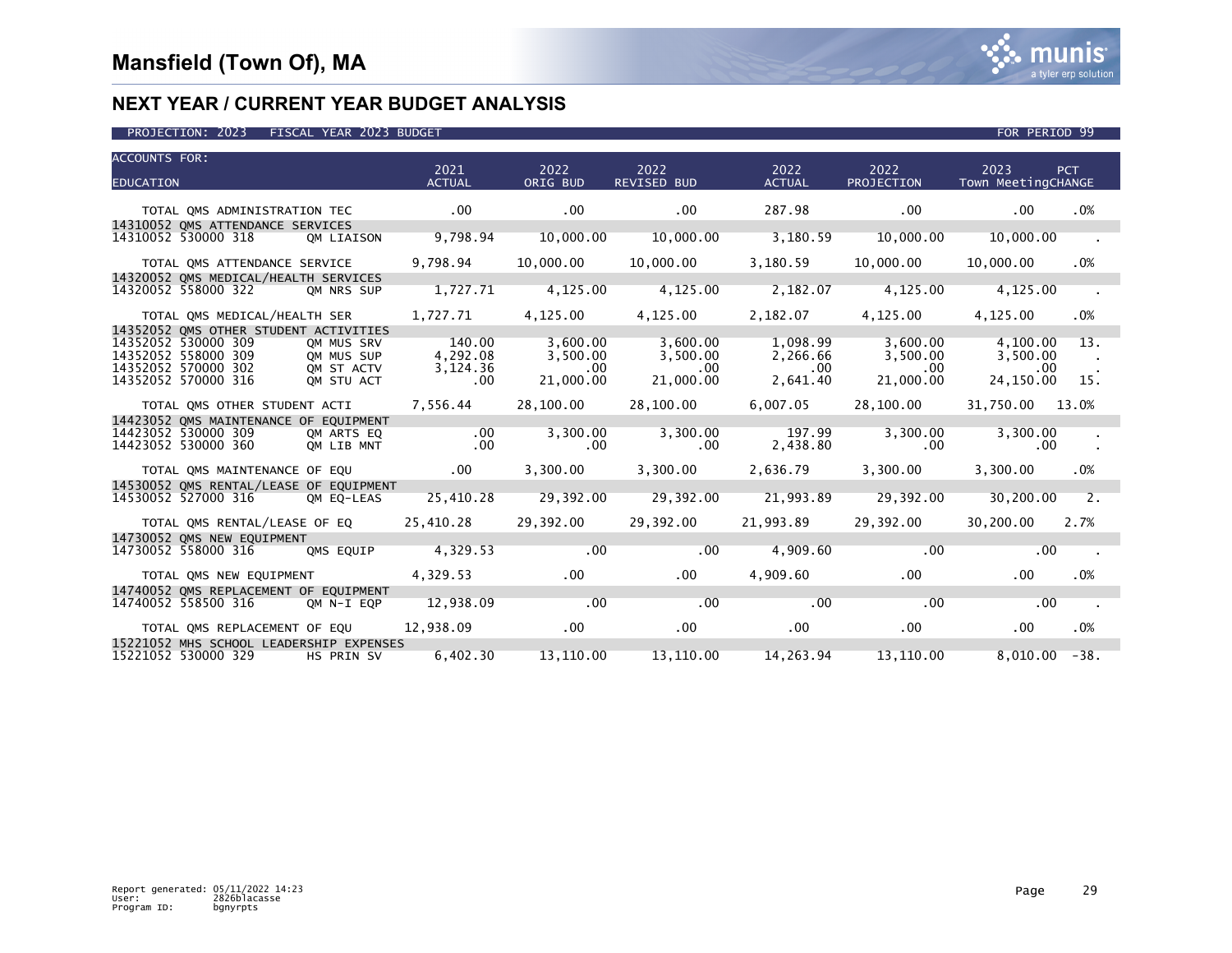# Mansfield (Town Of), MA

## NEXT YEAR / CURRENT YEAR BUDGET ANALYSIS

PROJECTION: 2023 FISCAL YEAR 2023 BUDGET FOR PERIOD 99

| ACCOUNTS FOR: EDUCATION | | 2021 ACTUAL | 2022 ORIG BUD | 2022 REVISED BUD | 2022 ACTUAL | 2022 PROJECTION | 2023 Town Meeting | PCT CHANGE |
|---|---|---|---|---|---|---|---|---|
| TOTAL QMS ADMINISTRATION TEC | | .00 | .00 | .00 | 287.98 | .00 | .00 | .0% |
| 14310052 QMS ATTENDANCE SERVICES | | | | | | | | |
| 14310052 530000 318 | QM LIAISON | 9,798.94 | 10,000.00 | 10,000.00 | 3,180.59 | 10,000.00 | 10,000.00 | . |
| TOTAL QMS ATTENDANCE SERVICE | | 9,798.94 | 10,000.00 | 10,000.00 | 3,180.59 | 10,000.00 | 10,000.00 | .0% |
| 14320052 QMS MEDICAL/HEALTH SERVICES | | | | | | | | |
| 14320052 558000 322 | QM NRS SUP | 1,727.71 | 4,125.00 | 4,125.00 | 2,182.07 | 4,125.00 | 4,125.00 | . |
| TOTAL QMS MEDICAL/HEALTH SER | | 1,727.71 | 4,125.00 | 4,125.00 | 2,182.07 | 4,125.00 | 4,125.00 | .0% |
| 14352052 QMS OTHER STUDENT ACTIVITIES | | | | | | | | |
| 14352052 530000 309 | QM MUS SRV | 140.00 | 3,600.00 | 3,600.00 | 1,098.99 | 3,600.00 | 4,100.00 | 13. |
| 14352052 558000 309 | QM MUS SUP | 4,292.08 | 3,500.00 | 3,500.00 | 2,266.66 | 3,500.00 | 3,500.00 | . |
| 14352052 570000 302 | QM ST ACTV | 3,124.36 | .00 | .00 | .00 | .00 | .00 | . |
| 14352052 570000 316 | QM STU ACT | .00 | 21,000.00 | 21,000.00 | 2,641.40 | 21,000.00 | 24,150.00 | 15. |
| TOTAL QMS OTHER STUDENT ACTI | | 7,556.44 | 28,100.00 | 28,100.00 | 6,007.05 | 28,100.00 | 31,750.00 | 13.0% |
| 14423052 QMS MAINTENANCE OF EQUIPMENT | | | | | | | | |
| 14423052 530000 309 | QM ARTS EQ | .00 | 3,300.00 | 3,300.00 | 197.99 | 3,300.00 | 3,300.00 | . |
| 14423052 530000 360 | QM LIB MNT | .00 | .00 | .00 | 2,438.80 | .00 | .00 | . |
| TOTAL QMS MAINTENANCE OF EQU | | .00 | 3,300.00 | 3,300.00 | 2,636.79 | 3,300.00 | 3,300.00 | .0% |
| 14530052 QMS RENTAL/LEASE OF EQUIPMENT | | | | | | | | |
| 14530052 527000 316 | QM EQ-LEAS | 25,410.28 | 29,392.00 | 29,392.00 | 21,993.89 | 29,392.00 | 30,200.00 | 2. |
| TOTAL QMS RENTAL/LEASE OF EQ | | 25,410.28 | 29,392.00 | 29,392.00 | 21,993.89 | 29,392.00 | 30,200.00 | 2.7% |
| 14730052 QMS NEW EQUIPMENT | | | | | | | | |
| 14730052 558000 316 | QMS EQUIP | 4,329.53 | .00 | .00 | 4,909.60 | .00 | .00 | . |
| TOTAL QMS NEW EQUIPMENT | | 4,329.53 | .00 | .00 | 4,909.60 | .00 | .00 | .0% |
| 14740052 QMS REPLACEMENT OF EQUIPMENT | | | | | | | | |
| 14740052 558500 316 | QM N-I EQP | 12,938.09 | .00 | .00 | .00 | .00 | .00 | . |
| TOTAL QMS REPLACEMENT OF EQU | | 12,938.09 | .00 | .00 | .00 | .00 | .00 | .0% |
| 15221052 MHS SCHOOL LEADERSHIP EXPENSES | | | | | | | | |
| 15221052 530000 329 | HS PRIN SV | 6,402.30 | 13,110.00 | 13,110.00 | 14,263.94 | 13,110.00 | 8,010.00 | -38. |

Report generated: 05/11/2022 14:23
User: 2826blacasse
Program ID: bgnyrpts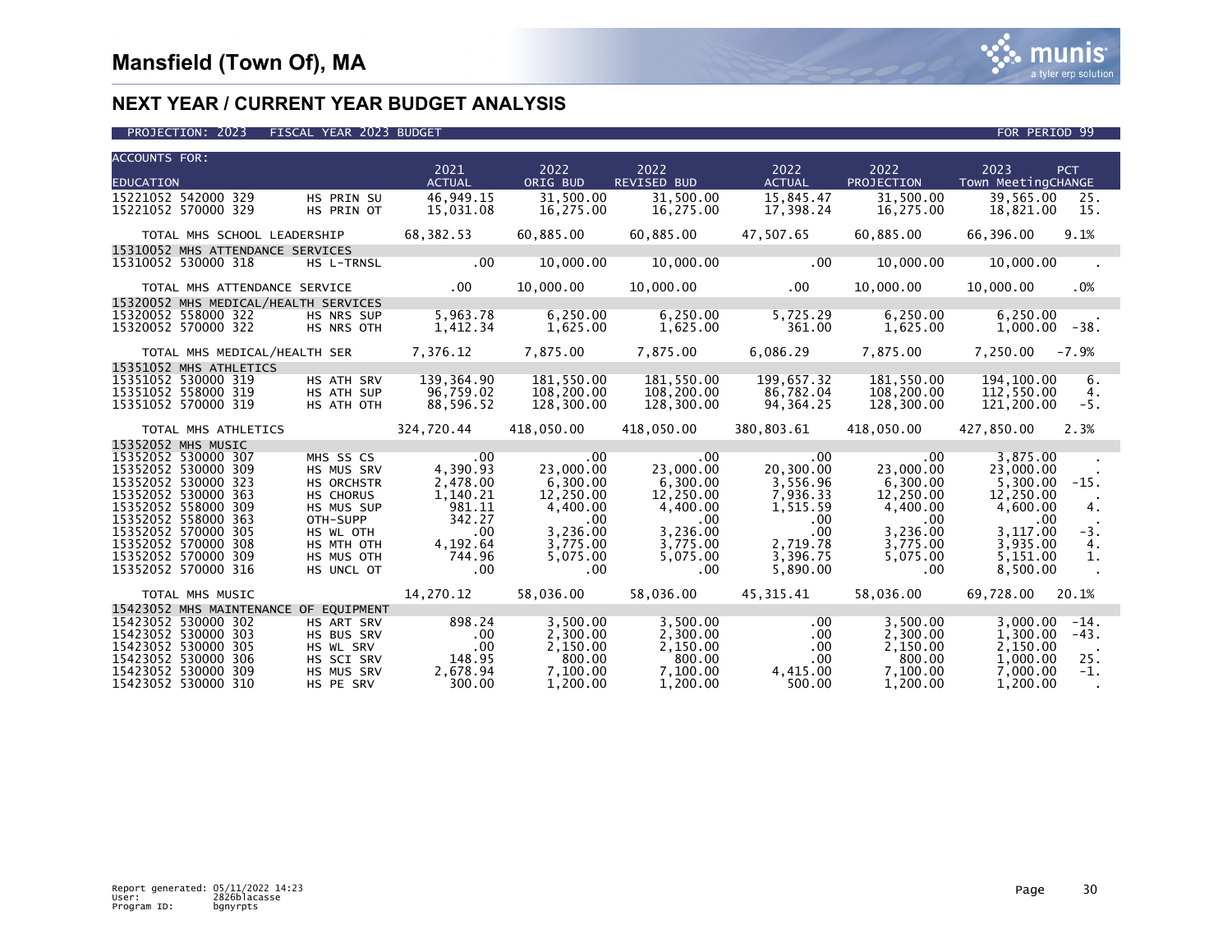# Mansfield (Town Of), MA

## NEXT YEAR / CURRENT YEAR BUDGET ANALYSIS

PROJECTION: 2023 FISCAL YEAR 2023 BUDGET FOR PERIOD 99

| ACCOUNTS FOR: EDUCATION | | 2021 ACTUAL | 2022 ORIG BUD | 2022 REVISED BUD | 2022 ACTUAL | 2022 PROJECTION | 2023 Town Meeting | PCT CHANGE |
|---|---|---|---|---|---|---|---|---|
| 15221052 542000 329 | HS PRIN SU | 46,949.15 | 31,500.00 | 31,500.00 | 15,845.47 | 31,500.00 | 39,565.00 | 25. |
| 15221052 570000 329 | HS PRIN OT | 15,031.08 | 16,275.00 | 16,275.00 | 17,398.24 | 16,275.00 | 18,821.00 | 15. |
| TOTAL MHS SCHOOL LEADERSHIP | | 68,382.53 | 60,885.00 | 60,885.00 | 47,507.65 | 60,885.00 | 66,396.00 | 9.1% |
| 15310052 MHS ATTENDANCE SERVICES | | | | | | | | |
| 15310052 530000 318 | HS L-TRNSL | .00 | 10,000.00 | 10,000.00 | .00 | 10,000.00 | 10,000.00 | . |
| TOTAL MHS ATTENDANCE SERVICE | | .00 | 10,000.00 | 10,000.00 | .00 | 10,000.00 | 10,000.00 | .0% |
| 15320052 MHS MEDICAL/HEALTH SERVICES | | | | | | | | |
| 15320052 558000 322 | HS NRS SUP | 5,963.78 | 6,250.00 | 6,250.00 | 5,725.29 | 6,250.00 | 6,250.00 | . |
| 15320052 570000 322 | HS NRS OTH | 1,412.34 | 1,625.00 | 1,625.00 | 361.00 | 1,625.00 | 1,000.00 | -38. |
| TOTAL MHS MEDICAL/HEALTH SER | | 7,376.12 | 7,875.00 | 7,875.00 | 6,086.29 | 7,875.00 | 7,250.00 | -7.9% |
| 15351052 MHS ATHLETICS | | | | | | | | |
| 15351052 530000 319 | HS ATH SRV | 139,364.90 | 181,550.00 | 181,550.00 | 199,657.32 | 181,550.00 | 194,100.00 | 6. |
| 15351052 558000 319 | HS ATH SUP | 96,759.02 | 108,200.00 | 108,200.00 | 86,782.04 | 108,200.00 | 112,550.00 | 4. |
| 15351052 570000 319 | HS ATH OTH | 88,596.52 | 128,300.00 | 128,300.00 | 94,364.25 | 128,300.00 | 121,200.00 | -5. |
| TOTAL MHS ATHLETICS | | 324,720.44 | 418,050.00 | 418,050.00 | 380,803.61 | 418,050.00 | 427,850.00 | 2.3% |
| 15352052 MHS MUSIC | | | | | | | | |
| 15352052 530000 307 | MHS SS CS | .00 | .00 | .00 | .00 | .00 | 3,875.00 | . |
| 15352052 530000 309 | HS MUS SRV | 4,390.93 | 23,000.00 | 23,000.00 | 20,300.00 | 23,000.00 | 23,000.00 | . |
| 15352052 530000 323 | HS ORCHSTR | 2,478.00 | 6,300.00 | 6,300.00 | 3,556.96 | 6,300.00 | 5,300.00 | -15. |
| 15352052 530000 363 | HS CHORUS | 1,140.21 | 12,250.00 | 12,250.00 | 7,936.33 | 12,250.00 | 12,250.00 | . |
| 15352052 558000 309 | HS MUS SUP | 981.11 | 4,400.00 | 4,400.00 | 1,515.59 | 4,400.00 | 4,600.00 | 4. |
| 15352052 558000 363 | OTH-SUPP | 342.27 | .00 | .00 | .00 | .00 | .00 | . |
| 15352052 570000 305 | HS WL OTH | .00 | 3,236.00 | 3,236.00 | .00 | 3,236.00 | 3,117.00 | -3. |
| 15352052 570000 308 | HS MTH OTH | 4,192.64 | 3,775.00 | 3,775.00 | 2,719.78 | 3,775.00 | 3,935.00 | 4. |
| 15352052 570000 309 | HS MUS OTH | 744.96 | 5,075.00 | 5,075.00 | 3,396.75 | 5,075.00 | 5,151.00 | 1. |
| 15352052 570000 316 | HS UNCL OT | .00 | .00 | .00 | 5,890.00 | .00 | 8,500.00 | . |
| TOTAL MHS MUSIC | | 14,270.12 | 58,036.00 | 58,036.00 | 45,315.41 | 58,036.00 | 69,728.00 | 20.1% |
| 15423052 MHS MAINTENANCE OF EQUIPMENT | | | | | | | | |
| 15423052 530000 302 | HS ART SRV | 898.24 | 3,500.00 | 3,500.00 | .00 | 3,500.00 | 3,000.00 | -14. |
| 15423052 530000 303 | HS BUS SRV | .00 | 2,300.00 | 2,300.00 | .00 | 2,300.00 | 1,300.00 | -43. |
| 15423052 530000 305 | HS WL SRV | .00 | 2,150.00 | 2,150.00 | .00 | 2,150.00 | 2,150.00 | . |
| 15423052 530000 306 | HS SCI SRV | 148.95 | 800.00 | 800.00 | .00 | 800.00 | 1,000.00 | 25. |
| 15423052 530000 309 | HS MUS SRV | 2,678.94 | 7,100.00 | 7,100.00 | 4,415.00 | 7,100.00 | 7,000.00 | -1. |
| 15423052 530000 310 | HS PE SRV | 300.00 | 1,200.00 | 1,200.00 | 500.00 | 1,200.00 | 1,200.00 | . |

Report generated: 05/11/2022 14:23
User: 2826blacasse
Program ID: bgnyrpts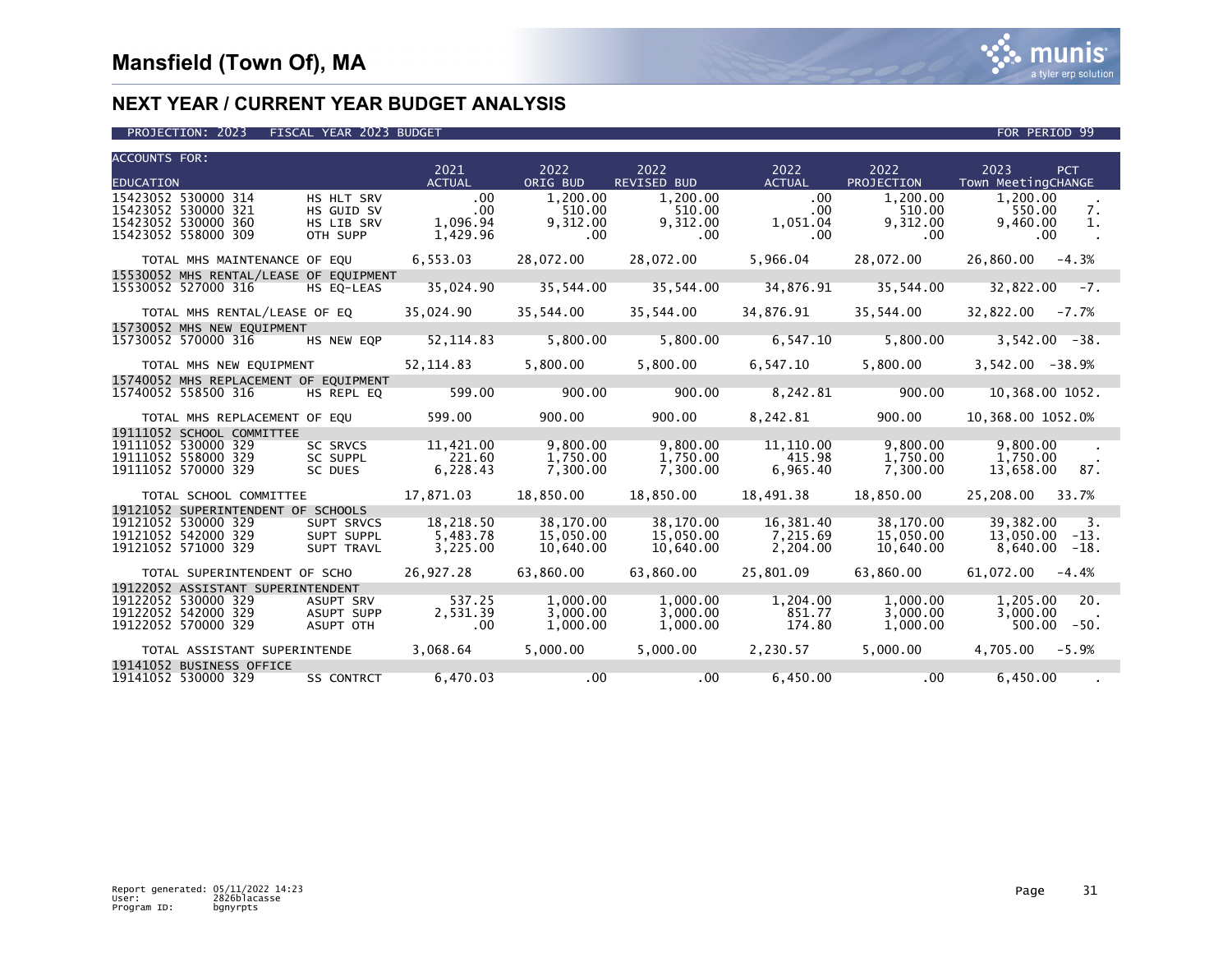# Mansfield (Town Of), MA

## NEXT YEAR / CURRENT YEAR BUDGET ANALYSIS

PROJECTION: 2023 FISCAL YEAR 2023 BUDGET FOR PERIOD 99

| ACCOUNTS FOR: EDUCATION | | 2021 ACTUAL | 2022 ORIG BUD | 2022 REVISED BUD | 2022 ACTUAL | 2022 PROJECTION | 2023 Town Meeting | PCT CHANGE |
|---|---|---|---|---|---|---|---|---|
| 15423052 530000 314 | HS HLT SRV | .00 | 1,200.00 | 1,200.00 | .00 | 1,200.00 | 1,200.00 | . |
| 15423052 530000 321 | HS GUID SV | .00 | 510.00 | 510.00 | .00 | 510.00 | 550.00 | 7. |
| 15423052 530000 360 | HS LIB SRV | 1,096.94 | 9,312.00 | 9,312.00 | 1,051.04 | 9,312.00 | 9,460.00 | 1. |
| 15423052 558000 309 | OTH SUPP | 1,429.96 | .00 | .00 | .00 | .00 | .00 | . |
| TOTAL MHS MAINTENANCE OF EQU | | 6,553.03 | 28,072.00 | 28,072.00 | 5,966.04 | 28,072.00 | 26,860.00 | -4.3% |
| 15530052 MHS RENTAL/LEASE OF EQUIPMENT | | | | | | | | |
| 15530052 527000 316 | HS EQ-LEAS | 35,024.90 | 35,544.00 | 35,544.00 | 34,876.91 | 35,544.00 | 32,822.00 | -7. |
| TOTAL MHS RENTAL/LEASE OF EQ | | 35,024.90 | 35,544.00 | 35,544.00 | 34,876.91 | 35,544.00 | 32,822.00 | -7.7% |
| 15730052 MHS NEW EQUIPMENT | | | | | | | | |
| 15730052 570000 316 | HS NEW EQP | 52,114.83 | 5,800.00 | 5,800.00 | 6,547.10 | 5,800.00 | 3,542.00 | -38. |
| TOTAL MHS NEW EQUIPMENT | | 52,114.83 | 5,800.00 | 5,800.00 | 6,547.10 | 5,800.00 | 3,542.00 | -38.9% |
| 15740052 MHS REPLACEMENT OF EQUIPMENT | | | | | | | | |
| 15740052 558500 316 | HS REPL EQ | 599.00 | 900.00 | 900.00 | 8,242.81 | 900.00 | 10,368.00 | 1052. |
| TOTAL MHS REPLACEMENT OF EQU | | 599.00 | 900.00 | 900.00 | 8,242.81 | 900.00 | 10,368.00 | 1052.0% |
| 19111052 SCHOOL COMMITTEE | | | | | | | | |
| 19111052 530000 329 | SC SRVCS | 11,421.00 | 9,800.00 | 9,800.00 | 11,110.00 | 9,800.00 | 9,800.00 | . |
| 19111052 558000 329 | SC SUPPL | 221.60 | 1,750.00 | 1,750.00 | 415.98 | 1,750.00 | 1,750.00 | . |
| 19111052 570000 329 | SC DUES | 6,228.43 | 7,300.00 | 7,300.00 | 6,965.40 | 7,300.00 | 13,658.00 | 87. |
| TOTAL SCHOOL COMMITTEE | | 17,871.03 | 18,850.00 | 18,850.00 | 18,491.38 | 18,850.00 | 25,208.00 | 33.7% |
| 19121052 SUPERINTENDENT OF SCHOOLS | | | | | | | | |
| 19121052 530000 329 | SUPT SRVCS | 18,218.50 | 38,170.00 | 38,170.00 | 16,381.40 | 38,170.00 | 39,382.00 | 3. |
| 19121052 542000 329 | SUPT SUPPL | 5,483.78 | 15,050.00 | 15,050.00 | 7,215.69 | 15,050.00 | 13,050.00 | -13. |
| 19121052 571000 329 | SUPT TRAVL | 3,225.00 | 10,640.00 | 10,640.00 | 2,204.00 | 10,640.00 | 8,640.00 | -18. |
| TOTAL SUPERINTENDENT OF SCHO | | 26,927.28 | 63,860.00 | 63,860.00 | 25,801.09 | 63,860.00 | 61,072.00 | -4.4% |
| 19122052 ASSISTANT SUPERINTENDENT | | | | | | | | |
| 19122052 530000 329 | ASUPT SRV | 537.25 | 1,000.00 | 1,000.00 | 1,204.00 | 1,000.00 | 1,205.00 | 20. |
| 19122052 542000 329 | ASUPT SUPP | 2,531.39 | 3,000.00 | 3,000.00 | 851.77 | 3,000.00 | 3,000.00 | . |
| 19122052 570000 329 | ASUPT OTH | .00 | 1,000.00 | 1,000.00 | 174.80 | 1,000.00 | 500.00 | -50. |
| TOTAL ASSISTANT SUPERINTENDE | | 3,068.64 | 5,000.00 | 5,000.00 | 2,230.57 | 5,000.00 | 4,705.00 | -5.9% |
| 19141052 BUSINESS OFFICE | | | | | | | | |
| 19141052 530000 329 | SS CONTRCT | 6,470.03 | .00 | .00 | 6,450.00 | .00 | 6,450.00 | . |

Report generated: 05/11/2022 14:23
User: 2826blacasse
Program ID: bgnyrpts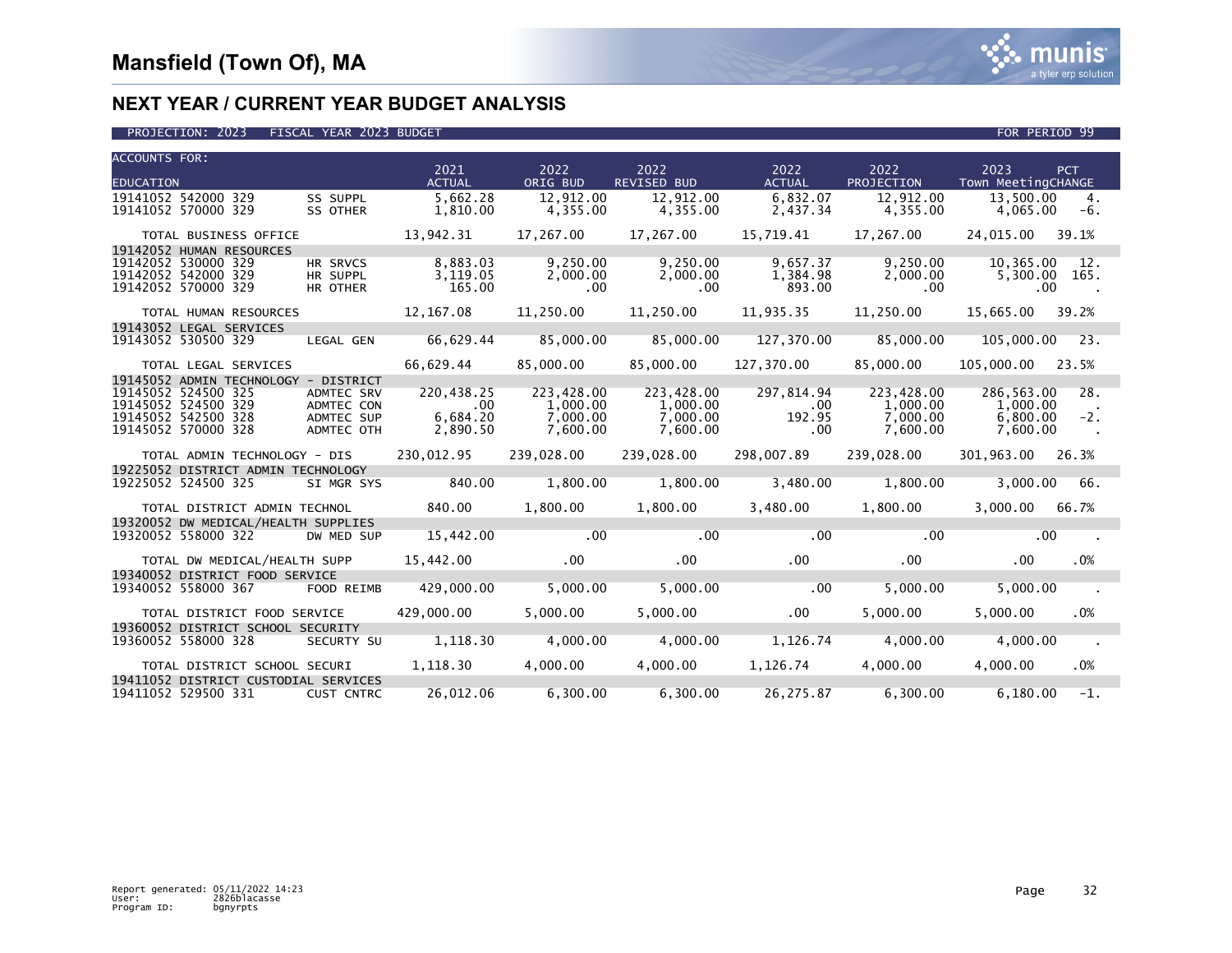# Mansfield (Town Of), MA

## NEXT YEAR / CURRENT YEAR BUDGET ANALYSIS

PROJECTION: 2023 FISCAL YEAR 2023 BUDGET FOR PERIOD 99

| ACCOUNTS FOR: EDUCATION | | 2021 ACTUAL | 2022 ORIG BUD | 2022 REVISED BUD | 2022 ACTUAL | 2022 PROJECTION | 2023 Town Meeting | PCT CHANGE |
|---|---|---|---|---|---|---|---|---|
| 19141052 542000 329 | SS SUPPL | 5,662.28 | 12,912.00 | 12,912.00 | 6,832.07 | 12,912.00 | 13,500.00 | 4. |
| 19141052 570000 329 | SS OTHER | 1,810.00 | 4,355.00 | 4,355.00 | 2,437.34 | 4,355.00 | 4,065.00 | -6. |
| TOTAL BUSINESS OFFICE | | 13,942.31 | 17,267.00 | 17,267.00 | 15,719.41 | 17,267.00 | 24,015.00 | 39.1% |
| 19142052 HUMAN RESOURCES | | | | | | | | |
| 19142052 530000 329 | HR SRVCS | 8,883.03 | 9,250.00 | 9,250.00 | 9,657.37 | 9,250.00 | 10,365.00 | 12. |
| 19142052 542000 329 | HR SUPPL | 3,119.05 | 2,000.00 | 2,000.00 | 1,384.98 | 2,000.00 | 5,300.00 | 165. |
| 19142052 570000 329 | HR OTHER | 165.00 | .00 | .00 | 893.00 | .00 | .00 | . |
| TOTAL HUMAN RESOURCES | | 12,167.08 | 11,250.00 | 11,250.00 | 11,935.35 | 11,250.00 | 15,665.00 | 39.2% |
| 19143052 LEGAL SERVICES | | | | | | | | |
| 19143052 530500 329 | LEGAL GEN | 66,629.44 | 85,000.00 | 85,000.00 | 127,370.00 | 85,000.00 | 105,000.00 | 23. |
| TOTAL LEGAL SERVICES | | 66,629.44 | 85,000.00 | 85,000.00 | 127,370.00 | 85,000.00 | 105,000.00 | 23.5% |
| 19145052 ADMIN TECHNOLOGY - DISTRICT | | | | | | | | |
| 19145052 524500 325 | ADMTEC SRV | 220,438.25 | 223,428.00 | 223,428.00 | 297,814.94 | 223,428.00 | 286,563.00 | 28. |
| 19145052 524500 329 | ADMTEC CON | .00 | 1,000.00 | 1,000.00 | .00 | 1,000.00 | 1,000.00 | . |
| 19145052 542500 328 | ADMTEC SUP | 6,684.20 | 7,000.00 | 7,000.00 | 192.95 | 7,000.00 | 6,800.00 | -2. |
| 19145052 570000 328 | ADMTEC OTH | 2,890.50 | 7,600.00 | 7,600.00 | .00 | 7,600.00 | 7,600.00 | . |
| TOTAL ADMIN TECHNOLOGY - DIS | | 230,012.95 | 239,028.00 | 239,028.00 | 298,007.89 | 239,028.00 | 301,963.00 | 26.3% |
| 19225052 DISTRICT ADMIN TECHNOLOGY | | | | | | | | |
| 19225052 524500 325 | SI MGR SYS | 840.00 | 1,800.00 | 1,800.00 | 3,480.00 | 1,800.00 | 3,000.00 | 66. |
| TOTAL DISTRICT ADMIN TECHNOL | | 840.00 | 1,800.00 | 1,800.00 | 3,480.00 | 1,800.00 | 3,000.00 | 66.7% |
| 19320052 DW MEDICAL/HEALTH SUPPLIES | | | | | | | | |
| 19320052 558000 322 | DW MED SUP | 15,442.00 | .00 | .00 | .00 | .00 | .00 | . |
| TOTAL DW MEDICAL/HEALTH SUPP | | 15,442.00 | .00 | .00 | .00 | .00 | .00 | .0% |
| 19340052 DISTRICT FOOD SERVICE | | | | | | | | |
| 19340052 558000 367 | FOOD REIMB | 429,000.00 | 5,000.00 | 5,000.00 | .00 | 5,000.00 | 5,000.00 | . |
| TOTAL DISTRICT FOOD SERVICE | | 429,000.00 | 5,000.00 | 5,000.00 | .00 | 5,000.00 | 5,000.00 | .0% |
| 19360052 DISTRICT SCHOOL SECURITY | | | | | | | | |
| 19360052 558000 328 | SECURTY SU | 1,118.30 | 4,000.00 | 4,000.00 | 1,126.74 | 4,000.00 | 4,000.00 | . |
| TOTAL DISTRICT SCHOOL SECURI | | 1,118.30 | 4,000.00 | 4,000.00 | 1,126.74 | 4,000.00 | 4,000.00 | .0% |
| 19411052 DISTRICT CUSTODIAL SERVICES | | | | | | | | |
| 19411052 529500 331 | CUST CNTRC | 26,012.06 | 6,300.00 | 6,300.00 | 26,275.87 | 6,300.00 | 6,180.00 | -1. |

Report generated: 05/11/2022 14:23
User: 2826blacasse
Program ID: bgnyrpts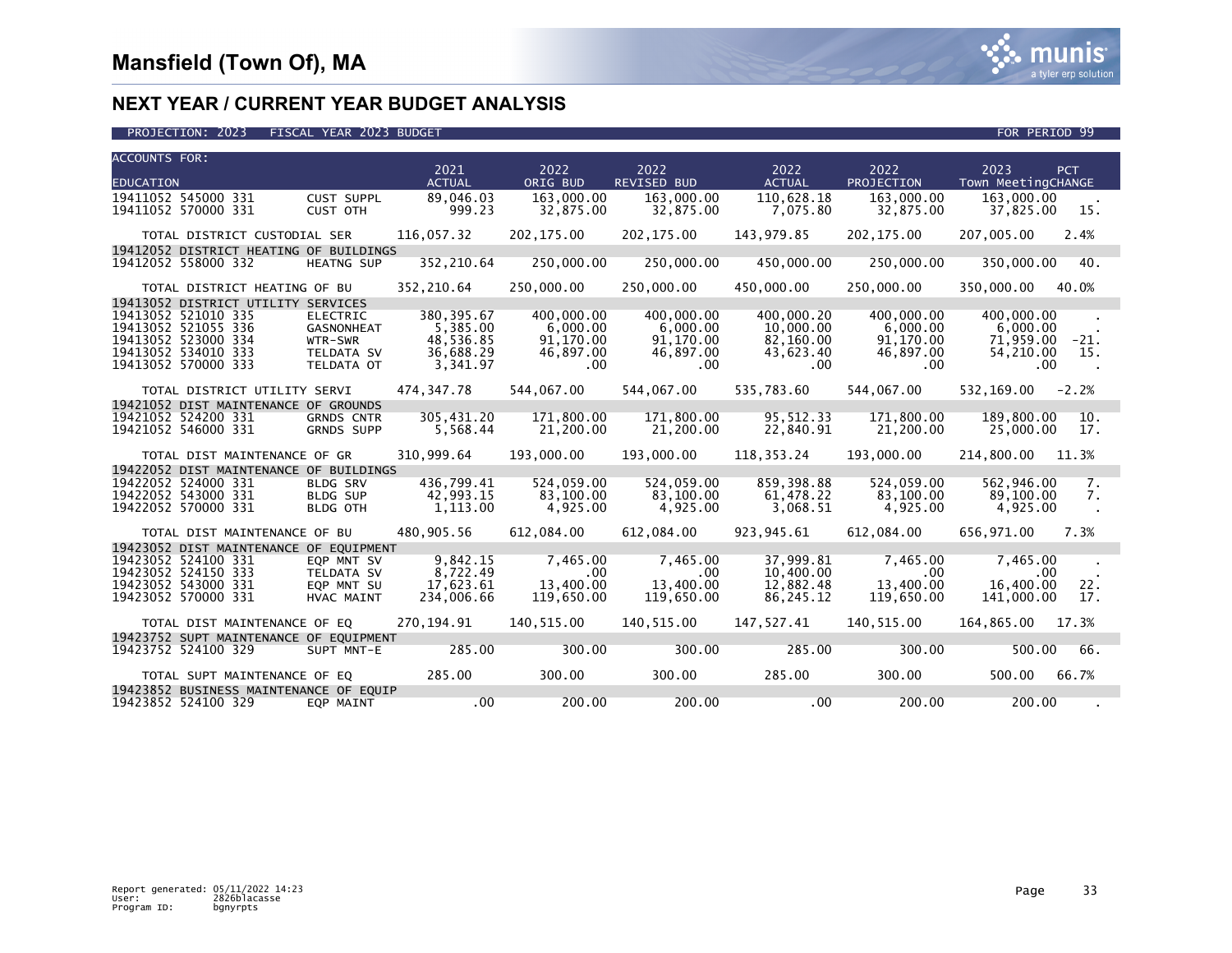# Mansfield (Town Of), MA

## NEXT YEAR / CURRENT YEAR BUDGET ANALYSIS

PROJECTION: 2023 FISCAL YEAR 2023 BUDGET FOR PERIOD 99

| ACCOUNTS FOR: EDUCATION | | 2021 ACTUAL | 2022 ORIG BUD | 2022 REVISED BUD | 2022 ACTUAL | 2022 PROJECTION | 2023 Town Meeting | PCT CHANGE |
|---|---|---|---|---|---|---|---|---|
| 19411052 545000 331 | CUST SUPPL | 89,046.03 | 163,000.00 | 163,000.00 | 110,628.18 | 163,000.00 | 163,000.00 | . |
| 19411052 570000 331 | CUST OTH | 999.23 | 32,875.00 | 32,875.00 | 7,075.80 | 32,875.00 | 37,825.00 | 15. |
| TOTAL DISTRICT CUSTODIAL SER | | 116,057.32 | 202,175.00 | 202,175.00 | 143,979.85 | 202,175.00 | 207,005.00 | 2.4% |
| 19412052 DISTRICT HEATING OF BUILDINGS | | | | | | | | |
| 19412052 558000 332 | HEATNG SUP | 352,210.64 | 250,000.00 | 250,000.00 | 450,000.00 | 250,000.00 | 350,000.00 | 40. |
| TOTAL DISTRICT HEATING OF BU | | 352,210.64 | 250,000.00 | 250,000.00 | 450,000.00 | 250,000.00 | 350,000.00 | 40.0% |
| 19413052 DISTRICT UTILITY SERVICES | | | | | | | | |
| 19413052 521010 335 | ELECTRIC | 380,395.67 | 400,000.00 | 400,000.00 | 400,000.20 | 400,000.00 | 400,000.00 | . |
| 19413052 521055 336 | GASNONHEAT | 5,385.00 | 6,000.00 | 6,000.00 | 10,000.00 | 6,000.00 | 6,000.00 | . |
| 19413052 523000 334 | WTR-SWR | 48,536.85 | 91,170.00 | 91,170.00 | 82,160.00 | 91,170.00 | 71,959.00 | -21. |
| 19413052 534010 333 | TELDATA SV | 36,688.29 | 46,897.00 | 46,897.00 | 43,623.40 | 46,897.00 | 54,210.00 | 15. |
| 19413052 570000 333 | TELDATA OT | 3,341.97 | .00 | .00 | .00 | .00 | .00 | . |
| TOTAL DISTRICT UTILITY SERVI | | 474,347.78 | 544,067.00 | 544,067.00 | 535,783.60 | 544,067.00 | 532,169.00 | -2.2% |
| 19421052 DIST MAINTENANCE OF GROUNDS | | | | | | | | |
| 19421052 524200 331 | GRNDS CNTR | 305,431.20 | 171,800.00 | 171,800.00 | 95,512.33 | 171,800.00 | 189,800.00 | 10. |
| 19421052 546000 331 | GRNDS SUPP | 5,568.44 | 21,200.00 | 21,200.00 | 22,840.91 | 21,200.00 | 25,000.00 | 17. |
| TOTAL DIST MAINTENANCE OF GR | | 310,999.64 | 193,000.00 | 193,000.00 | 118,353.24 | 193,000.00 | 214,800.00 | 11.3% |
| 19422052 DIST MAINTENANCE OF BUILDINGS | | | | | | | | |
| 19422052 524000 331 | BLDG SRV | 436,799.41 | 524,059.00 | 524,059.00 | 859,398.88 | 524,059.00 | 562,946.00 | 7. |
| 19422052 543000 331 | BLDG SUP | 42,993.15 | 83,100.00 | 83,100.00 | 61,478.22 | 83,100.00 | 89,100.00 | 7. |
| 19422052 570000 331 | BLDG OTH | 1,113.00 | 4,925.00 | 4,925.00 | 3,068.51 | 4,925.00 | 4,925.00 | . |
| TOTAL DIST MAINTENANCE OF BU | | 480,905.56 | 612,084.00 | 612,084.00 | 923,945.61 | 612,084.00 | 656,971.00 | 7.3% |
| 19423052 DIST MAINTENANCE OF EQUIPMENT | | | | | | | | |
| 19423052 524100 331 | EQP MNT SV | 9,842.15 | 7,465.00 | 7,465.00 | 37,999.81 | 7,465.00 | 7,465.00 | . |
| 19423052 524150 333 | TELDATA SV | 8,722.49 | .00 | .00 | 10,400.00 | .00 | .00 | . |
| 19423052 543000 331 | EQP MNT SU | 17,623.61 | 13,400.00 | 13,400.00 | 12,882.48 | 13,400.00 | 16,400.00 | 22. |
| 19423052 570000 331 | HVAC MAINT | 234,006.66 | 119,650.00 | 119,650.00 | 86,245.12 | 119,650.00 | 141,000.00 | 17. |
| TOTAL DIST MAINTENANCE OF EQ | | 270,194.91 | 140,515.00 | 140,515.00 | 147,527.41 | 140,515.00 | 164,865.00 | 17.3% |
| 19423752 SUPT MAINTENANCE OF EQUIPMENT | | | | | | | | |
| 19423752 524100 329 | SUPT MNT-E | 285.00 | 300.00 | 300.00 | 285.00 | 300.00 | 500.00 | 66. |
| TOTAL SUPT MAINTENANCE OF EQ | | 285.00 | 300.00 | 300.00 | 285.00 | 300.00 | 500.00 | 66.7% |
| 19423852 BUSINESS MAINTENANCE OF EQUIP | | | | | | | | |
| 19423852 524100 329 | EQP MAINT | .00 | 200.00 | 200.00 | .00 | 200.00 | 200.00 | . |

Report generated: 05/11/2022 14:23
User: 2826blacasse
Program ID: bgnyrpts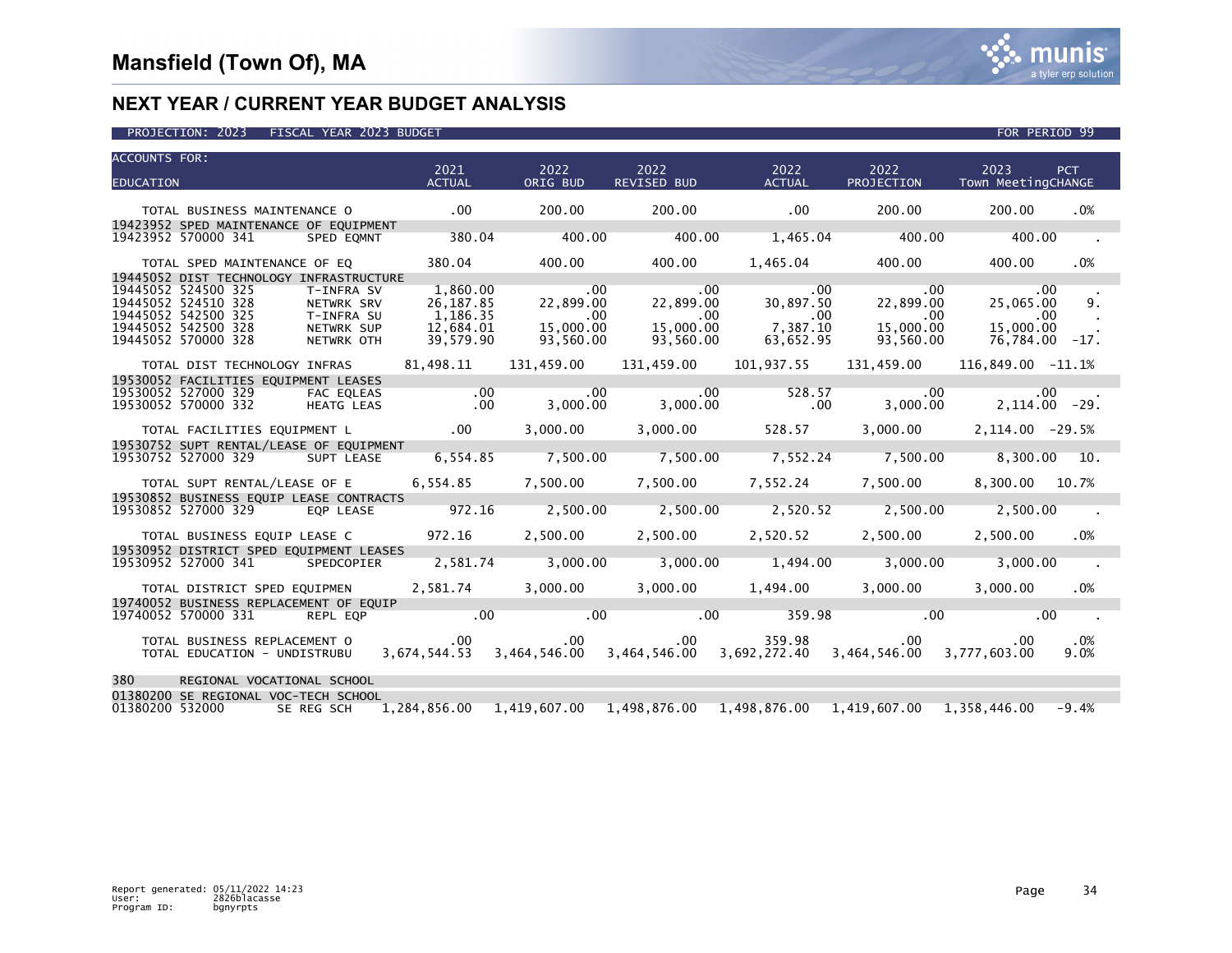# Mansfield (Town Of), MA

## NEXT YEAR / CURRENT YEAR BUDGET ANALYSIS

PROJECTION: 2023 FISCAL YEAR 2023 BUDGET FOR PERIOD 99

| ACCOUNTS FOR: EDUCATION | | 2021 ACTUAL | 2022 ORIG BUD | 2022 REVISED BUD | 2022 ACTUAL | 2022 PROJECTION | 2023 Town Meeting | PCT CHANGE |
|---|---|---|---|---|---|---|---|---|
| TOTAL BUSINESS MAINTENANCE O | | .00 | 200.00 | 200.00 | .00 | 200.00 | 200.00 | .0% |
| 19423952 SPED MAINTENANCE OF EQUIPMENT | | | | | | | | |
| 19423952 570000 341 | SPED EQMNT | 380.04 | 400.00 | 400.00 | 1,465.04 | 400.00 | 400.00 | . |
| TOTAL SPED MAINTENANCE OF EQ | | 380.04 | 400.00 | 400.00 | 1,465.04 | 400.00 | 400.00 | .0% |
| 19445052 DIST TECHNOLOGY INFRASTRUCTURE | | | | | | | | |
| 19445052 524500 325 | T-INFRA SV | 1,860.00 | .00 | .00 | .00 | .00 | .00 | . |
| 19445052 524510 328 | NETWRK SRV | 26,187.85 | 22,899.00 | 22,899.00 | 30,897.50 | 22,899.00 | 25,065.00 | 9. |
| 19445052 542500 325 | T-INFRA SU | 1,186.35 | .00 | .00 | .00 | .00 | .00 | . |
| 19445052 542500 328 | NETWRK SUP | 12,684.01 | 15,000.00 | 15,000.00 | 7,387.10 | 15,000.00 | 15,000.00 | . |
| 19445052 570000 328 | NETWRK OTH | 39,579.90 | 93,560.00 | 93,560.00 | 63,652.95 | 93,560.00 | 76,784.00 | -17. |
| TOTAL DIST TECHNOLOGY INFRAS | | 81,498.11 | 131,459.00 | 131,459.00 | 101,937.55 | 131,459.00 | 116,849.00 | -11.1% |
| 19530052 FACILITIES EQUIPMENT LEASES | | | | | | | | |
| 19530052 527000 329 | FAC EQLEAS | .00 | .00 | .00 | 528.57 | .00 | .00 | . |
| 19530052 570000 332 | HEATG LEAS | .00 | 3,000.00 | 3,000.00 | .00 | 3,000.00 | 2,114.00 | -29. |
| TOTAL FACILITIES EQUIPMENT L | | .00 | 3,000.00 | 3,000.00 | 528.57 | 3,000.00 | 2,114.00 | -29.5% |
| 19530752 SUPT RENTAL/LEASE OF EQUIPMENT | | | | | | | | |
| 19530752 527000 329 | SUPT LEASE | 6,554.85 | 7,500.00 | 7,500.00 | 7,552.24 | 7,500.00 | 8,300.00 | 10. |
| TOTAL SUPT RENTAL/LEASE OF E | | 6,554.85 | 7,500.00 | 7,500.00 | 7,552.24 | 7,500.00 | 8,300.00 | 10.7% |
| 19530852 BUSINESS EQUIP LEASE CONTRACTS | | | | | | | | |
| 19530852 527000 329 | EQP LEASE | 972.16 | 2,500.00 | 2,500.00 | 2,520.52 | 2,500.00 | 2,500.00 | . |
| TOTAL BUSINESS EQUIP LEASE C | | 972.16 | 2,500.00 | 2,500.00 | 2,520.52 | 2,500.00 | 2,500.00 | .0% |
| 19530952 DISTRICT SPED EQUIPMENT LEASES | | | | | | | | |
| 19530952 527000 341 | SPEDCOPIER | 2,581.74 | 3,000.00 | 3,000.00 | 1,494.00 | 3,000.00 | 3,000.00 | . |
| TOTAL DISTRICT SPED EQUIPMEN | | 2,581.74 | 3,000.00 | 3,000.00 | 1,494.00 | 3,000.00 | 3,000.00 | .0% |
| 19740052 BUSINESS REPLACEMENT OF EQUIP | | | | | | | | |
| 19740052 570000 331 | REPL EQP | .00 | .00 | .00 | 359.98 | .00 | .00 | . |
| TOTAL BUSINESS REPLACEMENT O | | .00 | .00 | .00 | 359.98 | .00 | .00 | .0% |
| TOTAL EDUCATION - UNDISTRUBU | | 3,674,544.53 | 3,464,546.00 | 3,464,546.00 | 3,692,272.40 | 3,464,546.00 | 3,777,603.00 | 9.0% |
| 380 REGIONAL VOCATIONAL SCHOOL | | | | | | | | |
| 01380200 SE REGIONAL VOC-TECH SCHOOL | | | | | | | | |
| 01380200 532000 | SE REG SCH | 1,284,856.00 | 1,419,607.00 | 1,498,876.00 | 1,498,876.00 | 1,419,607.00 | 1,358,446.00 | -9.4% |

Report generated: 05/11/2022 14:23
User: 2826blacasse
Program ID: bgnyrpts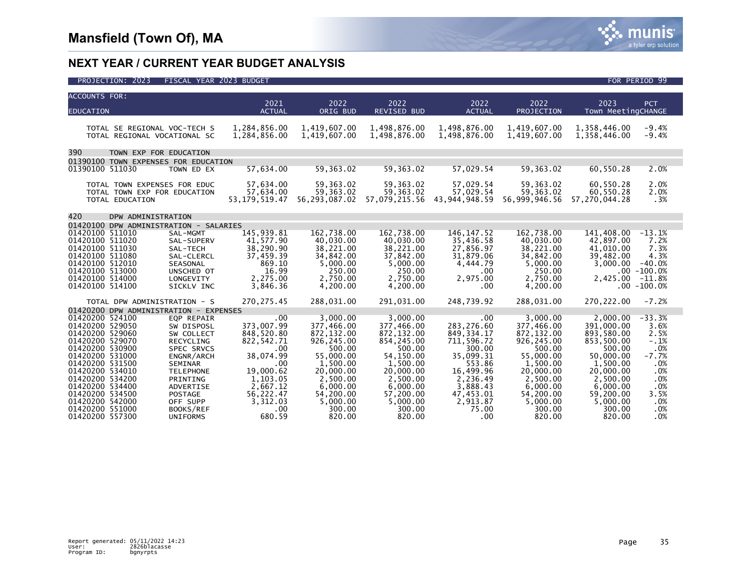# Mansfield (Town Of), MA

## NEXT YEAR / CURRENT YEAR BUDGET ANALYSIS

PROJECTION: 2023 FISCAL YEAR 2023 BUDGET — FOR PERIOD 99

| ACCOUNTS FOR: EDUCATION | | 2021 ACTUAL | 2022 ORIG BUD | 2022 REVISED BUD | 2022 ACTUAL | 2022 PROJECTION | 2023 Town Meeting | PCT CHANGE |
|---|---|---|---|---|---|---|---|---|
| TOTAL SE REGIONAL VOC-TECH S | | 1,284,856.00 | 1,419,607.00 | 1,498,876.00 | 1,498,876.00 | 1,419,607.00 | 1,358,446.00 | -9.4% |
| TOTAL REGIONAL VOCATIONAL SC | | 1,284,856.00 | 1,419,607.00 | 1,498,876.00 | 1,498,876.00 | 1,419,607.00 | 1,358,446.00 | -9.4% |
| **390 TOWN EXP FOR EDUCATION** | | | | | | | | |
| **01390100 TOWN EXPENSES FOR EDUCATION** | | | | | | | | |
| 01390100 511030 | TOWN ED EX | 57,634.00 | 59,363.02 | 59,363.02 | 57,029.54 | 59,363.02 | 60,550.28 | 2.0% |
| TOTAL TOWN EXPENSES FOR EDUC | | 57,634.00 | 59,363.02 | 59,363.02 | 57,029.54 | 59,363.02 | 60,550.28 | 2.0% |
| TOTAL TOWN EXP FOR EDUCATION | | 57,634.00 | 59,363.02 | 59,363.02 | 57,029.54 | 59,363.02 | 60,550.28 | 2.0% |
| TOTAL EDUCATION | | 53,179,519.47 | 56,293,087.02 | 57,079,215.56 | 43,944,948.59 | 56,999,946.56 | 57,270,044.28 | .3% |
| **420 DPW ADMINISTRATION** | | | | | | | | |
| **01420100 DPW ADMINISTRATION - SALARIES** | | | | | | | | |
| 01420100 511010 | SAL-MGMT | 145,939.81 | 162,738.00 | 162,738.00 | 146,147.52 | 162,738.00 | 141,408.00 | -13.1% |
| 01420100 511020 | SAL-SUPERV | 41,577.90 | 40,030.00 | 40,030.00 | 35,436.58 | 40,030.00 | 42,897.00 | 7.2% |
| 01420100 511030 | SAL-TECH | 38,290.90 | 38,221.00 | 38,221.00 | 27,856.97 | 38,221.00 | 41,010.00 | 7.3% |
| 01420100 511080 | SAL-CLERCL | 37,459.39 | 34,842.00 | 37,842.00 | 31,879.06 | 34,842.00 | 39,482.00 | 4.3% |
| 01420100 512010 | SEASONAL | 869.10 | 5,000.00 | 5,000.00 | 4,444.79 | 5,000.00 | 3,000.00 | -40.0% |
| 01420100 513000 | UNSCHED OT | 16.99 | 250.00 | 250.00 | .00 | 250.00 | .00 | -100.0% |
| 01420100 514000 | LONGEVITY | 2,275.00 | 2,750.00 | 2,750.00 | 2,975.00 | 2,750.00 | 2,425.00 | -11.8% |
| 01420100 514100 | SICKLV INC | 3,846.36 | 4,200.00 | 4,200.00 | .00 | 4,200.00 | .00 | -100.0% |
| TOTAL DPW ADMINISTRATION - S | | 270,275.45 | 288,031.00 | 291,031.00 | 248,739.92 | 288,031.00 | 270,222.00 | -7.2% |
| **01420200 DPW ADMINISTRATION - EXPENSES** | | | | | | | | |
| 01420200 524100 | EQP REPAIR | .00 | 3,000.00 | 3,000.00 | .00 | 3,000.00 | 2,000.00 | -33.3% |
| 01420200 529050 | SW DISPOSL | 373,007.99 | 377,466.00 | 377,466.00 | 283,276.60 | 377,466.00 | 391,000.00 | 3.6% |
| 01420200 529060 | SW COLLECT | 848,520.80 | 872,132.00 | 872,132.00 | 849,334.17 | 872,132.00 | 893,580.00 | 2.5% |
| 01420200 529070 | RECYCLING | 822,542.71 | 926,245.00 | 854,245.00 | 711,596.72 | 926,245.00 | 853,500.00 | -.1% |
| 01420200 530900 | SPEC SRVCS | .00 | 500.00 | 500.00 | 300.00 | 500.00 | 500.00 | .0% |
| 01420200 531000 | ENGNR/ARCH | 38,074.99 | 55,000.00 | 54,150.00 | 35,099.31 | 55,000.00 | 50,000.00 | -7.7% |
| 01420200 531500 | SEMINAR | .00 | 1,500.00 | 1,500.00 | 553.86 | 1,500.00 | 1,500.00 | .0% |
| 01420200 534010 | TELEPHONE | 19,000.62 | 20,000.00 | 20,000.00 | 16,499.96 | 20,000.00 | 20,000.00 | .0% |
| 01420200 534200 | PRINTING | 1,103.05 | 2,500.00 | 2,500.00 | 2,236.49 | 2,500.00 | 2,500.00 | .0% |
| 01420200 534400 | ADVERTISE | 2,667.12 | 6,000.00 | 6,000.00 | 3,888.43 | 6,000.00 | 6,000.00 | .0% |
| 01420200 534500 | POSTAGE | 56,222.47 | 54,200.00 | 57,200.00 | 47,453.01 | 54,200.00 | 59,200.00 | 3.5% |
| 01420200 542000 | OFF SUPP | 3,312.03 | 5,000.00 | 5,000.00 | 2,913.87 | 5,000.00 | 5,000.00 | .0% |
| 01420200 551000 | BOOKS/REF | .00 | 300.00 | 300.00 | 75.00 | 300.00 | 300.00 | .0% |
| 01420200 557300 | UNIFORMS | 680.59 | 820.00 | 820.00 | .00 | 820.00 | 820.00 | .0% |

Report generated: 05/11/2022 14:23
User: 2826blacasse
Program ID: bgnyrpts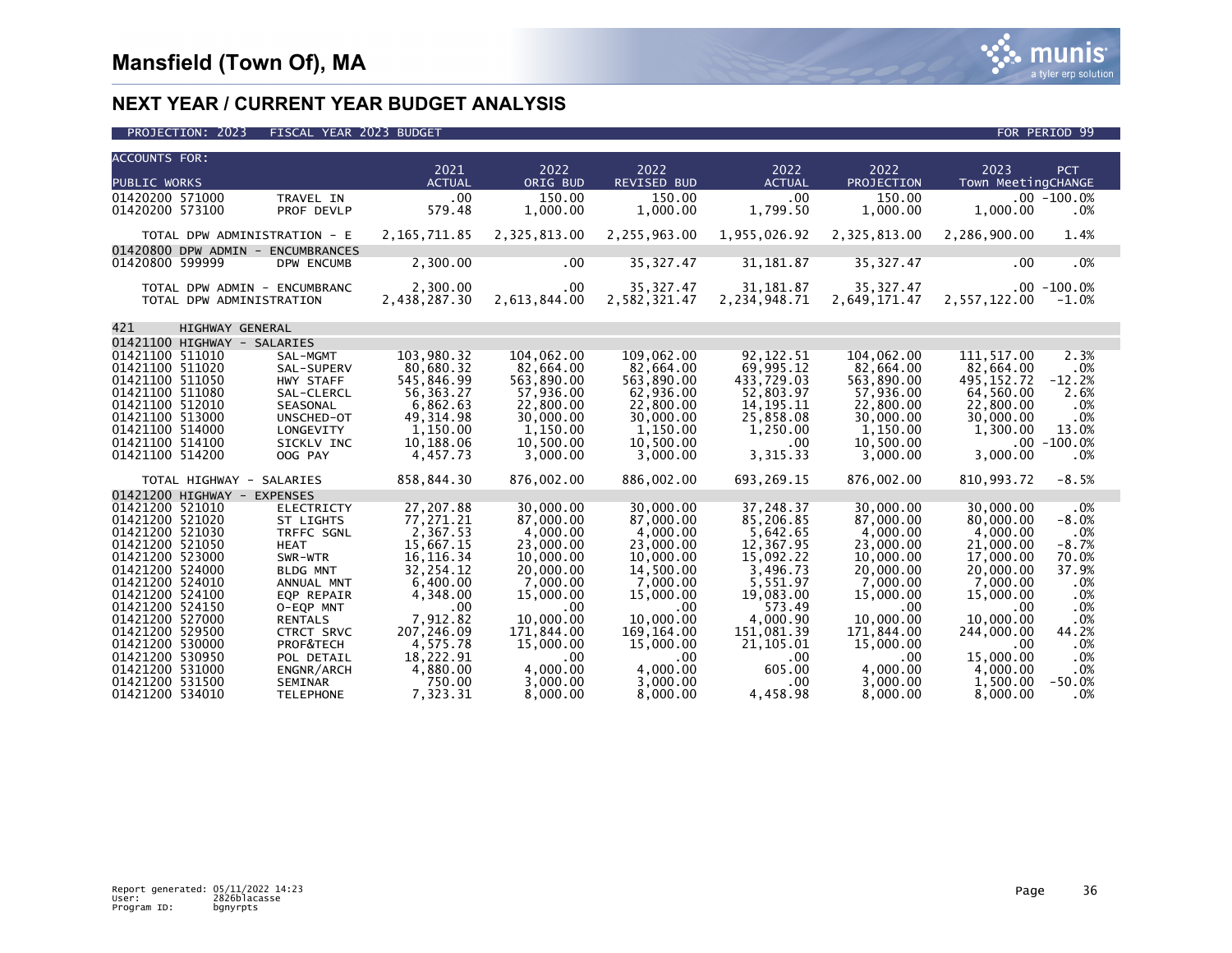# Mansfield (Town Of), MA

## NEXT YEAR / CURRENT YEAR BUDGET ANALYSIS

PROJECTION: 2023 FISCAL YEAR 2023 BUDGET FOR PERIOD 99

| ACCOUNTS FOR: PUBLIC WORKS | | 2021 ACTUAL | 2022 ORIG BUD | 2022 REVISED BUD | 2022 ACTUAL | 2022 PROJECTION | 2023 Town Meeting | PCT CHANGE |
|---|---|---|---|---|---|---|---|---|
| 01420200 571000 | TRAVEL IN | .00 | 150.00 | 150.00 | .00 | 150.00 | .00 | -100.0% |
| 01420200 573100 | PROF DEVLP | 579.48 | 1,000.00 | 1,000.00 | 1,799.50 | 1,000.00 | 1,000.00 | .0% |
| TOTAL DPW ADMINISTRATION - E | | 2,165,711.85 | 2,325,813.00 | 2,255,963.00 | 1,955,026.92 | 2,325,813.00 | 2,286,900.00 | 1.4% |
| 01420800 DPW ADMIN - ENCUMBRANCES | | | | | | | | |
| 01420800 599999 | DPW ENCUMB | 2,300.00 | .00 | 35,327.47 | 31,181.87 | 35,327.47 | .00 | .0% |
| TOTAL DPW ADMIN - ENCUMBRANC | | 2,300.00 | .00 | 35,327.47 | 31,181.87 | 35,327.47 | .00 | -100.0% |
| TOTAL DPW ADMINISTRATION | | 2,438,287.30 | 2,613,844.00 | 2,582,321.47 | 2,234,948.71 | 2,649,171.47 | 2,557,122.00 | -1.0% |
| 421 HIGHWAY GENERAL | | | | | | | | |
| 01421100 HIGHWAY - SALARIES | | | | | | | | |
| 01421100 511010 | SAL-MGMT | 103,980.32 | 104,062.00 | 109,062.00 | 92,122.51 | 104,062.00 | 111,517.00 | 2.3% |
| 01421100 511020 | SAL-SUPERV | 80,680.32 | 82,664.00 | 82,664.00 | 69,995.12 | 82,664.00 | 82,664.00 | .0% |
| 01421100 511050 | HWY STAFF | 545,846.99 | 563,890.00 | 563,890.00 | 433,729.03 | 563,890.00 | 495,152.72 | -12.2% |
| 01421100 511080 | SAL-CLERCL | 56,363.27 | 57,936.00 | 62,936.00 | 52,803.97 | 57,936.00 | 64,560.00 | 2.6% |
| 01421100 512010 | SEASONAL | 6,862.63 | 22,800.00 | 22,800.00 | 14,195.11 | 22,800.00 | 22,800.00 | .0% |
| 01421100 513000 | UNSCHED-OT | 49,314.98 | 30,000.00 | 30,000.00 | 25,858.08 | 30,000.00 | 30,000.00 | .0% |
| 01421100 514000 | LONGEVITY | 1,150.00 | 1,150.00 | 1,150.00 | 1,250.00 | 1,150.00 | 1,300.00 | 13.0% |
| 01421100 514100 | SICKLV INC | 10,188.06 | 10,500.00 | 10,500.00 | .00 | 10,500.00 | .00 | -100.0% |
| 01421100 514200 | OOG PAY | 4,457.73 | 3,000.00 | 3,000.00 | 3,315.33 | 3,000.00 | 3,000.00 | .0% |
| TOTAL HIGHWAY - SALARIES | | 858,844.30 | 876,002.00 | 886,002.00 | 693,269.15 | 876,002.00 | 810,993.72 | -8.5% |
| 01421200 HIGHWAY - EXPENSES | | | | | | | | |
| 01421200 521010 | ELECTRICTY | 27,207.88 | 30,000.00 | 30,000.00 | 37,248.37 | 30,000.00 | 30,000.00 | .0% |
| 01421200 521020 | ST LIGHTS | 77,271.21 | 87,000.00 | 87,000.00 | 85,206.85 | 87,000.00 | 80,000.00 | -8.0% |
| 01421200 521030 | TRFFC SGNL | 2,367.53 | 4,000.00 | 4,000.00 | 5,642.65 | 4,000.00 | 4,000.00 | .0% |
| 01421200 521050 | HEAT | 15,667.15 | 23,000.00 | 23,000.00 | 12,367.95 | 23,000.00 | 21,000.00 | -8.7% |
| 01421200 523000 | SWR-WTR | 16,116.34 | 10,000.00 | 10,000.00 | 15,092.22 | 10,000.00 | 17,000.00 | 70.0% |
| 01421200 524000 | BLDG MNT | 32,254.12 | 20,000.00 | 14,500.00 | 3,496.73 | 20,000.00 | 20,000.00 | 37.9% |
| 01421200 524010 | ANNUAL MNT | 6,400.00 | 7,000.00 | 7,000.00 | 5,551.97 | 7,000.00 | 7,000.00 | .0% |
| 01421200 524100 | EQP REPAIR | 4,348.00 | 15,000.00 | 15,000.00 | 19,083.00 | 15,000.00 | 15,000.00 | .0% |
| 01421200 524150 | O-EQP MNT | .00 | .00 | .00 | 573.49 | .00 | .00 | .0% |
| 01421200 527000 | RENTALS | 7,912.82 | 10,000.00 | 10,000.00 | 4,000.90 | 10,000.00 | 10,000.00 | .0% |
| 01421200 529500 | CTRCT SRVC | 207,246.09 | 171,844.00 | 169,164.00 | 151,081.39 | 171,844.00 | 244,000.00 | 44.2% |
| 01421200 530000 | PROF&TECH | 4,575.78 | 15,000.00 | 15,000.00 | 21,105.01 | 15,000.00 | .00 | .0% |
| 01421200 530950 | POL DETAIL | 18,222.91 | .00 | .00 | .00 | .00 | 15,000.00 | .0% |
| 01421200 531000 | ENGNR/ARCH | 4,880.00 | 4,000.00 | 4,000.00 | 605.00 | 4,000.00 | 4,000.00 | .0% |
| 01421200 531500 | SEMINAR | 750.00 | 3,000.00 | 3,000.00 | .00 | 3,000.00 | 1,500.00 | -50.0% |
| 01421200 534010 | TELEPHONE | 7,323.31 | 8,000.00 | 8,000.00 | 4,458.98 | 8,000.00 | 8,000.00 | .0% |

Report generated: 05/11/2022 14:23
User: 2826blacasse
Program ID: bgnyrpts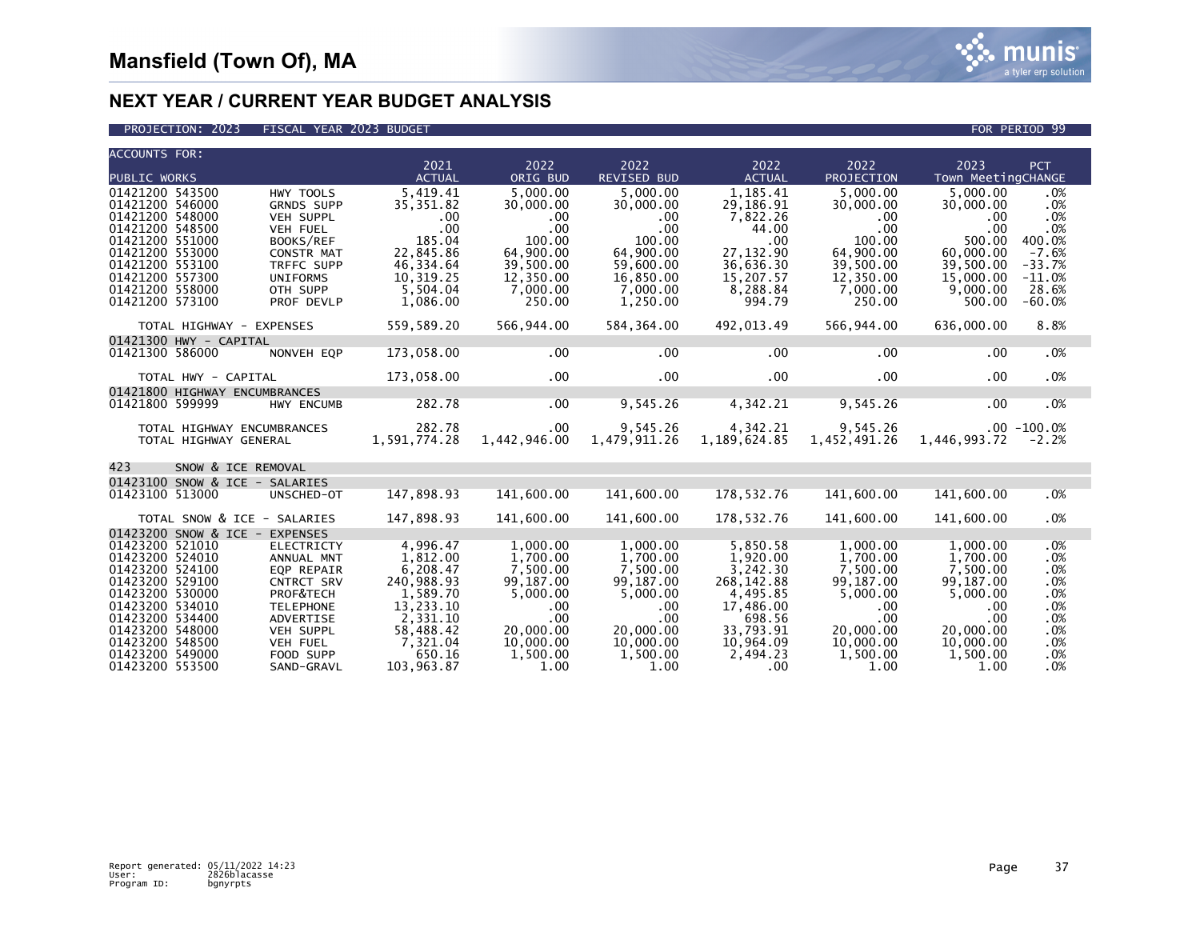# Mansfield (Town Of), MA

## NEXT YEAR / CURRENT YEAR BUDGET ANALYSIS

PROJECTION: 2023 FISCAL YEAR 2023 BUDGET FOR PERIOD 99

| ACCOUNTS FOR: PUBLIC WORKS | | 2021 ACTUAL | 2022 ORIG BUD | 2022 REVISED BUD | 2022 ACTUAL | 2022 PROJECTION | 2023 Town Meeting | PCT CHANGE |
|---|---|---|---|---|---|---|---|---|
| 01421200 543500 | HWY TOOLS | 5,419.41 | 5,000.00 | 5,000.00 | 1,185.41 | 5,000.00 | 5,000.00 | .0% |
| 01421200 546000 | GRNDS SUPP | 35,351.82 | 30,000.00 | 30,000.00 | 29,186.91 | 30,000.00 | 30,000.00 | .0% |
| 01421200 548000 | VEH SUPPL | .00 | .00 | .00 | 7,822.26 | .00 | .00 | .0% |
| 01421200 548500 | VEH FUEL | .00 | .00 | .00 | 44.00 | .00 | .00 | .0% |
| 01421200 551000 | BOOKS/REF | 185.04 | 100.00 | 100.00 | .00 | 100.00 | 500.00 | 400.0% |
| 01421200 553000 | CONSTR MAT | 22,845.86 | 64,900.00 | 64,900.00 | 27,132.90 | 64,900.00 | 60,000.00 | -7.6% |
| 01421200 553100 | TRFFC SUPP | 46,334.64 | 39,500.00 | 59,600.00 | 36,636.30 | 39,500.00 | 39,500.00 | -33.7% |
| 01421200 557300 | UNIFORMS | 10,319.25 | 12,350.00 | 16,850.00 | 15,207.57 | 12,350.00 | 15,000.00 | -11.0% |
| 01421200 558000 | OTH SUPP | 5,504.04 | 7,000.00 | 7,000.00 | 8,288.84 | 7,000.00 | 9,000.00 | 28.6% |
| 01421200 573100 | PROF DEVLP | 1,086.00 | 250.00 | 1,250.00 | 994.79 | 250.00 | 500.00 | -60.0% |
| TOTAL HIGHWAY - EXPENSES | | 559,589.20 | 566,944.00 | 584,364.00 | 492,013.49 | 566,944.00 | 636,000.00 | 8.8% |
| 01421300 HWY - CAPITAL | | | | | | | | |
| 01421300 586000 | NONVEH EQP | 173,058.00 | .00 | .00 | .00 | .00 | .00 | .0% |
| TOTAL HWY - CAPITAL | | 173,058.00 | .00 | .00 | .00 | .00 | .00 | .0% |
| 01421800 HIGHWAY ENCUMBRANCES | | | | | | | | |
| 01421800 599999 | HWY ENCUMB | 282.78 | .00 | 9,545.26 | 4,342.21 | 9,545.26 | .00 | .0% |
| TOTAL HIGHWAY ENCUMBRANCES | | 282.78 | .00 | 9,545.26 | 4,342.21 | 9,545.26 | .00 | -100.0% |
| TOTAL HIGHWAY GENERAL | | 1,591,774.28 | 1,442,946.00 | 1,479,911.26 | 1,189,624.85 | 1,452,491.26 | 1,446,993.72 | -2.2% |
| 423 SNOW & ICE REMOVAL | | | | | | | | |
| 01423100 SNOW & ICE - SALARIES | | | | | | | | |
| 01423100 513000 | UNSCHED-OT | 147,898.93 | 141,600.00 | 141,600.00 | 178,532.76 | 141,600.00 | 141,600.00 | .0% |
| TOTAL SNOW & ICE - SALARIES | | 147,898.93 | 141,600.00 | 141,600.00 | 178,532.76 | 141,600.00 | 141,600.00 | .0% |
| 01423200 SNOW & ICE - EXPENSES | | | | | | | | |
| 01423200 521010 | ELECTRICTY | 4,996.47 | 1,000.00 | 1,000.00 | 5,850.58 | 1,000.00 | 1,000.00 | .0% |
| 01423200 524010 | ANNUAL MNT | 1,812.00 | 1,700.00 | 1,700.00 | 1,920.00 | 1,700.00 | 1,700.00 | .0% |
| 01423200 524100 | EQP REPAIR | 6,208.47 | 7,500.00 | 7,500.00 | 3,242.30 | 7,500.00 | 7,500.00 | .0% |
| 01423200 529100 | CNTRCT SRV | 240,988.93 | 99,187.00 | 99,187.00 | 268,142.88 | 99,187.00 | 99,187.00 | .0% |
| 01423200 530000 | PROF&TECH | 1,589.70 | 5,000.00 | 5,000.00 | 4,495.85 | 5,000.00 | 5,000.00 | .0% |
| 01423200 534010 | TELEPHONE | 13,233.10 | .00 | .00 | 17,486.00 | .00 | .00 | .0% |
| 01423200 534400 | ADVERTISE | 2,331.10 | .00 | .00 | 698.56 | .00 | .00 | .0% |
| 01423200 548000 | VEH SUPPL | 58,488.42 | 20,000.00 | 20,000.00 | 33,793.91 | 20,000.00 | 20,000.00 | .0% |
| 01423200 548500 | VEH FUEL | 7,321.04 | 10,000.00 | 10,000.00 | 10,964.09 | 10,000.00 | 10,000.00 | .0% |
| 01423200 549000 | FOOD SUPP | 650.16 | 1,500.00 | 1,500.00 | 2,494.23 | 1,500.00 | 1,500.00 | .0% |
| 01423200 553500 | SAND-GRAVL | 103,963.87 | 1.00 | 1.00 | .00 | 1.00 | 1.00 | .0% |

Report generated: 05/11/2022 14:23
User: 2826blacasse
Program ID: bgnyrpts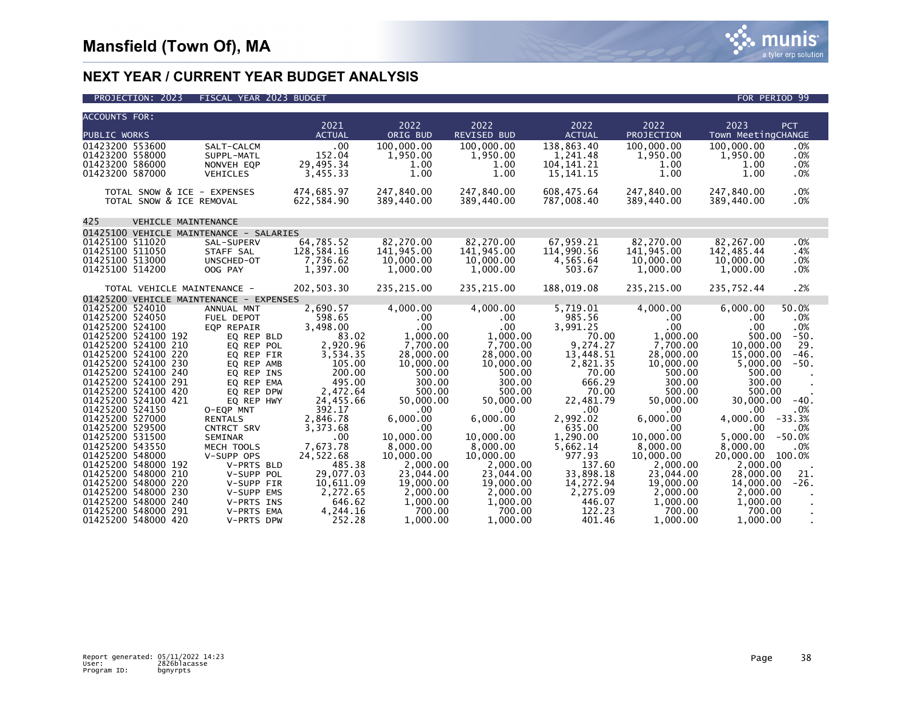# Mansfield (Town Of), MA

## NEXT YEAR / CURRENT YEAR BUDGET ANALYSIS

PROJECTION: 2023 FISCAL YEAR 2023 BUDGET FOR PERIOD 99

| ACCOUNTS FOR: PUBLIC WORKS | | 2021 ACTUAL | 2022 ORIG BUD | 2022 REVISED BUD | 2022 ACTUAL | 2022 PROJECTION | 2023 Town Meeting | PCT CHANGE |
|---|---|---|---|---|---|---|---|---|
| 01423200 553600 | SALT-CALCM | .00 | 100,000.00 | 100,000.00 | 138,863.40 | 100,000.00 | 100,000.00 | .0% |
| 01423200 558000 | SUPPL-MATL | 152.04 | 1,950.00 | 1,950.00 | 1,241.48 | 1,950.00 | 1,950.00 | .0% |
| 01423200 586000 | NONVEH EQP | 29,495.34 | 1.00 | 1.00 | 104,141.21 | 1.00 | 1.00 | .0% |
| 01423200 587000 | VEHICLES | 3,455.33 | 1.00 | 1.00 | 15,141.15 | 1.00 | 1.00 | .0% |
| TOTAL SNOW & ICE - EXPENSES | | 474,685.97 | 247,840.00 | 247,840.00 | 608,475.64 | 247,840.00 | 247,840.00 | .0% |
| TOTAL SNOW & ICE REMOVAL | | 622,584.90 | 389,440.00 | 389,440.00 | 787,008.40 | 389,440.00 | 389,440.00 | .0% |
| 425 VEHICLE MAINTENANCE | | | | | | | | |
| 01425100 VEHICLE MAINTENANCE - SALARIES | | | | | | | | |
| 01425100 511020 | SAL-SUPERV | 64,785.52 | 82,270.00 | 82,270.00 | 67,959.21 | 82,270.00 | 82,267.00 | .0% |
| 01425100 511050 | STAFF SAL | 128,584.16 | 141,945.00 | 141,945.00 | 114,990.56 | 141,945.00 | 142,485.44 | .4% |
| 01425100 513000 | UNSCHED-OT | 7,736.62 | 10,000.00 | 10,000.00 | 4,565.64 | 10,000.00 | 10,000.00 | .0% |
| 01425100 514200 | OOG PAY | 1,397.00 | 1,000.00 | 1,000.00 | 503.67 | 1,000.00 | 1,000.00 | .0% |
| TOTAL VEHICLE MAINTENANCE - | | 202,503.30 | 235,215.00 | 235,215.00 | 188,019.08 | 235,215.00 | 235,752.44 | .2% |
| 01425200 VEHICLE MAINTENANCE - EXPENSES | | | | | | | | |
| 01425200 524010 | ANNUAL MNT | 2,690.57 | 4,000.00 | 4,000.00 | 5,719.01 | 4,000.00 | 6,000.00 | 50.0% |
| 01425200 524050 | FUEL DEPOT | 598.65 | .00 | .00 | 985.56 | .00 | .00 | .0% |
| 01425200 524100 | EQP REPAIR | 3,498.00 | .00 | .00 | 3,991.25 | .00 | .00 | .0% |
| 01425200 524100 192 | EQ REP BLD | 83.02 | 1,000.00 | 1,000.00 | 70.00 | 1,000.00 | 500.00 | -50. |
| 01425200 524100 210 | EQ REP POL | 2,920.96 | 7,700.00 | 7,700.00 | 9,274.27 | 7,700.00 | 10,000.00 | 29. |
| 01425200 524100 220 | EQ REP FIR | 3,534.35 | 28,000.00 | 28,000.00 | 13,448.51 | 28,000.00 | 15,000.00 | -46. |
| 01425200 524100 230 | EQ REP AMB | 105.00 | 10,000.00 | 10,000.00 | 2,821.35 | 10,000.00 | 5,000.00 | -50. |
| 01425200 524100 240 | EQ REP INS | 200.00 | 500.00 | 500.00 | 70.00 | 500.00 | 500.00 | . |
| 01425200 524100 291 | EQ REP EMA | 495.00 | 300.00 | 300.00 | 666.29 | 300.00 | 300.00 | . |
| 01425200 524100 420 | EQ REP DPW | 2,472.64 | 500.00 | 500.00 | 70.00 | 500.00 | 500.00 | . |
| 01425200 524100 421 | EQ REP HWY | 24,455.66 | 50,000.00 | 50,000.00 | 22,481.79 | 50,000.00 | 30,000.00 | -40. |
| 01425200 524150 | O-EQP MNT | 392.17 | .00 | .00 | .00 | .00 | .00 | .0% |
| 01425200 527000 | RENTALS | 2,846.78 | 6,000.00 | 6,000.00 | 2,992.02 | 6,000.00 | 4,000.00 | -33.3% |
| 01425200 529500 | CNTRCT SRV | 3,373.68 | .00 | .00 | 635.00 | .00 | .00 | .0% |
| 01425200 531500 | SEMINAR | .00 | 10,000.00 | 10,000.00 | 1,290.00 | 10,000.00 | 5,000.00 | -50.0% |
| 01425200 543550 | MECH TOOLS | 7,673.78 | 8,000.00 | 8,000.00 | 5,662.14 | 8,000.00 | 8,000.00 | .0% |
| 01425200 548000 | V-SUPP OPS | 24,522.68 | 10,000.00 | 10,000.00 | 977.93 | 10,000.00 | 20,000.00 | 100.0% |
| 01425200 548000 192 | V-PRTS BLD | 485.38 | 2,000.00 | 2,000.00 | 137.60 | 2,000.00 | 2,000.00 | . |
| 01425200 548000 210 | V-SUPP POL | 29,077.03 | 23,044.00 | 23,044.00 | 33,898.18 | 23,044.00 | 28,000.00 | 21. |
| 01425200 548000 220 | V-SUPP FIR | 10,611.09 | 19,000.00 | 19,000.00 | 14,272.94 | 19,000.00 | 14,000.00 | -26. |
| 01425200 548000 230 | V-SUPP EMS | 2,272.65 | 2,000.00 | 2,000.00 | 2,275.09 | 2,000.00 | 2,000.00 | . |
| 01425200 548000 240 | V-PRTS INS | 646.62 | 1,000.00 | 1,000.00 | 446.07 | 1,000.00 | 1,000.00 | . |
| 01425200 548000 291 | V-PRTS EMA | 4,244.16 | 700.00 | 700.00 | 122.23 | 700.00 | 700.00 | . |
| 01425200 548000 420 | V-PRTS DPW | 252.28 | 1,000.00 | 1,000.00 | 401.46 | 1,000.00 | 1,000.00 | . |

Report generated: 05/11/2022 14:23
User: 2826blacasse
Program ID: bgnyrpts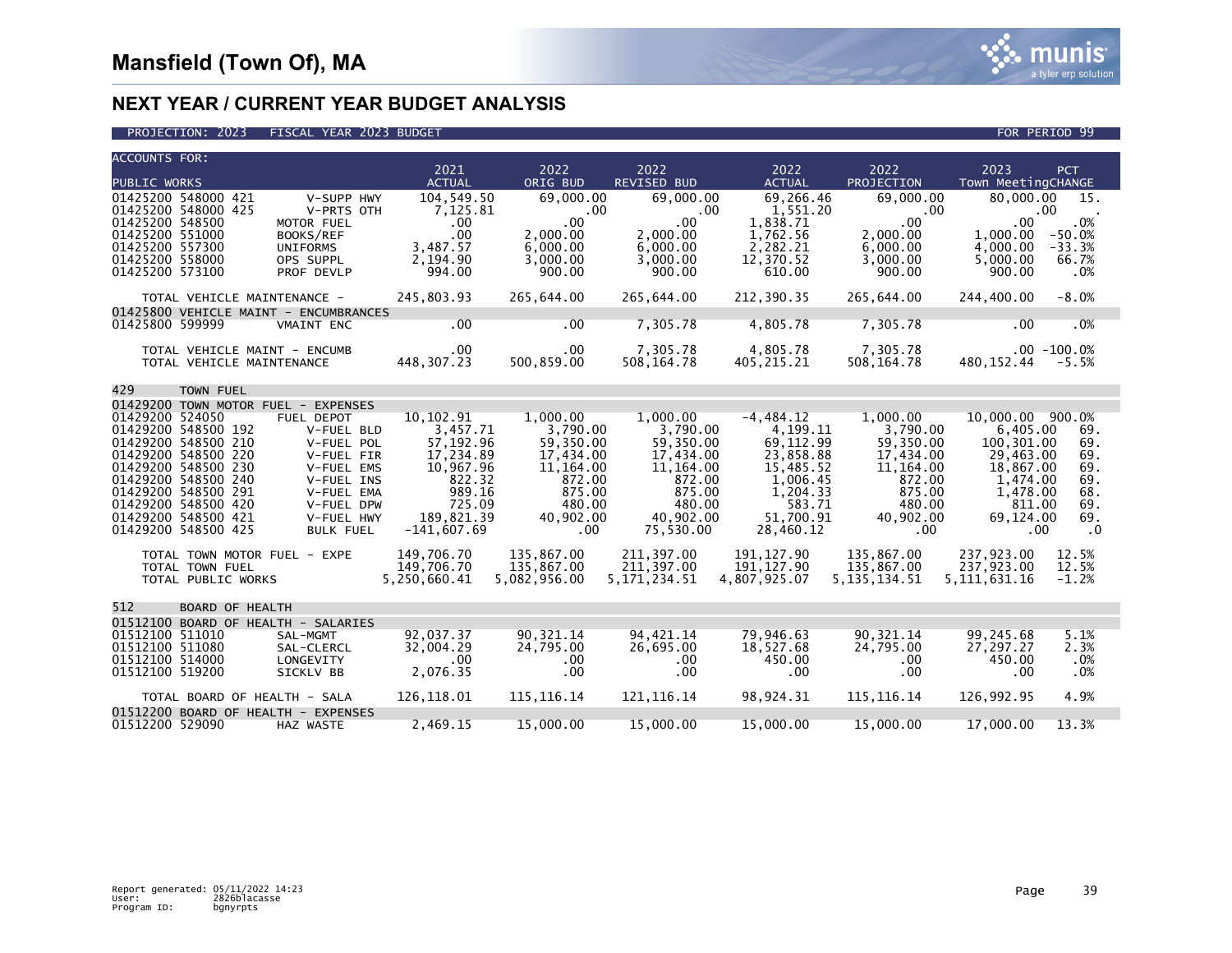# Mansfield (Town Of), MA

## NEXT YEAR / CURRENT YEAR BUDGET ANALYSIS

PROJECTION: 2023 FISCAL YEAR 2023 BUDGET FOR PERIOD 99

| ACCOUNTS FOR: PUBLIC WORKS | | 2021 ACTUAL | 2022 ORIG BUD | 2022 REVISED BUD | 2022 ACTUAL | 2022 PROJECTION | 2023 Town Meeting | PCT CHANGE |
|---|---|---|---|---|---|---|---|---|
| 01425200 548000 421 | V-SUPP HWY | 104,549.50 | 69,000.00 | 69,000.00 | 69,266.46 | 69,000.00 | 80,000.00 | 15. |
| 01425200 548000 425 | V-PRTS OTH | 7,125.81 | .00 | .00 | 1,551.20 | .00 | .00 | . |
| 01425200 548500 | MOTOR FUEL | .00 | .00 | .00 | 1,838.71 | .00 | .00 | .0% |
| 01425200 551000 | BOOKS/REF | .00 | 2,000.00 | 2,000.00 | 1,762.56 | 2,000.00 | 1,000.00 | -50.0% |
| 01425200 557300 | UNIFORMS | 3,487.57 | 6,000.00 | 6,000.00 | 2,282.21 | 6,000.00 | 4,000.00 | -33.3% |
| 01425200 558000 | OPS SUPPL | 2,194.90 | 3,000.00 | 3,000.00 | 12,370.52 | 3,000.00 | 5,000.00 | 66.7% |
| 01425200 573100 | PROF DEVLP | 994.00 | 900.00 | 900.00 | 610.00 | 900.00 | 900.00 | .0% |
| TOTAL VEHICLE MAINTENANCE - | | 245,803.93 | 265,644.00 | 265,644.00 | 212,390.35 | 265,644.00 | 244,400.00 | -8.0% |
| 01425800 VEHICLE MAINT - ENCUMBRANCES | | | | | | | | |
| 01425800 599999 | VMAINT ENC | .00 | .00 | 7,305.78 | 4,805.78 | 7,305.78 | .00 | .0% |
| TOTAL VEHICLE MAINT - ENCUMB | | .00 | .00 | 7,305.78 | 4,805.78 | 7,305.78 | .00 | -100.0% |
| TOTAL VEHICLE MAINTENANCE | | 448,307.23 | 500,859.00 | 508,164.78 | 405,215.21 | 508,164.78 | 480,152.44 | -5.5% |
| 429 TOWN FUEL | | | | | | | | |
| 01429200 TOWN MOTOR FUEL - EXPENSES | | | | | | | | |
| 01429200 524050 | FUEL DEPOT | 10,102.91 | 1,000.00 | 1,000.00 | -4,484.12 | 1,000.00 | 10,000.00 | 900.0% |
| 01429200 548500 192 | V-FUEL BLD | 3,457.71 | 3,790.00 | 3,790.00 | 4,199.11 | 3,790.00 | 6,405.00 | 69. |
| 01429200 548500 210 | V-FUEL POL | 57,192.96 | 59,350.00 | 59,350.00 | 69,112.99 | 59,350.00 | 100,301.00 | 69. |
| 01429200 548500 220 | V-FUEL FIR | 17,234.89 | 17,434.00 | 17,434.00 | 23,858.88 | 17,434.00 | 29,463.00 | 69. |
| 01429200 548500 230 | V-FUEL EMS | 10,967.96 | 11,164.00 | 11,164.00 | 15,485.52 | 11,164.00 | 18,867.00 | 69. |
| 01429200 548500 240 | V-FUEL INS | 822.32 | 872.00 | 872.00 | 1,006.45 | 872.00 | 1,474.00 | 69. |
| 01429200 548500 291 | V-FUEL EMA | 989.16 | 875.00 | 875.00 | 1,204.33 | 875.00 | 1,478.00 | 68. |
| 01429200 548500 420 | V-FUEL DPW | 725.09 | 480.00 | 480.00 | 583.71 | 480.00 | 811.00 | 69. |
| 01429200 548500 421 | V-FUEL HWY | 189,821.39 | 40,902.00 | 40,902.00 | 51,700.91 | 40,902.00 | 69,124.00 | 69. |
| 01429200 548500 425 | BULK FUEL | -141,607.69 | .00 | 75,530.00 | 28,460.12 | .00 | .00 | .0 |
| TOTAL TOWN MOTOR FUEL - EXPE | | 149,706.70 | 135,867.00 | 211,397.00 | 191,127.90 | 135,867.00 | 237,923.00 | 12.5% |
| TOTAL TOWN FUEL | | 149,706.70 | 135,867.00 | 211,397.00 | 191,127.90 | 135,867.00 | 237,923.00 | 12.5% |
| TOTAL PUBLIC WORKS | | 5,250,660.41 | 5,082,956.00 | 5,171,234.51 | 4,807,925.07 | 5,135,134.51 | 5,111,631.16 | -1.2% |
| 512 BOARD OF HEALTH | | | | | | | | |
| 01512100 BOARD OF HEALTH - SALARIES | | | | | | | | |
| 01512100 511010 | SAL-MGMT | 92,037.37 | 90,321.14 | 94,421.14 | 79,946.63 | 90,321.14 | 99,245.68 | 5.1% |
| 01512100 511080 | SAL-CLERCL | 32,004.29 | 24,795.00 | 26,695.00 | 18,527.68 | 24,795.00 | 27,297.27 | 2.3% |
| 01512100 514000 | LONGEVITY | .00 | .00 | .00 | 450.00 | .00 | 450.00 | .0% |
| 01512100 519200 | SICKLV BB | 2,076.35 | .00 | .00 | .00 | .00 | .00 | .0% |
| TOTAL BOARD OF HEALTH - SALA | | 126,118.01 | 115,116.14 | 121,116.14 | 98,924.31 | 115,116.14 | 126,992.95 | 4.9% |
| 01512200 BOARD OF HEALTH - EXPENSES | | | | | | | | |
| 01512200 529090 | HAZ WASTE | 2,469.15 | 15,000.00 | 15,000.00 | 15,000.00 | 15,000.00 | 17,000.00 | 13.3% |

Report generated: 05/11/2022 14:23
User: 2826blacasse
Program ID: bgnyrpts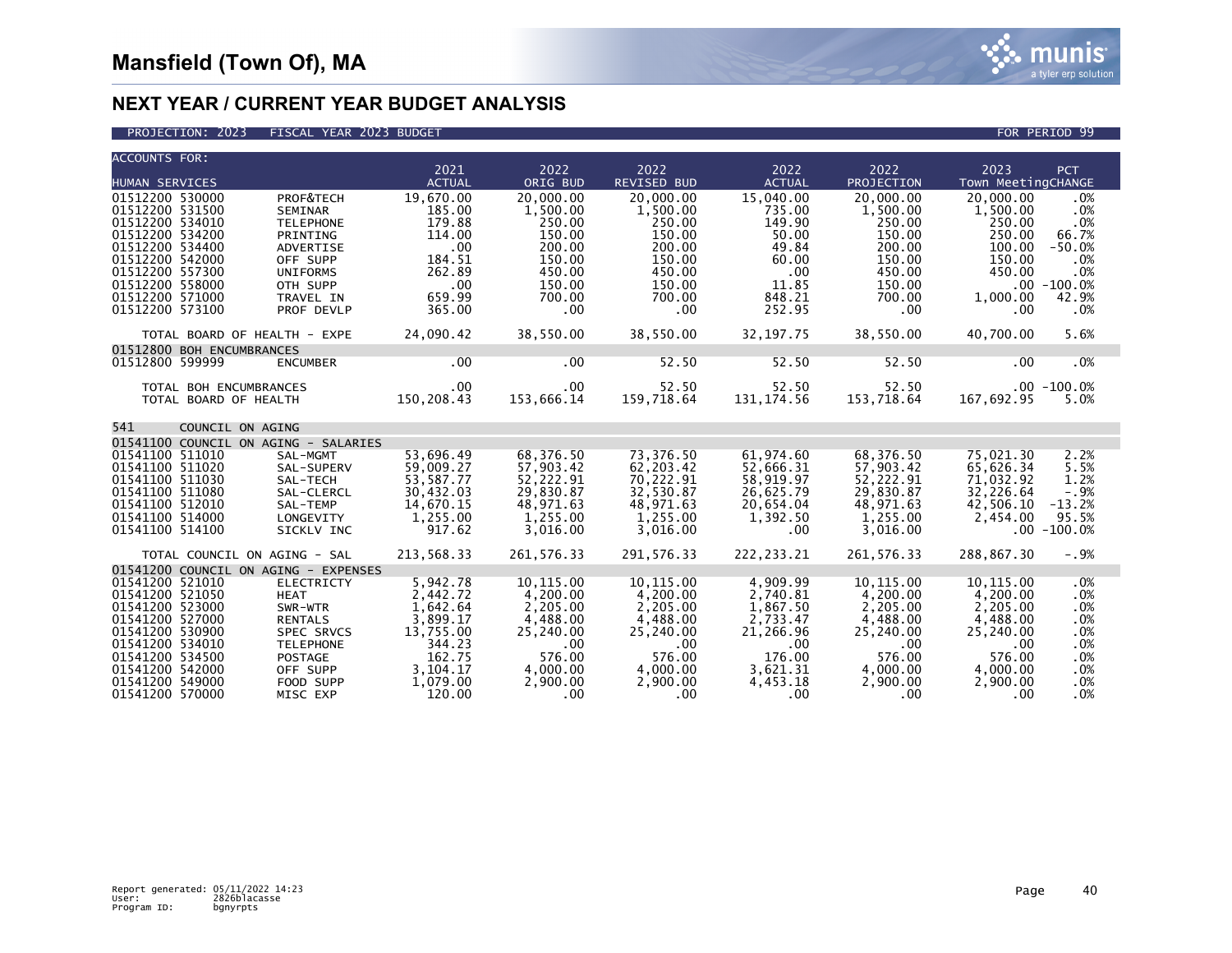# Mansfield (Town Of), MA

## NEXT YEAR / CURRENT YEAR BUDGET ANALYSIS

PROJECTION: 2023 FISCAL YEAR 2023 BUDGET FOR PERIOD 99

| ACCOUNTS FOR: HUMAN SERVICES | | 2021 ACTUAL | 2022 ORIG BUD | 2022 REVISED BUD | 2022 ACTUAL | 2022 PROJECTION | 2023 Town Meeting | PCT CHANGE |
|---|---|---|---|---|---|---|---|---|
| 01512200 530000 | PROF&TECH | 19,670.00 | 20,000.00 | 20,000.00 | 15,040.00 | 20,000.00 | 20,000.00 | .0% |
| 01512200 531500 | SEMINAR | 185.00 | 1,500.00 | 1,500.00 | 735.00 | 1,500.00 | 1,500.00 | .0% |
| 01512200 534010 | TELEPHONE | 179.88 | 250.00 | 250.00 | 149.90 | 250.00 | 250.00 | .0% |
| 01512200 534200 | PRINTING | 114.00 | 150.00 | 150.00 | 50.00 | 150.00 | 250.00 | 66.7% |
| 01512200 534400 | ADVERTISE | .00 | 200.00 | 200.00 | 49.84 | 200.00 | 100.00 | -50.0% |
| 01512200 542000 | OFF SUPP | 184.51 | 150.00 | 150.00 | 60.00 | 150.00 | 150.00 | .0% |
| 01512200 557300 | UNIFORMS | 262.89 | 450.00 | 450.00 | .00 | 450.00 | 450.00 | .0% |
| 01512200 558000 | OTH SUPP | .00 | 150.00 | 150.00 | 11.85 | 150.00 | .00 | -100.0% |
| 01512200 571000 | TRAVEL IN | 659.99 | 700.00 | 700.00 | 848.21 | 700.00 | 1,000.00 | 42.9% |
| 01512200 573100 | PROF DEVLP | 365.00 | .00 | .00 | 252.95 | .00 | .00 | .0% |
| TOTAL BOARD OF HEALTH - EXPE | | 24,090.42 | 38,550.00 | 38,550.00 | 32,197.75 | 38,550.00 | 40,700.00 | 5.6% |
| 01512800 BOH ENCUMBRANCES | | | | | | | | |
| 01512800 599999 | ENCUMBER | .00 | .00 | 52.50 | 52.50 | 52.50 | .00 | .0% |
| TOTAL BOH ENCUMBRANCES | | .00 | .00 | 52.50 | 52.50 | 52.50 | .00 | -100.0% |
| TOTAL BOARD OF HEALTH | | 150,208.43 | 153,666.14 | 159,718.64 | 131,174.56 | 153,718.64 | 167,692.95 | 5.0% |
| 541 COUNCIL ON AGING | | | | | | | | |
| 01541100 COUNCIL ON AGING - SALARIES | | | | | | | | |
| 01541100 511010 | SAL-MGMT | 53,696.49 | 68,376.50 | 73,376.50 | 61,974.60 | 68,376.50 | 75,021.30 | 2.2% |
| 01541100 511020 | SAL-SUPERV | 59,009.27 | 57,903.42 | 62,203.42 | 52,666.31 | 57,903.42 | 65,626.34 | 5.5% |
| 01541100 511030 | SAL-TECH | 53,587.77 | 52,222.91 | 70,222.91 | 58,919.97 | 52,222.91 | 71,032.92 | 1.2% |
| 01541100 511080 | SAL-CLERCL | 30,432.03 | 29,830.87 | 32,530.87 | 26,625.79 | 29,830.87 | 32,226.64 | -.9% |
| 01541100 512010 | SAL-TEMP | 14,670.15 | 48,971.63 | 48,971.63 | 20,654.04 | 48,971.63 | 42,506.10 | -13.2% |
| 01541100 514000 | LONGEVITY | 1,255.00 | 1,255.00 | 1,255.00 | 1,392.50 | 1,255.00 | 2,454.00 | 95.5% |
| 01541100 514100 | SICKLV INC | 917.62 | 3,016.00 | 3,016.00 | .00 | 3,016.00 | .00 | -100.0% |
| TOTAL COUNCIL ON AGING - SAL | | 213,568.33 | 261,576.33 | 291,576.33 | 222,233.21 | 261,576.33 | 288,867.30 | -.9% |
| 01541200 COUNCIL ON AGING - EXPENSES | | | | | | | | |
| 01541200 521010 | ELECTRICTY | 5,942.78 | 10,115.00 | 10,115.00 | 4,909.99 | 10,115.00 | 10,115.00 | .0% |
| 01541200 521050 | HEAT | 2,442.72 | 4,200.00 | 4,200.00 | 2,740.81 | 4,200.00 | 4,200.00 | .0% |
| 01541200 523000 | SWR-WTR | 1,642.64 | 2,205.00 | 2,205.00 | 1,867.50 | 2,205.00 | 2,205.00 | .0% |
| 01541200 527000 | RENTALS | 3,899.17 | 4,488.00 | 4,488.00 | 2,733.47 | 4,488.00 | 4,488.00 | .0% |
| 01541200 530900 | SPEC SRVCS | 13,755.00 | 25,240.00 | 25,240.00 | 21,266.96 | 25,240.00 | 25,240.00 | .0% |
| 01541200 534010 | TELEPHONE | 344.23 | .00 | .00 | .00 | .00 | .00 | .0% |
| 01541200 534500 | POSTAGE | 162.75 | 576.00 | 576.00 | 176.00 | 576.00 | 576.00 | .0% |
| 01541200 542000 | OFF SUPP | 3,104.17 | 4,000.00 | 4,000.00 | 3,621.31 | 4,000.00 | 4,000.00 | .0% |
| 01541200 549000 | FOOD SUPP | 1,079.00 | 2,900.00 | 2,900.00 | 4,453.18 | 2,900.00 | 2,900.00 | .0% |
| 01541200 570000 | MISC EXP | 120.00 | .00 | .00 | .00 | .00 | .00 | .0% |

Report generated: 05/11/2022 14:23
User: 2826blacasse
Program ID: bgnyrpts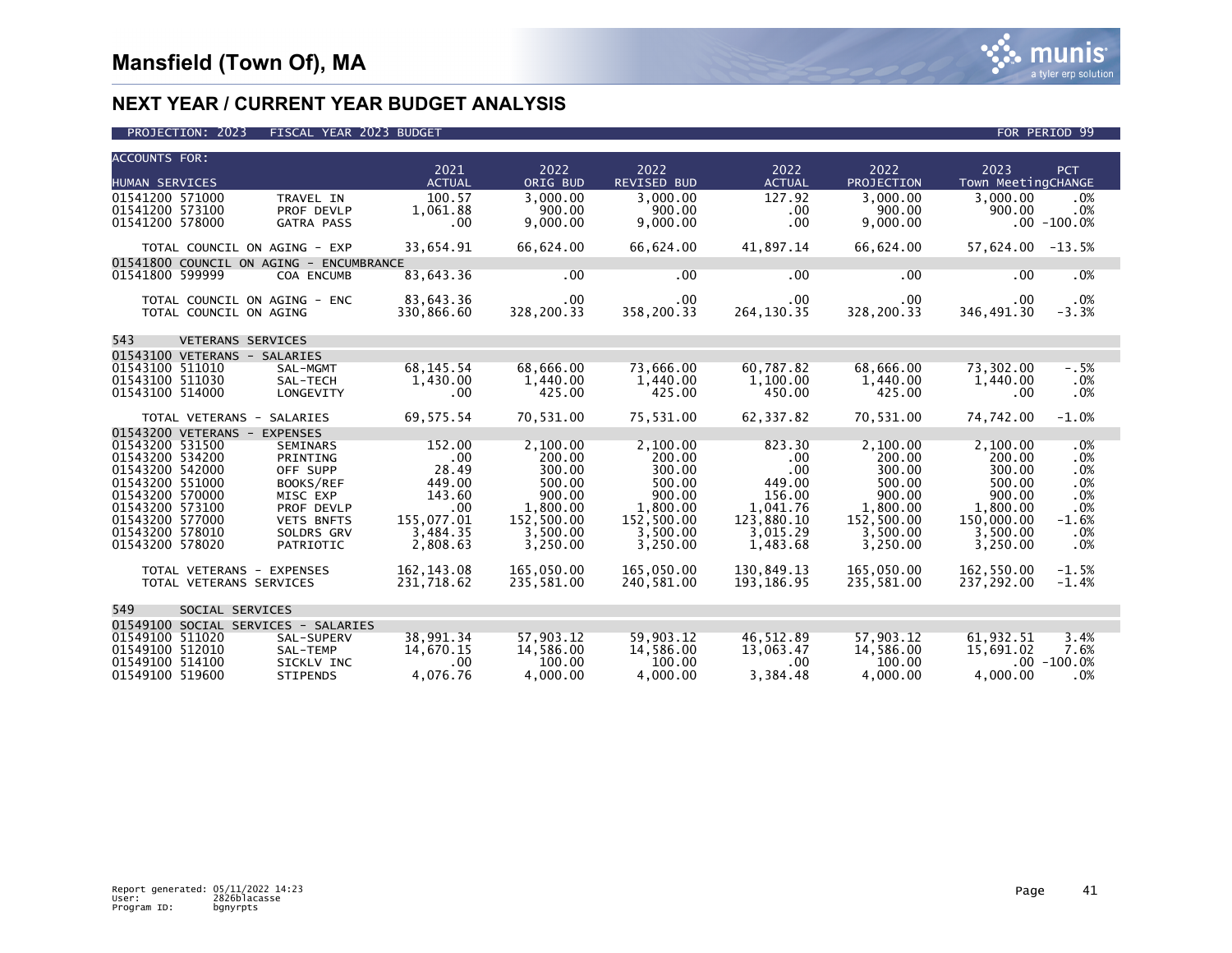# Mansfield (Town Of), MA

## NEXT YEAR / CURRENT YEAR BUDGET ANALYSIS

PROJECTION: 2023 FISCAL YEAR 2023 BUDGET FOR PERIOD 99

| ACCOUNTS FOR: HUMAN SERVICES | | 2021 ACTUAL | 2022 ORIG BUD | 2022 REVISED BUD | 2022 ACTUAL | 2022 PROJECTION | 2023 Town Meeting | PCT CHANGE |
|---|---|---|---|---|---|---|---|---|
| 01541200 571000 | TRAVEL IN | 100.57 | 3,000.00 | 3,000.00 | 127.92 | 3,000.00 | 3,000.00 | .0% |
| 01541200 573100 | PROF DEVLP | 1,061.88 | 900.00 | 900.00 | .00 | 900.00 | 900.00 | .0% |
| 01541200 578000 | GATRA PASS | .00 | 9,000.00 | 9,000.00 | .00 | 9,000.00 | .00 | -100.0% |
| TOTAL COUNCIL ON AGING - EXP | | 33,654.91 | 66,624.00 | 66,624.00 | 41,897.14 | 66,624.00 | 57,624.00 | -13.5% |
| 01541800 COUNCIL ON AGING - ENCUMBRANCE | | | | | | | | |
| 01541800 599999 | COA ENCUMB | 83,643.36 | .00 | .00 | .00 | .00 | .00 | .0% |
| TOTAL COUNCIL ON AGING - ENC | | 83,643.36 | .00 | .00 | .00 | .00 | .00 | .0% |
| TOTAL COUNCIL ON AGING | | 330,866.60 | 328,200.33 | 358,200.33 | 264,130.35 | 328,200.33 | 346,491.30 | -3.3% |
| 543 VETERANS SERVICES | | | | | | | | |
| 01543100 VETERANS - SALARIES | | | | | | | | |
| 01543100 511010 | SAL-MGMT | 68,145.54 | 68,666.00 | 73,666.00 | 60,787.82 | 68,666.00 | 73,302.00 | -.5% |
| 01543100 511030 | SAL-TECH | 1,430.00 | 1,440.00 | 1,440.00 | 1,100.00 | 1,440.00 | 1,440.00 | .0% |
| 01543100 514000 | LONGEVITY | .00 | 425.00 | 425.00 | 450.00 | 425.00 | .00 | .0% |
| TOTAL VETERANS - SALARIES | | 69,575.54 | 70,531.00 | 75,531.00 | 62,337.82 | 70,531.00 | 74,742.00 | -1.0% |
| 01543200 VETERANS - EXPENSES | | | | | | | | |
| 01543200 531500 | SEMINARS | 152.00 | 2,100.00 | 2,100.00 | 823.30 | 2,100.00 | 2,100.00 | .0% |
| 01543200 534200 | PRINTING | .00 | 200.00 | 200.00 | .00 | 200.00 | 200.00 | .0% |
| 01543200 542000 | OFF SUPP | 28.49 | 300.00 | 300.00 | .00 | 300.00 | 300.00 | .0% |
| 01543200 551000 | BOOKS/REF | 449.00 | 500.00 | 500.00 | 449.00 | 500.00 | 500.00 | .0% |
| 01543200 570000 | MISC EXP | 143.60 | 900.00 | 900.00 | 156.00 | 900.00 | 900.00 | .0% |
| 01543200 573100 | PROF DEVLP | .00 | 1,800.00 | 1,800.00 | 1,041.76 | 1,800.00 | 1,800.00 | .0% |
| 01543200 577000 | VETS BNFTS | 155,077.01 | 152,500.00 | 152,500.00 | 123,880.10 | 152,500.00 | 150,000.00 | -1.6% |
| 01543200 578010 | SOLDRS GRV | 3,484.35 | 3,500.00 | 3,500.00 | 3,015.29 | 3,500.00 | 3,500.00 | .0% |
| 01543200 578020 | PATRIOTIC | 2,808.63 | 3,250.00 | 3,250.00 | 1,483.68 | 3,250.00 | 3,250.00 | .0% |
| TOTAL VETERANS - EXPENSES | | 162,143.08 | 165,050.00 | 165,050.00 | 130,849.13 | 165,050.00 | 162,550.00 | -1.5% |
| TOTAL VETERANS SERVICES | | 231,718.62 | 235,581.00 | 240,581.00 | 193,186.95 | 235,581.00 | 237,292.00 | -1.4% |
| 549 SOCIAL SERVICES | | | | | | | | |
| 01549100 SOCIAL SERVICES - SALARIES | | | | | | | | |
| 01549100 511020 | SAL-SUPERV | 38,991.34 | 57,903.12 | 59,903.12 | 46,512.89 | 57,903.12 | 61,932.51 | 3.4% |
| 01549100 512010 | SAL-TEMP | 14,670.15 | 14,586.00 | 14,586.00 | 13,063.47 | 14,586.00 | 15,691.02 | 7.6% |
| 01549100 514100 | SICKLV INC | .00 | 100.00 | 100.00 | .00 | 100.00 | .00 | -100.0% |
| 01549100 519600 | STIPENDS | 4,076.76 | 4,000.00 | 4,000.00 | 3,384.48 | 4,000.00 | 4,000.00 | .0% |

Report generated: 05/11/2022 14:23
User: 2826blacasse
Program ID: bgnyrpts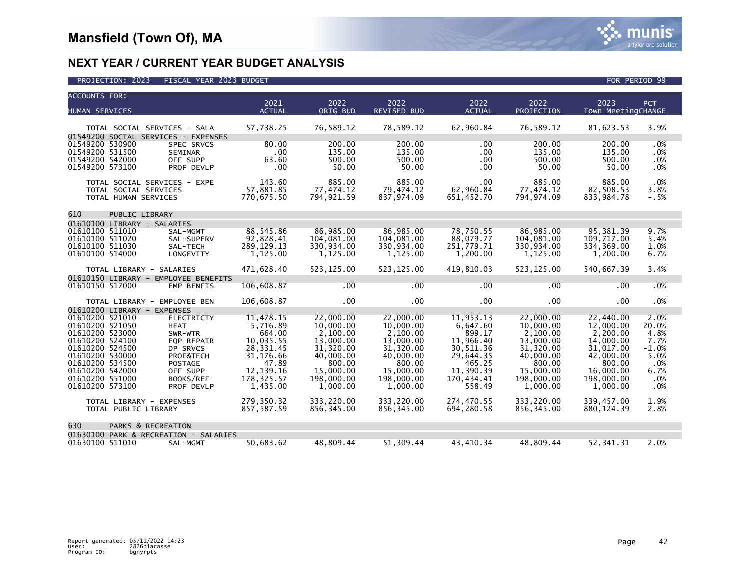# Mansfield (Town Of), MA

## NEXT YEAR / CURRENT YEAR BUDGET ANALYSIS

PROJECTION: 2023 FISCAL YEAR 2023 BUDGET FOR PERIOD 99

| ACCOUNTS FOR: HUMAN SERVICES | | 2021 ACTUAL | 2022 ORIG BUD | 2022 REVISED BUD | 2022 ACTUAL | 2022 PROJECTION | 2023 Town Meeting | PCT CHANGE |
|---|---|---|---|---|---|---|---|---|
| TOTAL SOCIAL SERVICES - SALA | | 57,738.25 | 76,589.12 | 78,589.12 | 62,960.84 | 76,589.12 | 81,623.53 | 3.9% |
| 01549200 SOCIAL SERVICES - EXPENSES | | | | | | | | |
| 01549200 530900 | SPEC SRVCS | 80.00 | 200.00 | 200.00 | .00 | 200.00 | 200.00 | .0% |
| 01549200 531500 | SEMINAR | .00 | 135.00 | 135.00 | .00 | 135.00 | 135.00 | .0% |
| 01549200 542000 | OFF SUPP | 63.60 | 500.00 | 500.00 | .00 | 500.00 | 500.00 | .0% |
| 01549200 573100 | PROF DEVLP | .00 | 50.00 | 50.00 | .00 | 50.00 | 50.00 | .0% |
| TOTAL SOCIAL SERVICES - EXPE | | 143.60 | 885.00 | 885.00 | .00 | 885.00 | 885.00 | .0% |
| TOTAL SOCIAL SERVICES | | 57,881.85 | 77,474.12 | 79,474.12 | 62,960.84 | 77,474.12 | 82,508.53 | 3.8% |
| TOTAL HUMAN SERVICES | | 770,675.50 | 794,921.59 | 837,974.09 | 651,452.70 | 794,974.09 | 833,984.78 | -.5% |
| 610 PUBLIC LIBRARY | | | | | | | | |
| 01610100 LIBRARY - SALARIES | | | | | | | | |
| 01610100 511010 | SAL-MGMT | 88,545.86 | 86,985.00 | 86,985.00 | 78,750.55 | 86,985.00 | 95,381.39 | 9.7% |
| 01610100 511020 | SAL-SUPERV | 92,828.41 | 104,081.00 | 104,081.00 | 88,079.77 | 104,081.00 | 109,717.00 | 5.4% |
| 01610100 511030 | SAL-TECH | 289,129.13 | 330,934.00 | 330,934.00 | 251,779.71 | 330,934.00 | 334,369.00 | 1.0% |
| 01610100 514000 | LONGEVITY | 1,125.00 | 1,125.00 | 1,125.00 | 1,200.00 | 1,125.00 | 1,200.00 | 6.7% |
| TOTAL LIBRARY - SALARIES | | 471,628.40 | 523,125.00 | 523,125.00 | 419,810.03 | 523,125.00 | 540,667.39 | 3.4% |
| 01610150 LIBRARY - EMPLOYEE BENEFITS | | | | | | | | |
| 01610150 517000 | EMP BENFTS | 106,608.87 | .00 | .00 | .00 | .00 | .00 | .0% |
| TOTAL LIBRARY - EMPLOYEE BEN | | 106,608.87 | .00 | .00 | .00 | .00 | .00 | .0% |
| 01610200 LIBRARY - EXPENSES | | | | | | | | |
| 01610200 521010 | ELECTRICTY | 11,478.15 | 22,000.00 | 22,000.00 | 11,953.13 | 22,000.00 | 22,440.00 | 2.0% |
| 01610200 521050 | HEAT | 5,716.89 | 10,000.00 | 10,000.00 | 6,647.60 | 10,000.00 | 12,000.00 | 20.0% |
| 01610200 523000 | SWR-WTR | 664.00 | 2,100.00 | 2,100.00 | 899.17 | 2,100.00 | 2,200.00 | 4.8% |
| 01610200 524100 | EQP REPAIR | 10,035.55 | 13,000.00 | 13,000.00 | 11,966.40 | 13,000.00 | 14,000.00 | 7.7% |
| 01610200 524500 | DP SRVCS | 28,331.45 | 31,320.00 | 31,320.00 | 30,511.36 | 31,320.00 | 31,017.00 | -1.0% |
| 01610200 530000 | PROF&TECH | 31,176.66 | 40,000.00 | 40,000.00 | 29,644.35 | 40,000.00 | 42,000.00 | 5.0% |
| 01610200 534500 | POSTAGE | 47.89 | 800.00 | 800.00 | 465.25 | 800.00 | 800.00 | .0% |
| 01610200 542000 | OFF SUPP | 12,139.16 | 15,000.00 | 15,000.00 | 11,390.39 | 15,000.00 | 16,000.00 | 6.7% |
| 01610200 551000 | BOOKS/REF | 178,325.57 | 198,000.00 | 198,000.00 | 170,434.41 | 198,000.00 | 198,000.00 | .0% |
| 01610200 573100 | PROF DEVLP | 1,435.00 | 1,000.00 | 1,000.00 | 558.49 | 1,000.00 | 1,000.00 | .0% |
| TOTAL LIBRARY - EXPENSES | | 279,350.32 | 333,220.00 | 333,220.00 | 274,470.55 | 333,220.00 | 339,457.00 | 1.9% |
| TOTAL PUBLIC LIBRARY | | 857,587.59 | 856,345.00 | 856,345.00 | 694,280.58 | 856,345.00 | 880,124.39 | 2.8% |
| 630 PARKS & RECREATION | | | | | | | | |
| 01630100 PARK & RECREATION - SALARIES | | | | | | | | |
| 01630100 511010 | SAL-MGMT | 50,683.62 | 48,809.44 | 51,309.44 | 43,410.34 | 48,809.44 | 52,341.31 | 2.0% |

Report generated: 05/11/2022 14:23
User: 2826blacasse
Program ID: bgnyrpts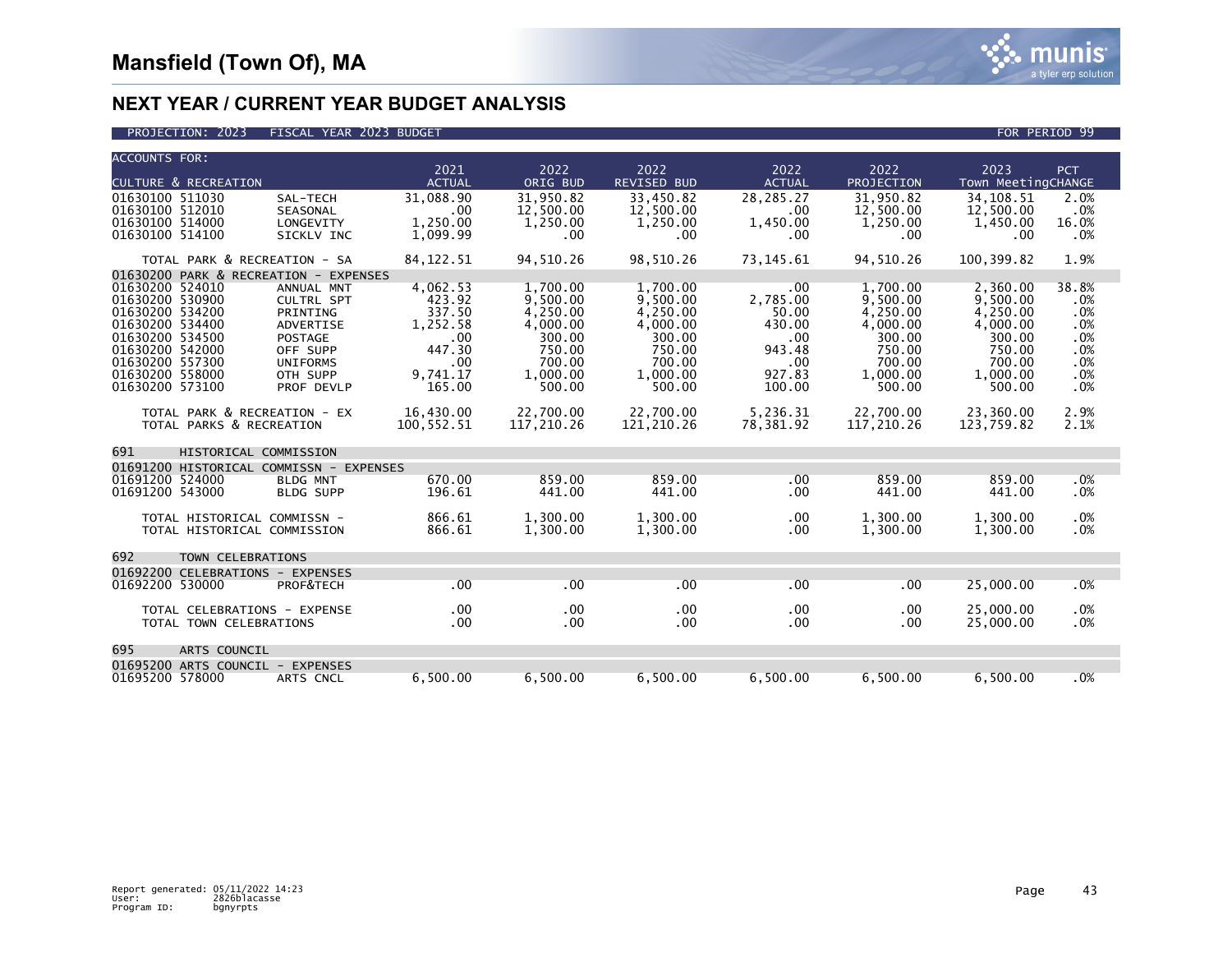# Mansfield (Town Of), MA

## NEXT YEAR / CURRENT YEAR BUDGET ANALYSIS

PROJECTION: 2023 FISCAL YEAR 2023 BUDGET FOR PERIOD 99

| ACCOUNTS FOR: CULTURE & RECREATION | | 2021 ACTUAL | 2022 ORIG BUD | 2022 REVISED BUD | 2022 ACTUAL | 2022 PROJECTION | 2023 Town Meeting | PCT CHANGE |
|---|---|---|---|---|---|---|---|---|
| 01630100 511030 | SAL-TECH | 31,088.90 | 31,950.82 | 33,450.82 | 28,285.27 | 31,950.82 | 34,108.51 | 2.0% |
| 01630100 512010 | SEASONAL | .00 | 12,500.00 | 12,500.00 | .00 | 12,500.00 | 12,500.00 | .0% |
| 01630100 514000 | LONGEVITY | 1,250.00 | 1,250.00 | 1,250.00 | 1,450.00 | 1,250.00 | 1,450.00 | 16.0% |
| 01630100 514100 | SICKLV INC | 1,099.99 | .00 | .00 | .00 | .00 | .00 | .0% |
| TOTAL PARK & RECREATION - SA | | 84,122.51 | 94,510.26 | 98,510.26 | 73,145.61 | 94,510.26 | 100,399.82 | 1.9% |
| 01630200 PARK & RECREATION - EXPENSES | | | | | | | | |
| 01630200 524010 | ANNUAL MNT | 4,062.53 | 1,700.00 | 1,700.00 | .00 | 1,700.00 | 2,360.00 | 38.8% |
| 01630200 530900 | CULTRL SPT | 423.92 | 9,500.00 | 9,500.00 | 2,785.00 | 9,500.00 | 9,500.00 | .0% |
| 01630200 534200 | PRINTING | 337.50 | 4,250.00 | 4,250.00 | 50.00 | 4,250.00 | 4,250.00 | .0% |
| 01630200 534400 | ADVERTISE | 1,252.58 | 4,000.00 | 4,000.00 | 430.00 | 4,000.00 | 4,000.00 | .0% |
| 01630200 534500 | POSTAGE | .00 | 300.00 | 300.00 | .00 | 300.00 | 300.00 | .0% |
| 01630200 542000 | OFF SUPP | 447.30 | 750.00 | 750.00 | 943.48 | 750.00 | 750.00 | .0% |
| 01630200 557300 | UNIFORMS | .00 | 700.00 | 700.00 | .00 | 700.00 | 700.00 | .0% |
| 01630200 558000 | OTH SUPP | 9,741.17 | 1,000.00 | 1,000.00 | 927.83 | 1,000.00 | 1,000.00 | .0% |
| 01630200 573100 | PROF DEVLP | 165.00 | 500.00 | 500.00 | 100.00 | 500.00 | 500.00 | .0% |
| TOTAL PARK & RECREATION - EX | | 16,430.00 | 22,700.00 | 22,700.00 | 5,236.31 | 22,700.00 | 23,360.00 | 2.9% |
| TOTAL PARKS & RECREATION | | 100,552.51 | 117,210.26 | 121,210.26 | 78,381.92 | 117,210.26 | 123,759.82 | 2.1% |
| 691 HISTORICAL COMMISSION | | | | | | | | |
| 01691200 HISTORICAL COMMISSN - EXPENSES | | | | | | | | |
| 01691200 524000 | BLDG MNT | 670.00 | 859.00 | 859.00 | .00 | 859.00 | 859.00 | .0% |
| 01691200 543000 | BLDG SUPP | 196.61 | 441.00 | 441.00 | .00 | 441.00 | 441.00 | .0% |
| TOTAL HISTORICAL COMMISSN - | | 866.61 | 1,300.00 | 1,300.00 | .00 | 1,300.00 | 1,300.00 | .0% |
| TOTAL HISTORICAL COMMISSION | | 866.61 | 1,300.00 | 1,300.00 | .00 | 1,300.00 | 1,300.00 | .0% |
| 692 TOWN CELEBRATIONS | | | | | | | | |
| 01692200 CELEBRATIONS - EXPENSES | | | | | | | | |
| 01692200 530000 | PROF&TECH | .00 | .00 | .00 | .00 | .00 | 25,000.00 | .0% |
| TOTAL CELEBRATIONS - EXPENSE | | .00 | .00 | .00 | .00 | .00 | 25,000.00 | .0% |
| TOTAL TOWN CELEBRATIONS | | .00 | .00 | .00 | .00 | .00 | 25,000.00 | .0% |
| 695 ARTS COUNCIL | | | | | | | | |
| 01695200 ARTS COUNCIL - EXPENSES | | | | | | | | |
| 01695200 578000 | ARTS CNCL | 6,500.00 | 6,500.00 | 6,500.00 | 6,500.00 | 6,500.00 | 6,500.00 | .0% |

Report generated: 05/11/2022 14:23
User: 2826blacasse
Program ID: bgnyrpts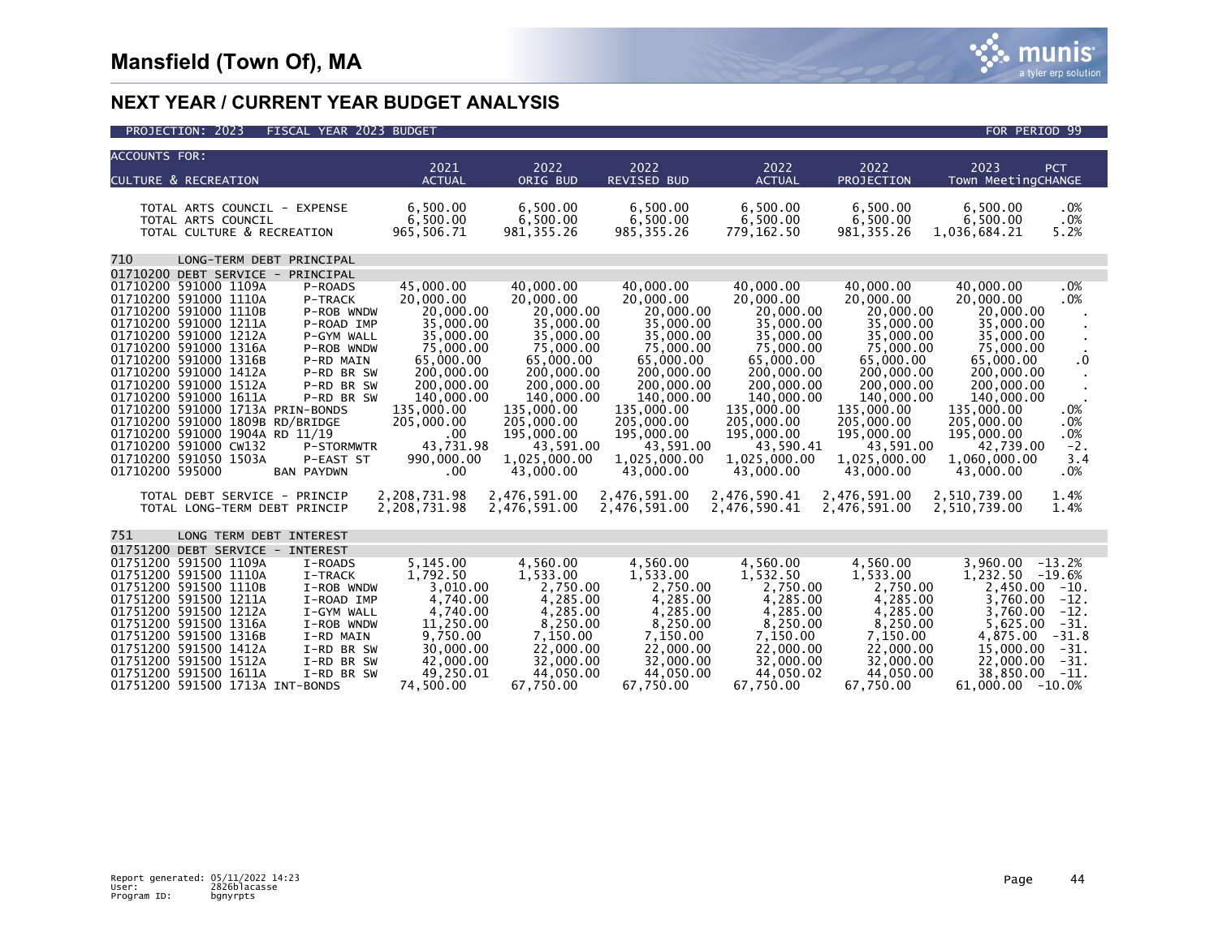# Mansfield (Town Of), MA

## NEXT YEAR / CURRENT YEAR BUDGET ANALYSIS

PROJECTION: 2023 FISCAL YEAR 2023 BUDGET FOR PERIOD 99

| ACCOUNTS FOR: CULTURE & RECREATION | 2021 ACTUAL | 2022 ORIG BUD | 2022 REVISED BUD | 2022 ACTUAL | 2022 PROJECTION | 2023 Town Meeting | PCT CHANGE |
|---|---|---|---|---|---|---|---|
| TOTAL ARTS COUNCIL - EXPENSE | 6,500.00 | 6,500.00 | 6,500.00 | 6,500.00 | 6,500.00 | 6,500.00 | .0% |
| TOTAL ARTS COUNCIL | 6,500.00 | 6,500.00 | 6,500.00 | 6,500.00 | 6,500.00 | 6,500.00 | .0% |
| TOTAL CULTURE & RECREATION | 965,506.71 | 981,355.26 | 985,355.26 | 779,162.50 | 981,355.26 | 1,036,684.21 | 5.2% |
| **710 LONG-TERM DEBT PRINCIPAL** | | | | | | | |
| **01710200 DEBT SERVICE - PRINCIPAL** | | | | | | | |
| 01710200 591000 1109A P-ROADS | 45,000.00 | 40,000.00 | 40,000.00 | 40,000.00 | 40,000.00 | 40,000.00 | .0% |
| 01710200 591000 1110A P-TRACK | 20,000.00 | 20,000.00 | 20,000.00 | 20,000.00 | 20,000.00 | 20,000.00 | .0% |
| 01710200 591000 1110B P-ROB WNDW | 20,000.00 | 20,000.00 | 20,000.00 | 20,000.00 | 20,000.00 | 20,000.00 | . |
| 01710200 591000 1211A P-ROAD IMP | 35,000.00 | 35,000.00 | 35,000.00 | 35,000.00 | 35,000.00 | 35,000.00 | . |
| 01710200 591000 1212A P-GYM WALL | 35,000.00 | 35,000.00 | 35,000.00 | 35,000.00 | 35,000.00 | 35,000.00 | . |
| 01710200 591000 1316A P-ROB WNDW | 75,000.00 | 75,000.00 | 75,000.00 | 75,000.00 | 75,000.00 | 75,000.00 | . |
| 01710200 591000 1316B P-RD MAIN | 65,000.00 | 65,000.00 | 65,000.00 | 65,000.00 | 65,000.00 | 65,000.00 | .0 |
| 01710200 591000 1412A P-RD BR SW | 200,000.00 | 200,000.00 | 200,000.00 | 200,000.00 | 200,000.00 | 200,000.00 | . |
| 01710200 591000 1512A P-RD BR SW | 200,000.00 | 200,000.00 | 200,000.00 | 200,000.00 | 200,000.00 | 200,000.00 | . |
| 01710200 591000 1611A P-RD BR SW | 140,000.00 | 140,000.00 | 140,000.00 | 140,000.00 | 140,000.00 | 140,000.00 | . |
| 01710200 591000 1713A PRIN-BONDS | 135,000.00 | 135,000.00 | 135,000.00 | 135,000.00 | 135,000.00 | 135,000.00 | .0% |
| 01710200 591000 1809B RD/BRIDGE | 205,000.00 | 205,000.00 | 205,000.00 | 205,000.00 | 205,000.00 | 205,000.00 | .0% |
| 01710200 591000 1904A RD 11/19 | .00 | 195,000.00 | 195,000.00 | 195,000.00 | 195,000.00 | 195,000.00 | .0% |
| 01710200 591000 CW132 P-STORMWTR | 43,731.98 | 43,591.00 | 43,591.00 | 43,590.41 | 43,591.00 | 42,739.00 | -2. |
| 01710200 591050 1503A P-EAST ST | 990,000.00 | 1,025,000.00 | 1,025,000.00 | 1,025,000.00 | 1,025,000.00 | 1,060,000.00 | 3.4 |
| 01710200 595000 BAN PAYDWN | .00 | 43,000.00 | 43,000.00 | 43,000.00 | 43,000.00 | 43,000.00 | .0% |
| TOTAL DEBT SERVICE - PRINCIP | 2,208,731.98 | 2,476,591.00 | 2,476,591.00 | 2,476,590.41 | 2,476,591.00 | 2,510,739.00 | 1.4% |
| TOTAL LONG-TERM DEBT PRINCIP | 2,208,731.98 | 2,476,591.00 | 2,476,591.00 | 2,476,590.41 | 2,476,591.00 | 2,510,739.00 | 1.4% |
| **751 LONG TERM DEBT INTEREST** | | | | | | | |
| **01751200 DEBT SERVICE - INTEREST** | | | | | | | |
| 01751200 591500 1109A I-ROADS | 5,145.00 | 4,560.00 | 4,560.00 | 4,560.00 | 4,560.00 | 3,960.00 | -13.2% |
| 01751200 591500 1110A I-TRACK | 1,792.50 | 1,533.00 | 1,533.00 | 1,532.50 | 1,533.00 | 1,232.50 | -19.6% |
| 01751200 591500 1110B I-ROB WNDW | 3,010.00 | 2,750.00 | 2,750.00 | 2,750.00 | 2,750.00 | 2,450.00 | -10. |
| 01751200 591500 1211A I-ROAD IMP | 4,740.00 | 4,285.00 | 4,285.00 | 4,285.00 | 4,285.00 | 3,760.00 | -12. |
| 01751200 591500 1212A I-GYM WALL | 4,740.00 | 4,285.00 | 4,285.00 | 4,285.00 | 4,285.00 | 3,760.00 | -12. |
| 01751200 591500 1316A I-ROB WNDW | 11,250.00 | 8,250.00 | 8,250.00 | 8,250.00 | 8,250.00 | 5,625.00 | -31. |
| 01751200 591500 1316B I-RD MAIN | 9,750.00 | 7,150.00 | 7,150.00 | 7,150.00 | 7,150.00 | 4,875.00 | -31.8 |
| 01751200 591500 1412A I-RD BR SW | 30,000.00 | 22,000.00 | 22,000.00 | 22,000.00 | 22,000.00 | 15,000.00 | -31. |
| 01751200 591500 1512A I-RD BR SW | 42,000.00 | 32,000.00 | 32,000.00 | 32,000.00 | 32,000.00 | 22,000.00 | -31. |
| 01751200 591500 1611A I-RD BR SW | 49,250.01 | 44,050.00 | 44,050.00 | 44,050.02 | 44,050.00 | 38,850.00 | -11. |
| 01751200 591500 1713A INT-BONDS | 74,500.00 | 67,750.00 | 67,750.00 | 67,750.00 | 67,750.00 | 61,000.00 | -10.0% |

Report generated: 05/11/2022 14:23
User: 2826blacasse
Program ID: bgnyrpts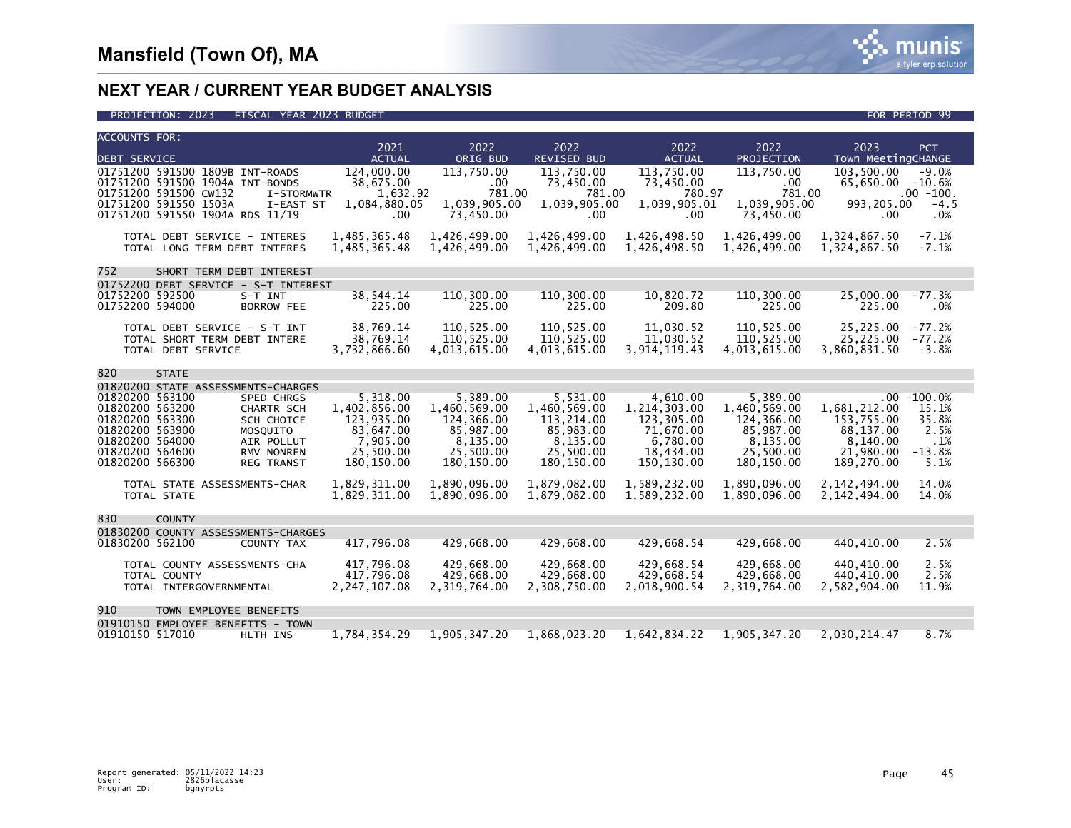# Mansfield (Town Of), MA

## NEXT YEAR / CURRENT YEAR BUDGET ANALYSIS

PROJECTION: 2023 FISCAL YEAR 2023 BUDGET FOR PERIOD 99

| ACCOUNTS FOR: DEBT SERVICE | 2021 ACTUAL | 2022 ORIG BUD | 2022 REVISED BUD | 2022 ACTUAL | 2022 PROJECTION | 2023 Town Meeting | PCT CHANGE |
|---|---|---|---|---|---|---|---|
| 01751200 591500 1809B INT-ROADS | 124,000.00 | 113,750.00 | 113,750.00 | 113,750.00 | 113,750.00 | 103,500.00 | -9.0% |
| 01751200 591500 1904A INT-BONDS | 38,675.00 | .00 | 73,450.00 | 73,450.00 | .00 | 65,650.00 | -10.6% |
| 01751200 591500 CW132 I-STORMWTR | 1,632.92 | 781.00 | 781.00 | 780.97 | 781.00 | .00 | -100. |
| 01751200 591550 1503A I-EAST ST | 1,084,880.05 | 1,039,905.00 | 1,039,905.00 | 1,039,905.01 | 1,039,905.00 | 993,205.00 | -4.5 |
| 01751200 591550 1904A RDS 11/19 | .00 | 73,450.00 | .00 | .00 | 73,450.00 | .00 | .0% |
| TOTAL DEBT SERVICE - INTERES | 1,485,365.48 | 1,426,499.00 | 1,426,499.00 | 1,426,498.50 | 1,426,499.00 | 1,324,867.50 | -7.1% |
| TOTAL LONG TERM DEBT INTERES | 1,485,365.48 | 1,426,499.00 | 1,426,499.00 | 1,426,498.50 | 1,426,499.00 | 1,324,867.50 | -7.1% |
| **752 SHORT TERM DEBT INTEREST** | | | | | | | |
| 01752200 DEBT SERVICE - S-T INTEREST | | | | | | | |
| 01752200 592500 S-T INT | 38,544.14 | 110,300.00 | 110,300.00 | 10,820.72 | 110,300.00 | 25,000.00 | -77.3% |
| 01752200 594000 BORROW FEE | 225.00 | 225.00 | 225.00 | 209.80 | 225.00 | 225.00 | .0% |
| TOTAL DEBT SERVICE - S-T INT | 38,769.14 | 110,525.00 | 110,525.00 | 11,030.52 | 110,525.00 | 25,225.00 | -77.2% |
| TOTAL SHORT TERM DEBT INTERE | 38,769.14 | 110,525.00 | 110,525.00 | 11,030.52 | 110,525.00 | 25,225.00 | -77.2% |
| TOTAL DEBT SERVICE | 3,732,866.60 | 4,013,615.00 | 4,013,615.00 | 3,914,119.43 | 4,013,615.00 | 3,860,831.50 | -3.8% |
| **820 STATE** | | | | | | | |
| 01820200 STATE ASSESSMENTS-CHARGES | | | | | | | |
| 01820200 563100 SPED CHRGS | 5,318.00 | 5,389.00 | 5,531.00 | 4,610.00 | 5,389.00 | .00 | -100.0% |
| 01820200 563200 CHARTR SCH | 1,402,856.00 | 1,460,569.00 | 1,460,569.00 | 1,214,303.00 | 1,460,569.00 | 1,681,212.00 | 15.1% |
| 01820200 563300 SCH CHOICE | 123,935.00 | 124,366.00 | 113,214.00 | 123,305.00 | 124,366.00 | 153,755.00 | 35.8% |
| 01820200 563900 MOSQUITO | 83,647.00 | 85,987.00 | 85,983.00 | 71,670.00 | 85,987.00 | 88,137.00 | 2.5% |
| 01820200 564000 AIR POLLUT | 7,905.00 | 8,135.00 | 8,135.00 | 6,780.00 | 8,135.00 | 8,140.00 | .1% |
| 01820200 564600 RMV NONREN | 25,500.00 | 25,500.00 | 25,500.00 | 18,434.00 | 25,500.00 | 21,980.00 | -13.8% |
| 01820200 566300 REG TRANST | 180,150.00 | 180,150.00 | 180,150.00 | 150,130.00 | 180,150.00 | 189,270.00 | 5.1% |
| TOTAL STATE ASSESSMENTS-CHAR | 1,829,311.00 | 1,890,096.00 | 1,879,082.00 | 1,589,232.00 | 1,890,096.00 | 2,142,494.00 | 14.0% |
| TOTAL STATE | 1,829,311.00 | 1,890,096.00 | 1,879,082.00 | 1,589,232.00 | 1,890,096.00 | 2,142,494.00 | 14.0% |
| **830 COUNTY** | | | | | | | |
| 01830200 COUNTY ASSESSMENTS-CHARGES | | | | | | | |
| 01830200 562100 COUNTY TAX | 417,796.08 | 429,668.00 | 429,668.00 | 429,668.54 | 429,668.00 | 440,410.00 | 2.5% |
| TOTAL COUNTY ASSESSMENTS-CHA | 417,796.08 | 429,668.00 | 429,668.00 | 429,668.54 | 429,668.00 | 440,410.00 | 2.5% |
| TOTAL COUNTY | 417,796.08 | 429,668.00 | 429,668.00 | 429,668.54 | 429,668.00 | 440,410.00 | 2.5% |
| TOTAL INTERGOVERNMENTAL | 2,247,107.08 | 2,319,764.00 | 2,308,750.00 | 2,018,900.54 | 2,319,764.00 | 2,582,904.00 | 11.9% |
| **910 TOWN EMPLOYEE BENEFITS** | | | | | | | |
| 01910150 EMPLOYEE BENEFITS - TOWN | | | | | | | |
| 01910150 517010 HLTH INS | 1,784,354.29 | 1,905,347.20 | 1,868,023.20 | 1,642,834.22 | 1,905,347.20 | 2,030,214.47 | 8.7% |

Report generated: 05/11/2022 14:23
User: 2826blacasse
Program ID: bgnyrpts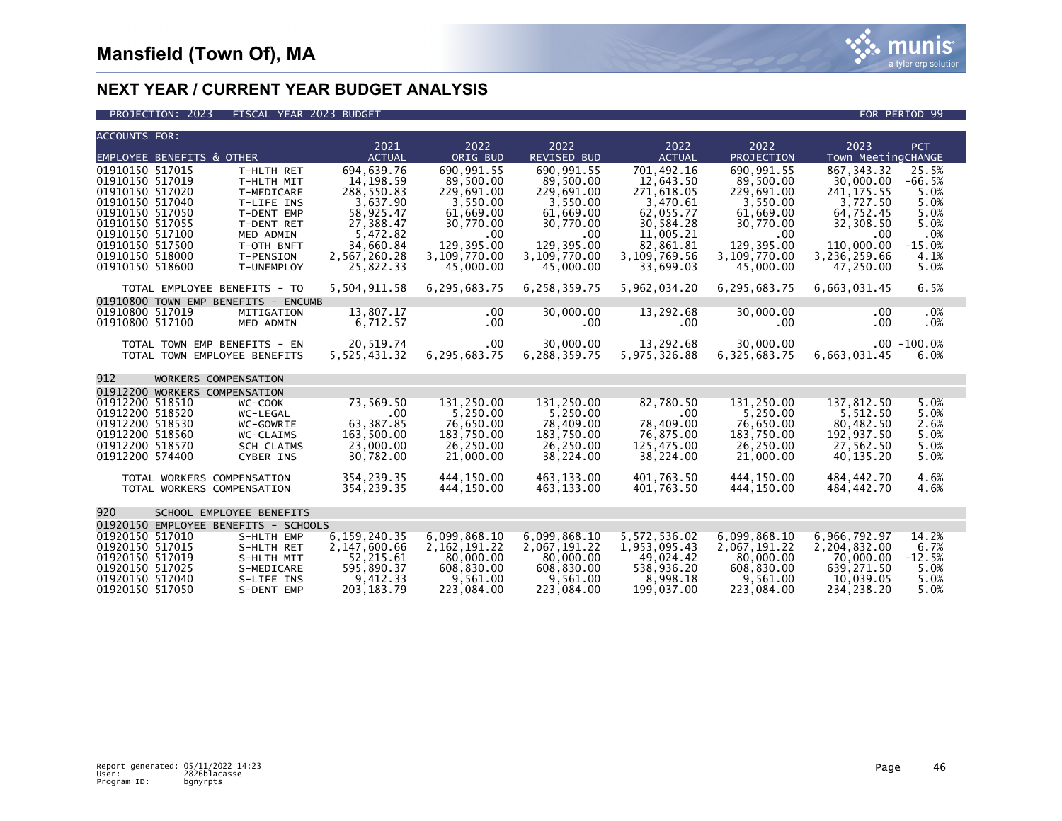# Mansfield (Town Of), MA

## NEXT YEAR / CURRENT YEAR BUDGET ANALYSIS

PROJECTION: 2023 FISCAL YEAR 2023 BUDGET FOR PERIOD 99

| ACCOUNTS FOR: EMPLOYEE BENEFITS & OTHER | | 2021 ACTUAL | 2022 ORIG BUD | 2022 REVISED BUD | 2022 ACTUAL | 2022 PROJECTION | 2023 Town Meeting | PCT CHANGE |
|---|---|---|---|---|---|---|---|---|
| 01910150 517015 | T-HLTH RET | 694,639.76 | 690,991.55 | 690,991.55 | 701,492.16 | 690,991.55 | 867,343.32 | 25.5% |
| 01910150 517019 | T-HLTH MIT | 14,198.59 | 89,500.00 | 89,500.00 | 12,643.50 | 89,500.00 | 30,000.00 | -66.5% |
| 01910150 517020 | T-MEDICARE | 288,550.83 | 229,691.00 | 229,691.00 | 271,618.05 | 229,691.00 | 241,175.55 | 5.0% |
| 01910150 517040 | T-LIFE INS | 3,637.90 | 3,550.00 | 3,550.00 | 3,470.61 | 3,550.00 | 3,727.50 | 5.0% |
| 01910150 517050 | T-DENT EMP | 58,925.47 | 61,669.00 | 61,669.00 | 62,055.77 | 61,669.00 | 64,752.45 | 5.0% |
| 01910150 517055 | T-DENT RET | 27,388.47 | 30,770.00 | 30,770.00 | 30,584.28 | 30,770.00 | 32,308.50 | 5.0% |
| 01910150 517100 | MED ADMIN | 5,472.82 | .00 | .00 | 11,005.21 | .00 | .00 | .0% |
| 01910150 517500 | T-OTH BNFT | 34,660.84 | 129,395.00 | 129,395.00 | 82,861.81 | 129,395.00 | 110,000.00 | -15.0% |
| 01910150 518000 | T-PENSION | 2,567,260.28 | 3,109,770.00 | 3,109,770.00 | 3,109,769.56 | 3,109,770.00 | 3,236,259.66 | 4.1% |
| 01910150 518600 | T-UNEMPLOY | 25,822.33 | 45,000.00 | 45,000.00 | 33,699.03 | 45,000.00 | 47,250.00 | 5.0% |
| TOTAL EMPLOYEE BENEFITS - TO | | 5,504,911.58 | 6,295,683.75 | 6,258,359.75 | 5,962,034.20 | 6,295,683.75 | 6,663,031.45 | 6.5% |
| 01910800 TOWN EMP BENEFITS - ENCUMB | | | | | | | | |
| 01910800 517019 | MITIGATION | 13,807.17 | .00 | 30,000.00 | 13,292.68 | 30,000.00 | .00 | .0% |
| 01910800 517100 | MED ADMIN | 6,712.57 | .00 | .00 | .00 | .00 | .00 | .0% |
| TOTAL TOWN EMP BENEFITS - EN | | 20,519.74 | .00 | 30,000.00 | 13,292.68 | 30,000.00 | .00 | -100.0% |
| TOTAL TOWN EMPLOYEE BENEFITS | | 5,525,431.32 | 6,295,683.75 | 6,288,359.75 | 5,975,326.88 | 6,325,683.75 | 6,663,031.45 | 6.0% |
| 912 WORKERS COMPENSATION | | | | | | | | |
| 01912200 WORKERS COMPENSATION | | | | | | | | |
| 01912200 518510 | WC-COOK | 73,569.50 | 131,250.00 | 131,250.00 | 82,780.50 | 131,250.00 | 137,812.50 | 5.0% |
| 01912200 518520 | WC-LEGAL | .00 | 5,250.00 | 5,250.00 | .00 | 5,250.00 | 5,512.50 | 5.0% |
| 01912200 518530 | WC-GOWRIE | 63,387.85 | 76,650.00 | 78,409.00 | 78,409.00 | 76,650.00 | 80,482.50 | 2.6% |
| 01912200 518560 | WC-CLAIMS | 163,500.00 | 183,750.00 | 183,750.00 | 76,875.00 | 183,750.00 | 192,937.50 | 5.0% |
| 01912200 518570 | SCH CLAIMS | 23,000.00 | 26,250.00 | 26,250.00 | 125,475.00 | 26,250.00 | 27,562.50 | 5.0% |
| 01912200 574400 | CYBER INS | 30,782.00 | 21,000.00 | 38,224.00 | 38,224.00 | 21,000.00 | 40,135.20 | 5.0% |
| TOTAL WORKERS COMPENSATION | | 354,239.35 | 444,150.00 | 463,133.00 | 401,763.50 | 444,150.00 | 484,442.70 | 4.6% |
| TOTAL WORKERS COMPENSATION | | 354,239.35 | 444,150.00 | 463,133.00 | 401,763.50 | 444,150.00 | 484,442.70 | 4.6% |
| 920 SCHOOL EMPLOYEE BENEFITS | | | | | | | | |
| 01920150 EMPLOYEE BENEFITS - SCHOOLS | | | | | | | | |
| 01920150 517010 | S-HLTH EMP | 6,159,240.35 | 6,099,868.10 | 6,099,868.10 | 5,572,536.02 | 6,099,868.10 | 6,966,792.97 | 14.2% |
| 01920150 517015 | S-HLTH RET | 2,147,600.66 | 2,162,191.22 | 2,067,191.22 | 1,953,095.43 | 2,067,191.22 | 2,204,832.00 | 6.7% |
| 01920150 517019 | S-HLTH MIT | 52,215.61 | 80,000.00 | 80,000.00 | 49,024.42 | 80,000.00 | 70,000.00 | -12.5% |
| 01920150 517025 | S-MEDICARE | 595,890.37 | 608,830.00 | 608,830.00 | 538,936.20 | 608,830.00 | 639,271.50 | 5.0% |
| 01920150 517040 | S-LIFE INS | 9,412.33 | 9,561.00 | 9,561.00 | 8,998.18 | 9,561.00 | 10,039.05 | 5.0% |
| 01920150 517050 | S-DENT EMP | 203,183.79 | 223,084.00 | 223,084.00 | 199,037.00 | 223,084.00 | 234,238.20 | 5.0% |

Report generated: 05/11/2022 14:23
User: 2826blacasse
Program ID: bgnyrpts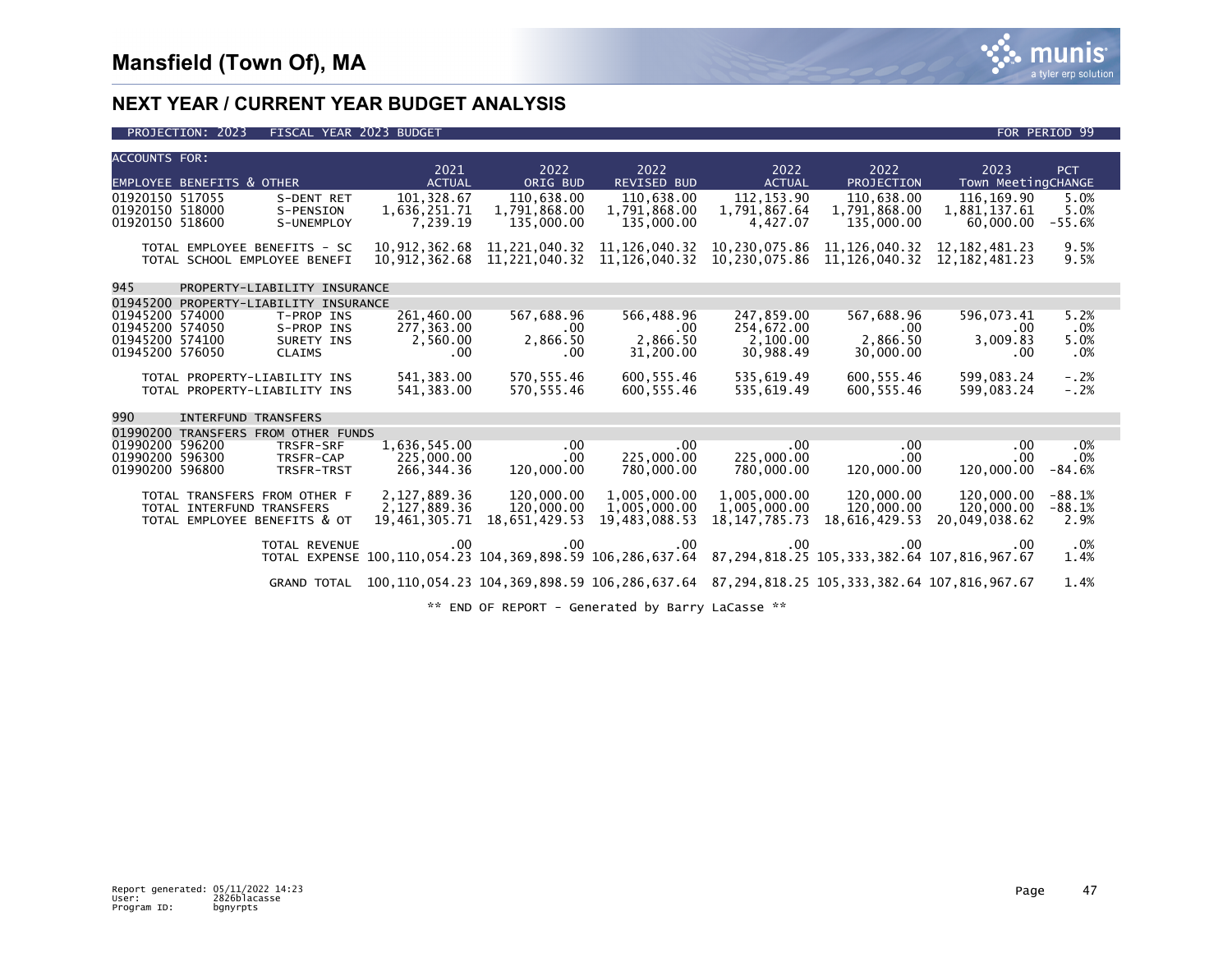# Mansfield (Town Of), MA

## NEXT YEAR / CURRENT YEAR BUDGET ANALYSIS

PROJECTION: 2023 FISCAL YEAR 2023 BUDGET FOR PERIOD 99

| ACCOUNTS FOR: EMPLOYEE BENEFITS & OTHER | | 2021 ACTUAL | 2022 ORIG BUD | 2022 REVISED BUD | 2022 ACTUAL | 2022 PROJECTION | 2023 Town Meeting | PCT CHANGE |
|---|---|---|---|---|---|---|---|---|
| 01920150 517055 | S-DENT RET | 101,328.67 | 110,638.00 | 110,638.00 | 112,153.90 | 110,638.00 | 116,169.90 | 5.0% |
| 01920150 518000 | S-PENSION | 1,636,251.71 | 1,791,868.00 | 1,791,868.00 | 1,791,867.64 | 1,791,868.00 | 1,881,137.61 | 5.0% |
| 01920150 518600 | S-UNEMPLOY | 7,239.19 | 135,000.00 | 135,000.00 | 4,427.07 | 135,000.00 | 60,000.00 | -55.6% |
| TOTAL EMPLOYEE BENEFITS - SC | | 10,912,362.68 | 11,221,040.32 | 11,126,040.32 | 10,230,075.86 | 11,126,040.32 | 12,182,481.23 | 9.5% |
| TOTAL SCHOOL EMPLOYEE BENEFI | | 10,912,362.68 | 11,221,040.32 | 11,126,040.32 | 10,230,075.86 | 11,126,040.32 | 12,182,481.23 | 9.5% |
| 945 PROPERTY-LIABILITY INSURANCE | | | | | | | | |
| 01945200 PROPERTY-LIABILITY INSURANCE | | | | | | | | |
| 01945200 574000 | T-PROP INS | 261,460.00 | 567,688.96 | 566,488.96 | 247,859.00 | 567,688.96 | 596,073.41 | 5.2% |
| 01945200 574050 | S-PROP INS | 277,363.00 | .00 | .00 | 254,672.00 | .00 | .00 | .0% |
| 01945200 574100 | SURETY INS | 2,560.00 | 2,866.50 | 2,866.50 | 2,100.00 | 2,866.50 | 3,009.83 | 5.0% |
| 01945200 576050 | CLAIMS | .00 | .00 | 31,200.00 | 30,988.49 | 30,000.00 | .00 | .0% |
| TOTAL PROPERTY-LIABILITY INS | | 541,383.00 | 570,555.46 | 600,555.46 | 535,619.49 | 600,555.46 | 599,083.24 | -.2% |
| TOTAL PROPERTY-LIABILITY INS | | 541,383.00 | 570,555.46 | 600,555.46 | 535,619.49 | 600,555.46 | 599,083.24 | -.2% |
| 990 INTERFUND TRANSFERS | | | | | | | | |
| 01990200 TRANSFERS FROM OTHER FUNDS | | | | | | | | |
| 01990200 596200 | TRSFR-SRF | 1,636,545.00 | .00 | .00 | .00 | .00 | .00 | .0% |
| 01990200 596300 | TRSFR-CAP | 225,000.00 | .00 | 225,000.00 | 225,000.00 | .00 | .00 | .0% |
| 01990200 596800 | TRSFR-TRST | 266,344.36 | 120,000.00 | 780,000.00 | 780,000.00 | 120,000.00 | 120,000.00 | -84.6% |
| TOTAL TRANSFERS FROM OTHER F | | 2,127,889.36 | 120,000.00 | 1,005,000.00 | 1,005,000.00 | 120,000.00 | 120,000.00 | -88.1% |
| TOTAL INTERFUND TRANSFERS | | 2,127,889.36 | 120,000.00 | 1,005,000.00 | 1,005,000.00 | 120,000.00 | 120,000.00 | -88.1% |
| TOTAL EMPLOYEE BENEFITS & OT | | 19,461,305.71 | 18,651,429.53 | 19,483,088.53 | 18,147,785.73 | 18,616,429.53 | 20,049,038.62 | 2.9% |
| | TOTAL REVENUE | .00 | .00 | .00 | .00 | .00 | .00 | .0% |
| | TOTAL EXPENSE | 100,110,054.23 | 104,369,898.59 | 106,286,637.64 | 87,294,818.25 | 105,333,382.64 | 107,816,967.67 | 1.4% |
| | GRAND TOTAL | 100,110,054.23 | 104,369,898.59 | 106,286,637.64 | 87,294,818.25 | 105,333,382.64 | 107,816,967.67 | 1.4% |

** END OF REPORT - Generated by Barry LaCasse **

Report generated: 05/11/2022 14:23
User: 2826blacasse
Program ID: bgnyrpts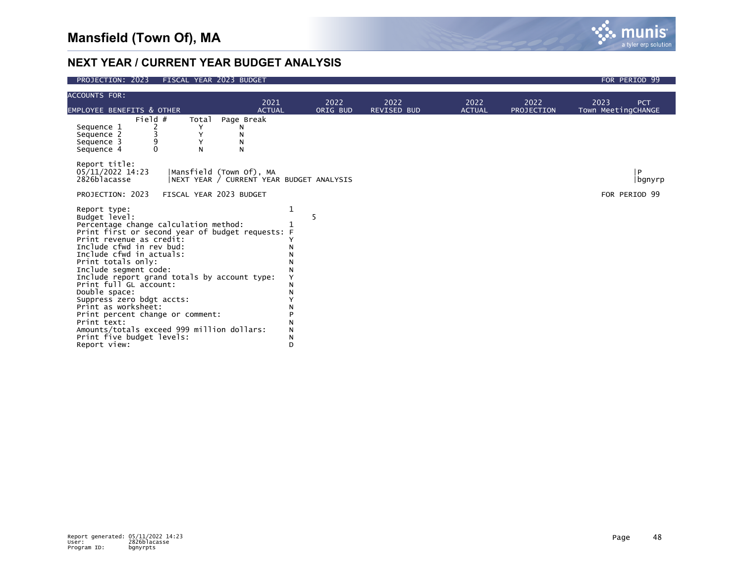# Mansfield (Town Of), MA

## NEXT YEAR / CURRENT YEAR BUDGET ANALYSIS

PROJECTION: 2023 FISCAL YEAR 2023 BUDGET FOR PERIOD 99

| ACCOUNTS FOR: EMPLOYEE BENEFITS & OTHER | 2021 ACTUAL | 2022 ORIG BUD | 2022 REVISED BUD | 2022 ACTUAL | 2022 PROJECTION | 2023 Town Meeting | PCT CHANGE |
|---|---|---|---|---|---|---|---|

| | Field # | Total | Page Break |
|---|---|---|---|
| Sequence 1 | 2 | Y | N |
| Sequence 2 | 3 | Y | N |
| Sequence 3 | 9 | Y | N |
| Sequence 4 | 0 | N | N |

Report title:
05/11/2022 14:23 |Mansfield (Town Of), MA |P
2826blacasse |NEXT YEAR / CURRENT YEAR BUDGET ANALYSIS |bgnyrp

PROJECTION: 2023 FISCAL YEAR 2023 BUDGET FOR PERIOD 99

| | |
|---|---|
| Report type: | 1 |
| Budget level: | 5 |
| Percentage change calculation method: | 1 |
| Print first or second year of budget requests: | F |
| Print revenue as credit: | Y |
| Include cfwd in rev bud: | N |
| Include cfwd in actuals: | N |
| Print totals only: | N |
| Include segment code: | N |
| Include report grand totals by account type: | Y |
| Print full GL account: | N |
| Double space: | N |
| Suppress zero bdgt accts: | Y |
| Print as worksheet: | N |
| Print percent change or comment: | P |
| Print text: | N |
| Amounts/totals exceed 999 million dollars: | N |
| Print five budget levels: | N |
| Report view: | D |

Report generated: 05/11/2022 14:23
User: 2826blacasse
Program ID: bgnyrpts